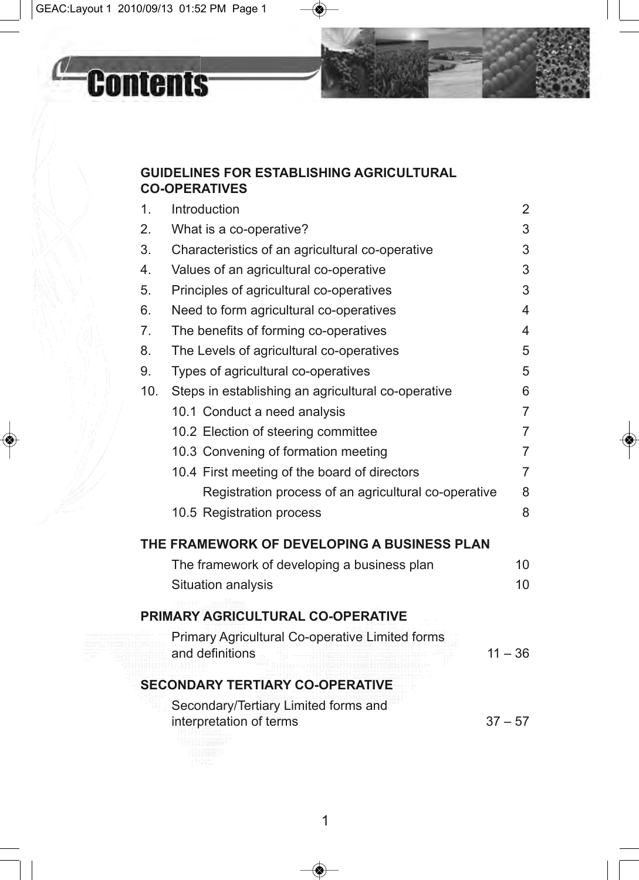# Contents

## GUIDELINES FOR ESTABLISHING AGRICULTURAL CO-OPERATIVES

| | | |
|---|---|---|
| 1. | Introduction | 2 |
| 2. | What is a co-operative? | 3 |
| 3. | Characteristics of an agricultural co-operative | 3 |
| 4. | Values of an agricultural co-operative | 3 |
| 5. | Principles of agricultural co-operatives | 3 |
| 6. | Need to form agricultural co-operatives | 4 |
| 7. | The benefits of forming co-operatives | 4 |
| 8. | The Levels of agricultural co-operatives | 5 |
| 9. | Types of agricultural co-operatives | 5 |
| 10. | Steps in establishing an agricultural co-operative | 6 |
| | 10.1 Conduct a need analysis | 7 |
| | 10.2 Election of steering committee | 7 |
| | 10.3 Convening of formation meeting | 7 |
| | 10.4 First meeting of the board of directors | 7 |
| | Registration process of an agricultural co-operative | 8 |
| | 10.5 Registration process | 8 |

## THE FRAMEWORK OF DEVELOPING A BUSINESS PLAN

| | |
|---|---|
| The framework of developing a business plan | 10 |
| Situation analysis | 10 |

## PRIMARY AGRICULTURAL CO-OPERATIVE

| | |
|---|---|
| Primary Agricultural Co-operative Limited forms and definitions | 11 – 36 |

## SECONDARY TERTIARY CO-OPERATIVE

| | |
|---|---|
| Secondary/Tertiary Limited forms and interpretation of terms | 37 – 57 |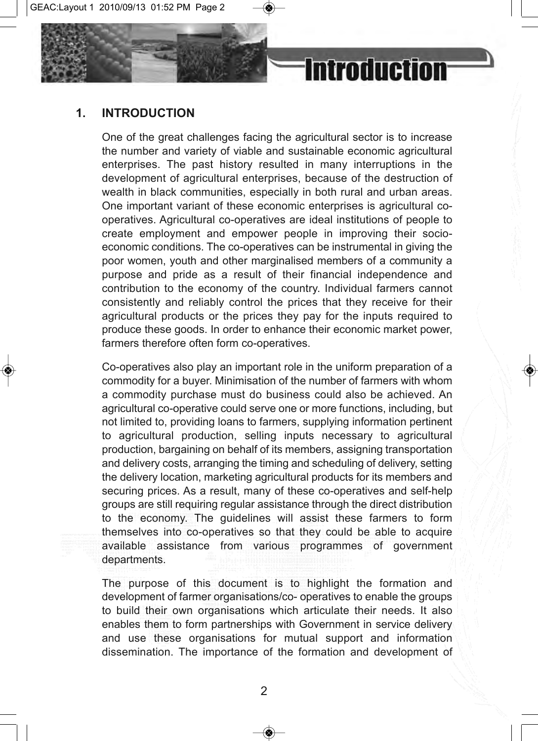## 1. INTRODUCTION

One of the great challenges facing the agricultural sector is to increase the number and variety of viable and sustainable economic agricultural enterprises. The past history resulted in many interruptions in the development of agricultural enterprises, because of the destruction of wealth in black communities, especially in both rural and urban areas. One important variant of these economic enterprises is agricultural co-operatives. Agricultural co-operatives are ideal institutions of people to create employment and empower people in improving their socio-economic conditions. The co-operatives can be instrumental in giving the poor women, youth and other marginalised members of a community a purpose and pride as a result of their financial independence and contribution to the economy of the country. Individual farmers cannot consistently and reliably control the prices that they receive for their agricultural products or the prices they pay for the inputs required to produce these goods. In order to enhance their economic market power, farmers therefore often form co-operatives.

Co-operatives also play an important role in the uniform preparation of a commodity for a buyer. Minimisation of the number of farmers with whom a commodity purchase must do business could also be achieved. An agricultural co-operative could serve one or more functions, including, but not limited to, providing loans to farmers, supplying information pertinent to agricultural production, selling inputs necessary to agricultural production, bargaining on behalf of its members, assigning transportation and delivery costs, arranging the timing and scheduling of delivery, setting the delivery location, marketing agricultural products for its members and securing prices. As a result, many of these co-operatives and self-help groups are still requiring regular assistance through the direct distribution to the economy. The guidelines will assist these farmers to form themselves into co-operatives so that they could be able to acquire available assistance from various programmes of government departments.

The purpose of this document is to highlight the formation and development of farmer organisations/co- operatives to enable the groups to build their own organisations which articulate their needs. It also enables them to form partnerships with Government in service delivery and use these organisations for mutual support and information dissemination. The importance of the formation and development of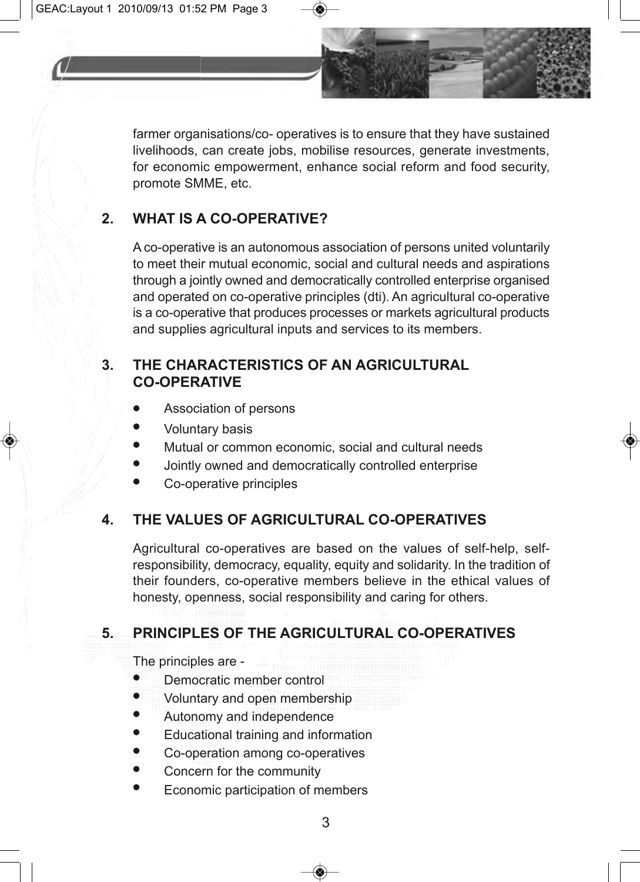farmer organisations/co- operatives is to ensure that they have sustained livelihoods, can create jobs, mobilise resources, generate investments, for economic empowerment, enhance social reform and food security, promote SMME, etc.

## 2. WHAT IS A CO-OPERATIVE?

A co-operative is an autonomous association of persons united voluntarily to meet their mutual economic, social and cultural needs and aspirations through a jointly owned and democratically controlled enterprise organised and operated on co-operative principles (dti). An agricultural co-operative is a co-operative that produces processes or markets agricultural products and supplies agricultural inputs and services to its members.

## 3. THE CHARACTERISTICS OF AN AGRICULTURAL CO-OPERATIVE

- Association of persons
- Voluntary basis
- Mutual or common economic, social and cultural needs
- Jointly owned and democratically controlled enterprise
- Co-operative principles

## 4. THE VALUES OF AGRICULTURAL CO-OPERATIVES

Agricultural co-operatives are based on the values of self-help, self-responsibility, democracy, equality, equity and solidarity. In the tradition of their founders, co-operative members believe in the ethical values of honesty, openness, social responsibility and caring for others.

## 5. PRINCIPLES OF THE AGRICULTURAL CO-OPERATIVES

The principles are -

- Democratic member control
- Voluntary and open membership
- Autonomy and independence
- Educational training and information
- Co-operation among co-operatives
- Concern for the community
- Economic participation of members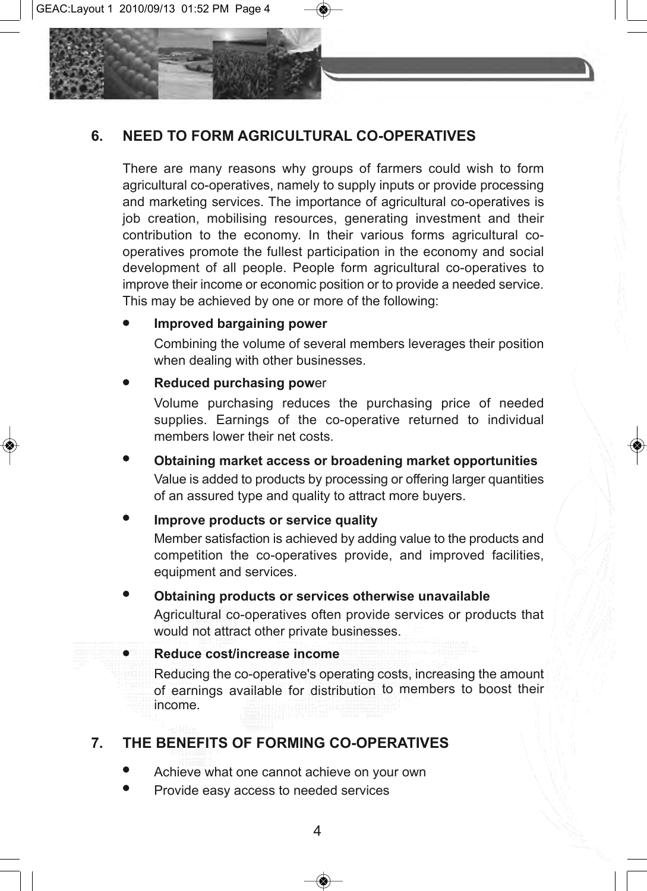## 6. NEED TO FORM AGRICULTURAL CO-OPERATIVES

There are many reasons why groups of farmers could wish to form agricultural co-operatives, namely to supply inputs or provide processing and marketing services. The importance of agricultural co-operatives is job creation, mobilising resources, generating investment and their contribution to the economy. In their various forms agricultural co-operatives promote the fullest participation in the economy and social development of all people. People form agricultural co-operatives to improve their income or economic position or to provide a needed service. This may be achieved by one or more of the following:

- **Improved bargaining power**

  Combining the volume of several members leverages their position when dealing with other businesses.

- **Reduced purchasing power**

  Volume purchasing reduces the purchasing price of needed supplies. Earnings of the co-operative returned to individual members lower their net costs.

- **Obtaining market access or broadening market opportunities**

  Value is added to products by processing or offering larger quantities of an assured type and quality to attract more buyers.

- **Improve products or service quality**

  Member satisfaction is achieved by adding value to the products and competition the co-operatives provide, and improved facilities, equipment and services.

- **Obtaining products or services otherwise unavailable**

  Agricultural co-operatives often provide services or products that would not attract other private businesses.

- **Reduce cost/increase income**

  Reducing the co-operative's operating costs, increasing the amount of earnings available for distribution to members to boost their income.

## 7. THE BENEFITS OF FORMING CO-OPERATIVES

- Achieve what one cannot achieve on your own
- Provide easy access to needed services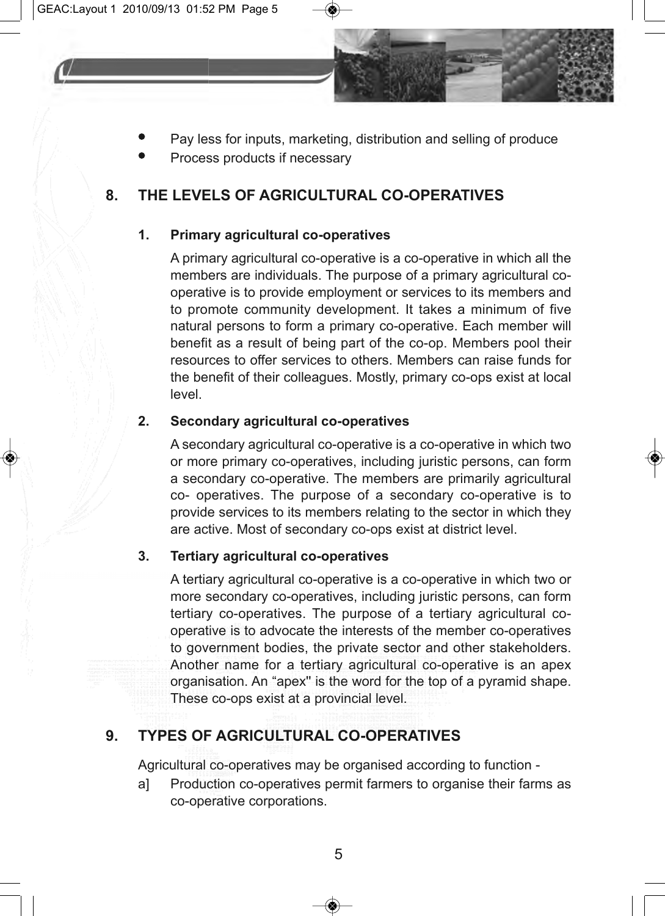- Pay less for inputs, marketing, distribution and selling of produce
- Process products if necessary

## 8. THE LEVELS OF AGRICULTURAL CO-OPERATIVES

### 1. Primary agricultural co-operatives

A primary agricultural co-operative is a co-operative in which all the members are individuals. The purpose of a primary agricultural co-operative is to provide employment or services to its members and to promote community development. It takes a minimum of five natural persons to form a primary co-operative. Each member will benefit as a result of being part of the co-op. Members pool their resources to offer services to others. Members can raise funds for the benefit of their colleagues. Mostly, primary co-ops exist at local level.

### 2. Secondary agricultural co-operatives

A secondary agricultural co-operative is a co-operative in which two or more primary co-operatives, including juristic persons, can form a secondary co-operative. The members are primarily agricultural co- operatives. The purpose of a secondary co-operative is to provide services to its members relating to the sector in which they are active. Most of secondary co-ops exist at district level.

### 3. Tertiary agricultural co-operatives

A tertiary agricultural co-operative is a co-operative in which two or more secondary co-operatives, including juristic persons, can form tertiary co-operatives. The purpose of a tertiary agricultural co-operative is to advocate the interests of the member co-operatives to government bodies, the private sector and other stakeholders. Another name for a tertiary agricultural co-operative is an apex organisation. An "apex" is the word for the top of a pyramid shape. These co-ops exist at a provincial level.

## 9. TYPES OF AGRICULTURAL CO-OPERATIVES

Agricultural co-operatives may be organised according to function -

a] Production co-operatives permit farmers to organise their farms as co-operative corporations.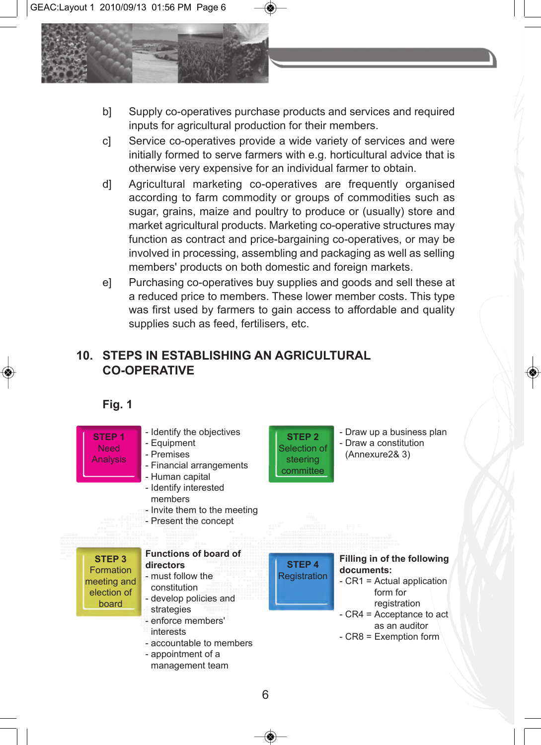b] Supply co-operatives purchase products and services and required inputs for agricultural production for their members.

c] Service co-operatives provide a wide variety of services and were initially formed to serve farmers with e.g. horticultural advice that is otherwise very expensive for an individual farmer to obtain.

d] Agricultural marketing co-operatives are frequently organised according to farm commodity or groups of commodities such as sugar, grains, maize and poultry to produce or (usually) store and market agricultural products. Marketing co-operative structures may function as contract and price-bargaining co-operatives, or may be involved in processing, assembling and packaging as well as selling members' products on both domestic and foreign markets.

e] Purchasing co-operatives buy supplies and goods and sell these at a reduced price to members. These lower member costs. This type was first used by farmers to gain access to affordable and quality supplies such as feed, fertilisers, etc.

## 10. STEPS IN ESTABLISHING AN AGRICULTURAL CO-OPERATIVE

**Fig. 1**

**STEP 1** Need Analysis

- Identify the objectives
- Equipment
- Premises
- Financial arrangements
- Human capital
- Identify interested members
- Invite them to the meeting
- Present the concept

**STEP 2** Selection of steering committee

- Draw up a business plan
- Draw a constitution (Annexure2& 3)

**STEP 3** Formation meeting and election of board

**Functions of board of directors**

- must follow the constitution
- develop policies and strategies
- enforce members' interests
- accountable to members
- appointment of a management team

**STEP 4** Registration

**Filling in of the following documents:**

- CR1 = Actual application form for registration
- CR4 = Acceptance to act as an auditor
- CR8 = Exemption form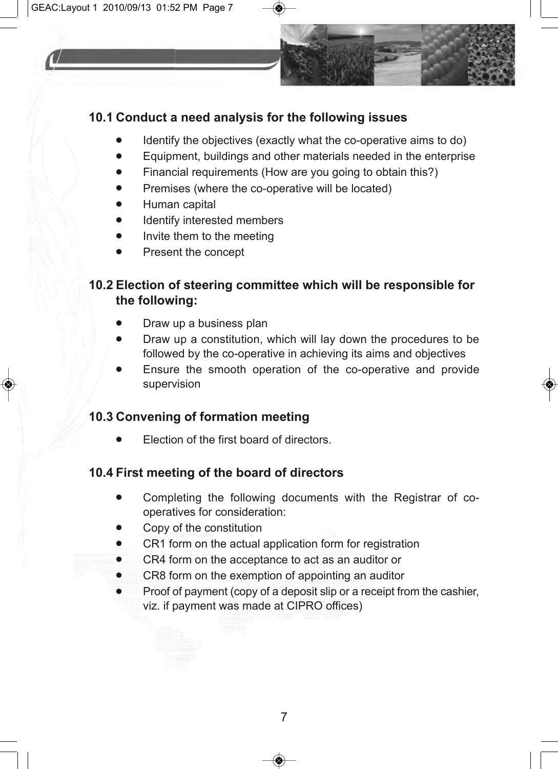### 10.1 Conduct a need analysis for the following issues

- Identify the objectives (exactly what the co-operative aims to do)
- Equipment, buildings and other materials needed in the enterprise
- Financial requirements (How are you going to obtain this?)
- Premises (where the co-operative will be located)
- Human capital
- Identify interested members
- Invite them to the meeting
- Present the concept

### 10.2 Election of steering committee which will be responsible for the following:

- Draw up a business plan
- Draw up a constitution, which will lay down the procedures to be followed by the co-operative in achieving its aims and objectives
- Ensure the smooth operation of the co-operative and provide supervision

### 10.3 Convening of formation meeting

- Election of the first board of directors.

### 10.4 First meeting of the board of directors

- Completing the following documents with the Registrar of co-operatives for consideration:
- Copy of the constitution
- CR1 form on the actual application form for registration
- CR4 form on the acceptance to act as an auditor or
- CR8 form on the exemption of appointing an auditor
- Proof of payment (copy of a deposit slip or a receipt from the cashier, viz. if payment was made at CIPRO offices)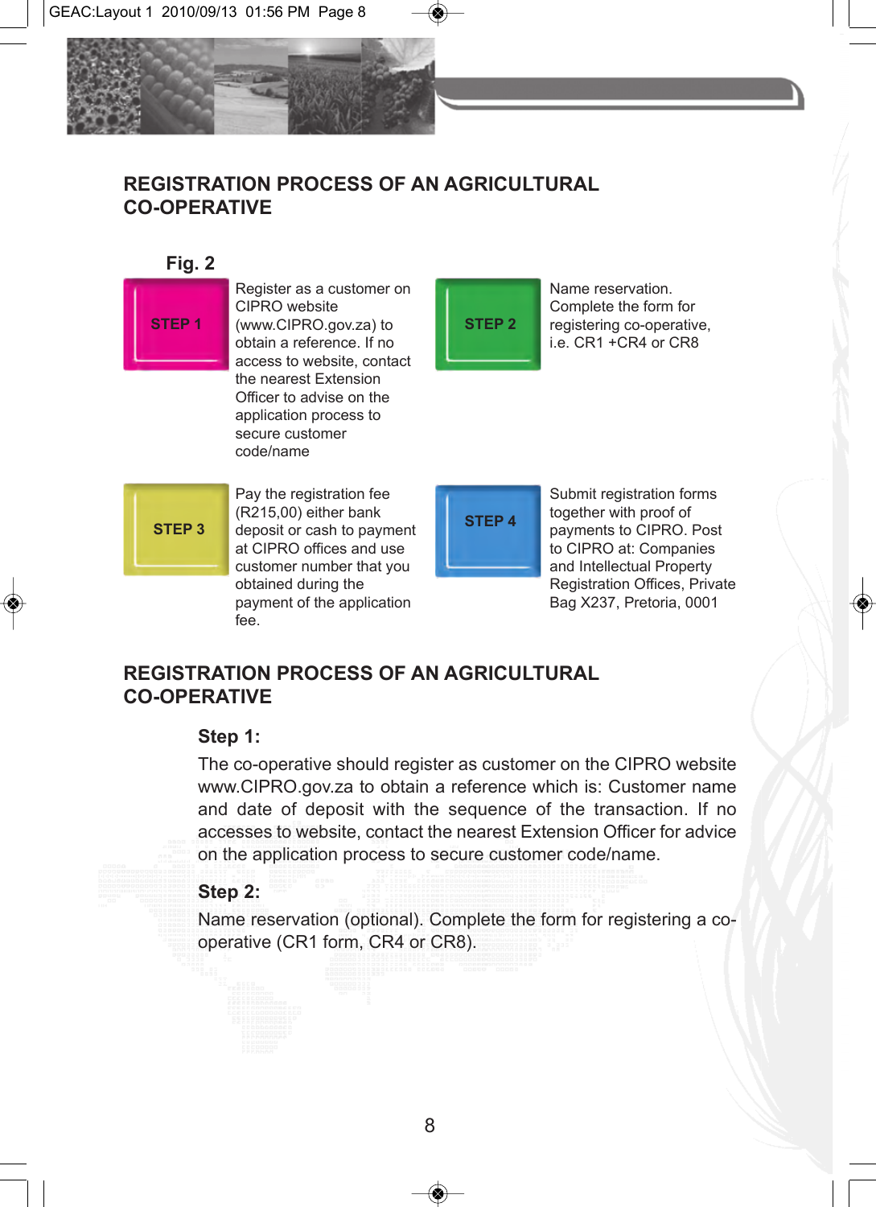## REGISTRATION PROCESS OF AN AGRICULTURAL CO-OPERATIVE

**Fig. 2**

**STEP 1**

Register as a customer on CIPRO website (www.CIPRO.gov.za) to obtain a reference. If no access to website, contact the nearest Extension Officer to advise on the application process to secure customer code/name

**STEP 2**

Name reservation. Complete the form for registering co-operative, i.e. CR1 +CR4 or CR8

**STEP 3**

Pay the registration fee (R215,00) either bank deposit or cash to payment at CIPRO offices and use customer number that you obtained during the payment of the application fee.

**STEP 4**

Submit registration forms together with proof of payments to CIPRO. Post to CIPRO at: Companies and Intellectual Property Registration Offices, Private Bag X237, Pretoria, 0001

## REGISTRATION PROCESS OF AN AGRICULTURAL CO-OPERATIVE

**Step 1:**

The co-operative should register as customer on the CIPRO website www.CIPRO.gov.za to obtain a reference which is: Customer name and date of deposit with the sequence of the transaction. If no accesses to website, contact the nearest Extension Officer for advice on the application process to secure customer code/name.

**Step 2:**

Name reservation (optional). Complete the form for registering a co-operative (CR1 form, CR4 or CR8).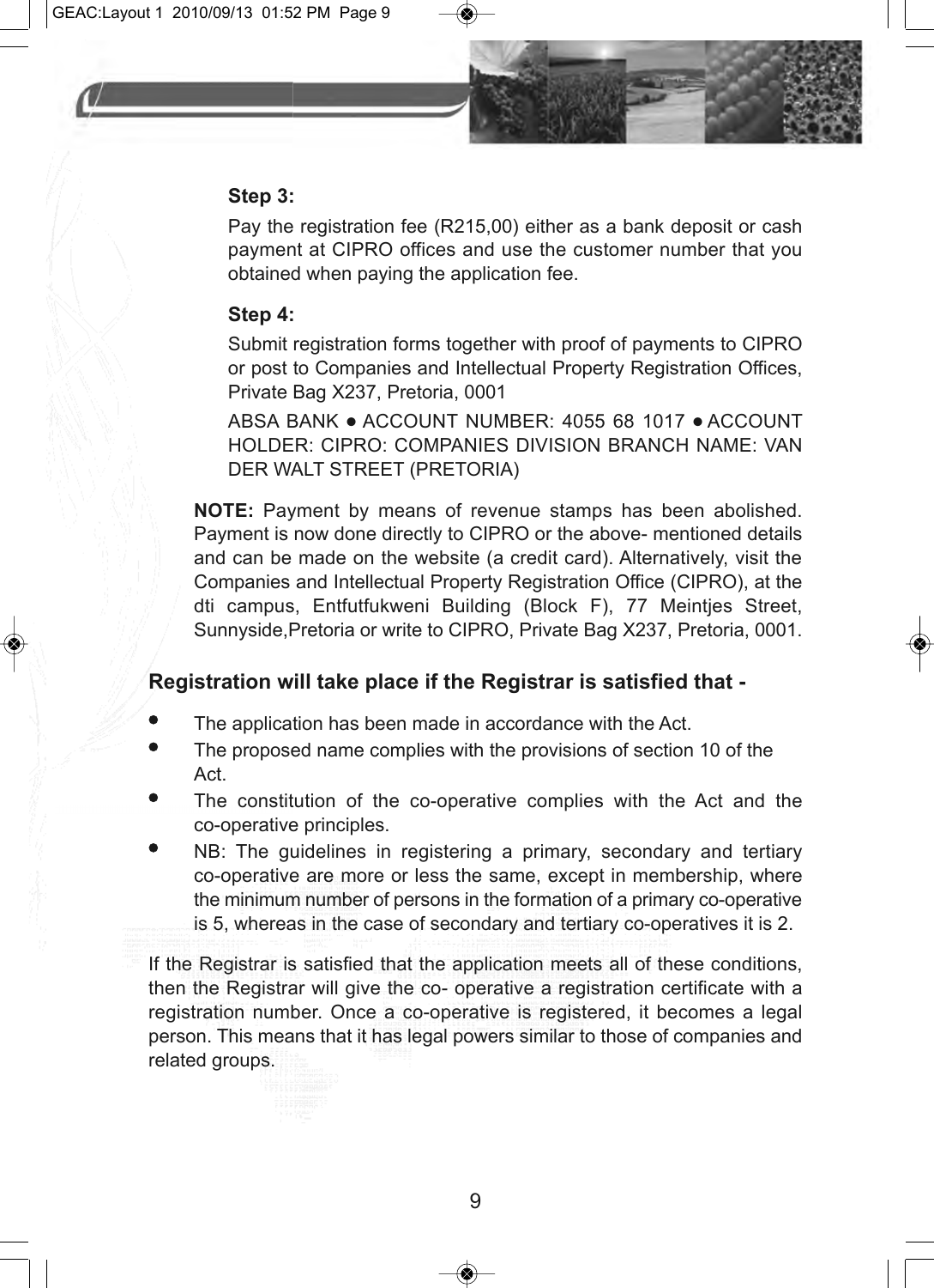**Step 3:**

Pay the registration fee (R215,00) either as a bank deposit or cash payment at CIPRO offices and use the customer number that you obtained when paying the application fee.

**Step 4:**

Submit registration forms together with proof of payments to CIPRO or post to Companies and Intellectual Property Registration Offices, Private Bag X237, Pretoria, 0001

ABSA BANK ● ACCOUNT NUMBER: 4055 68 1017 ● ACCOUNT HOLDER: CIPRO: COMPANIES DIVISION BRANCH NAME: VAN DER WALT STREET (PRETORIA)

**NOTE:** Payment by means of revenue stamps has been abolished. Payment is now done directly to CIPRO or the above- mentioned details and can be made on the website (a credit card). Alternatively, visit the Companies and Intellectual Property Registration Office (CIPRO), at the dti campus, Entfutfukweni Building (Block F), 77 Meintjes Street, Sunnyside,Pretoria or write to CIPRO, Private Bag X237, Pretoria, 0001.

**Registration will take place if the Registrar is satisfied that -**

- The application has been made in accordance with the Act.
- The proposed name complies with the provisions of section 10 of the Act.
- The constitution of the co-operative complies with the Act and the co-operative principles.
- NB: The guidelines in registering a primary, secondary and tertiary co-operative are more or less the same, except in membership, where the minimum number of persons in the formation of a primary co-operative is 5, whereas in the case of secondary and tertiary co-operatives it is 2.

If the Registrar is satisfied that the application meets all of these conditions, then the Registrar will give the co- operative a registration certificate with a registration number. Once a co-operative is registered, it becomes a legal person. This means that it has legal powers similar to those of companies and related groups.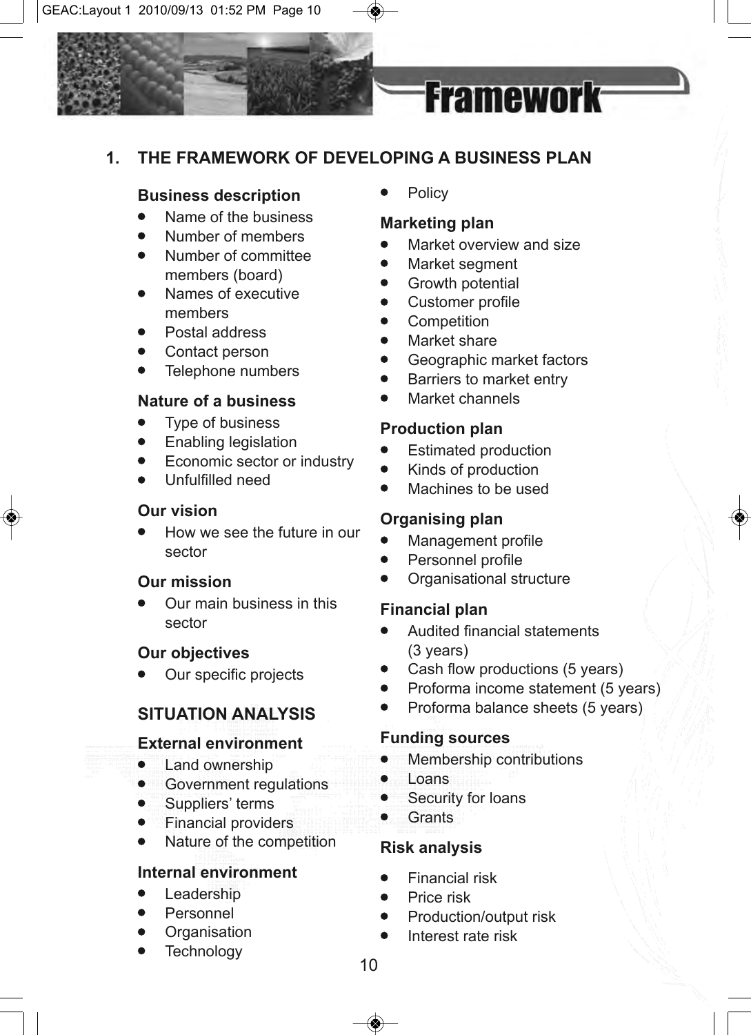# Framework

## 1. THE FRAMEWORK OF DEVELOPING A BUSINESS PLAN

### Business description

- Name of the business
- Number of members
- Number of committee members (board)
- Names of executive members
- Postal address
- Contact person
- Telephone numbers

### Nature of a business

- Type of business
- Enabling legislation
- Economic sector or industry
- Unfulfilled need

### Our vision

- How we see the future in our sector

### Our mission

- Our main business in this sector

### Our objectives

- Our specific projects

## SITUATION ANALYSIS

### External environment

- Land ownership
- Government regulations
- Suppliers' terms
- Financial providers
- Nature of the competition

### Internal environment

- Leadership
- Personnel
- Organisation
- Technology
- Policy

### Marketing plan

- Market overview and size
- Market segment
- Growth potential
- Customer profile
- Competition
- Market share
- Geographic market factors
- Barriers to market entry
- Market channels

### Production plan

- Estimated production
- Kinds of production
- Machines to be used

### Organising plan

- Management profile
- Personnel profile
- Organisational structure

### Financial plan

- Audited financial statements (3 years)
- Cash flow productions (5 years)
- Proforma income statement (5 years)
- Proforma balance sheets (5 years)

### Funding sources

- Membership contributions
- Loans
- Security for loans
- Grants

### Risk analysis

- Financial risk
- Price risk
- Production/output risk
- Interest rate risk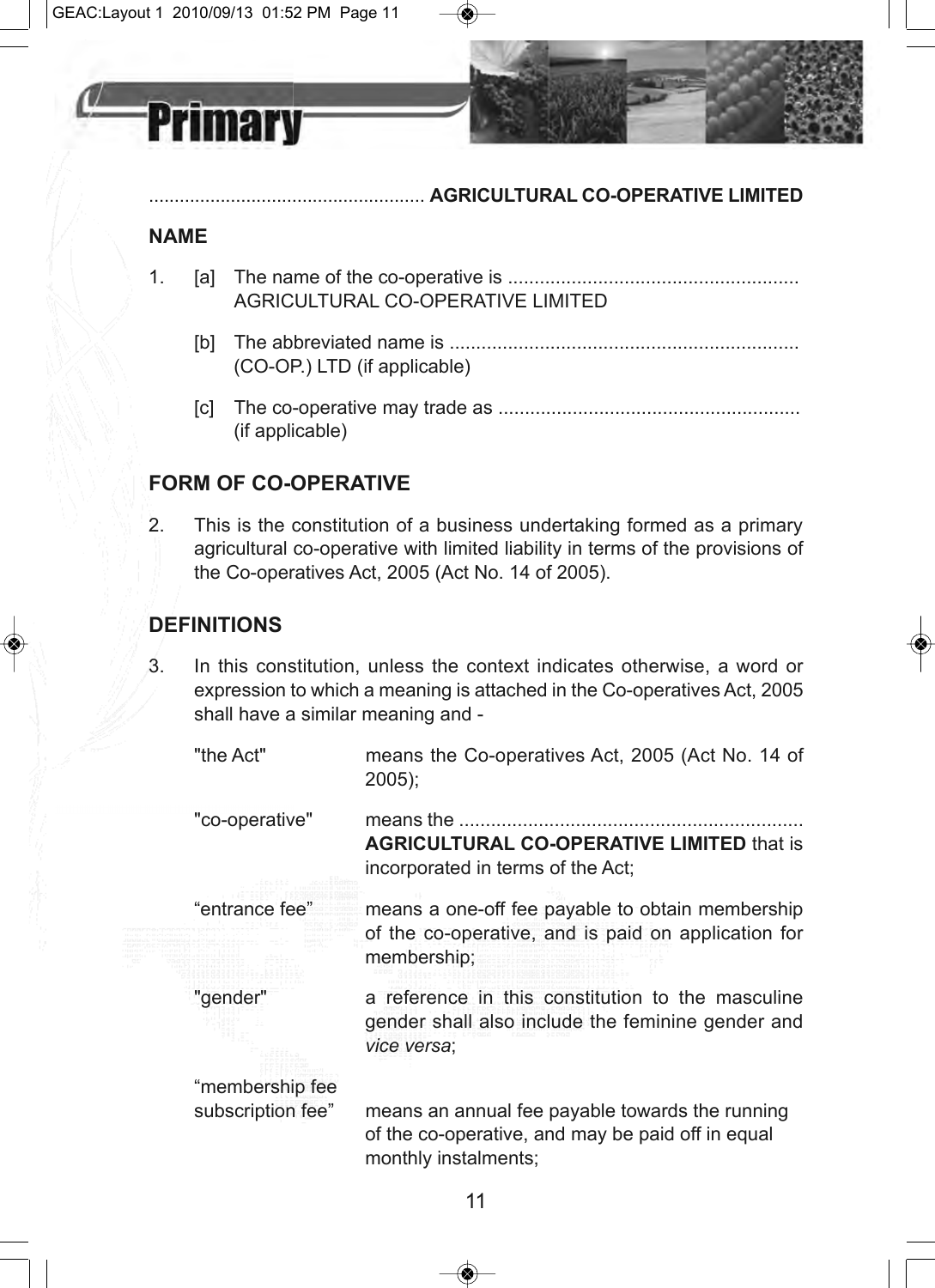**Primary**

..................................................... **AGRICULTURAL CO-OPERATIVE LIMITED**

## NAME

1. [a] The name of the co-operative is ...................................................... AGRICULTURAL CO-OPERATIVE LIMITED

   [b] The abbreviated name is ................................................................. (CO-OP.) LTD (if applicable)

   [c] The co-operative may trade as ......................................................... (if applicable)

## FORM OF CO-OPERATIVE

2. This is the constitution of a business undertaking formed as a primary agricultural co-operative with limited liability in terms of the provisions of the Co-operatives Act, 2005 (Act No. 14 of 2005).

## DEFINITIONS

3. In this constitution, unless the context indicates otherwise, a word or expression to which a meaning is attached in the Co-operatives Act, 2005 shall have a similar meaning and -

| | |
|---|---|
| "the Act" | means the Co-operatives Act, 2005 (Act No. 14 of 2005); |
| "co-operative" | means the ................................................................. **AGRICULTURAL CO-OPERATIVE LIMITED** that is incorporated in terms of the Act; |
| "entrance fee" | means a one-off fee payable to obtain membership of the co-operative, and is paid on application for membership; |
| "gender" | a reference in this constitution to the masculine gender shall also include the feminine gender and *vice versa*; |
| "membership fee subscription fee" | means an annual fee payable towards the running of the co-operative, and may be paid off in equal monthly instalments; |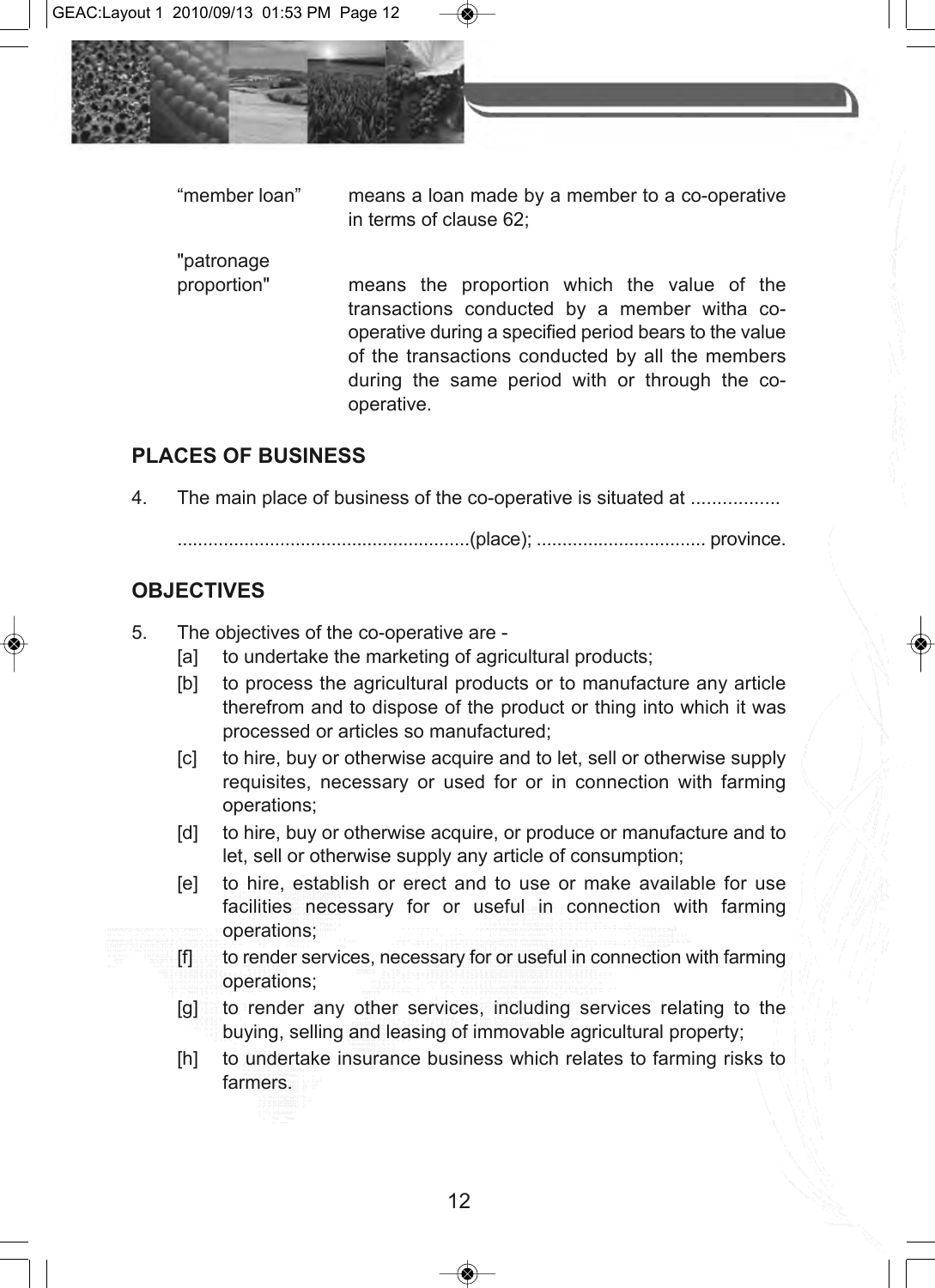"member loan" means a loan made by a member to a co-operative in terms of clause 62;

"patronage proportion" means the proportion which the value of the transactions conducted by a member witha co-operative during a specified period bears to the value of the transactions conducted by all the members during the same period with or through the co-operative.

## PLACES OF BUSINESS

4. The main place of business of the co-operative is situated at .................

   ........................................................(place); ................................ province.

## OBJECTIVES

5. The objectives of the co-operative are -

   [a] to undertake the marketing of agricultural products;

   [b] to process the agricultural products or to manufacture any article therefrom and to dispose of the product or thing into which it was processed or articles so manufactured;

   [c] to hire, buy or otherwise acquire and to let, sell or otherwise supply requisites, necessary or used for or in connection with farming operations;

   [d] to hire, buy or otherwise acquire, or produce or manufacture and to let, sell or otherwise supply any article of consumption;

   [e] to hire, establish or erect and to use or make available for use facilities necessary for or useful in connection with farming operations;

   [f] to render services, necessary for or useful in connection with farming operations;

   [g] to render any other services, including services relating to the buying, selling and leasing of immovable agricultural property;

   [h] to undertake insurance business which relates to farming risks to farmers.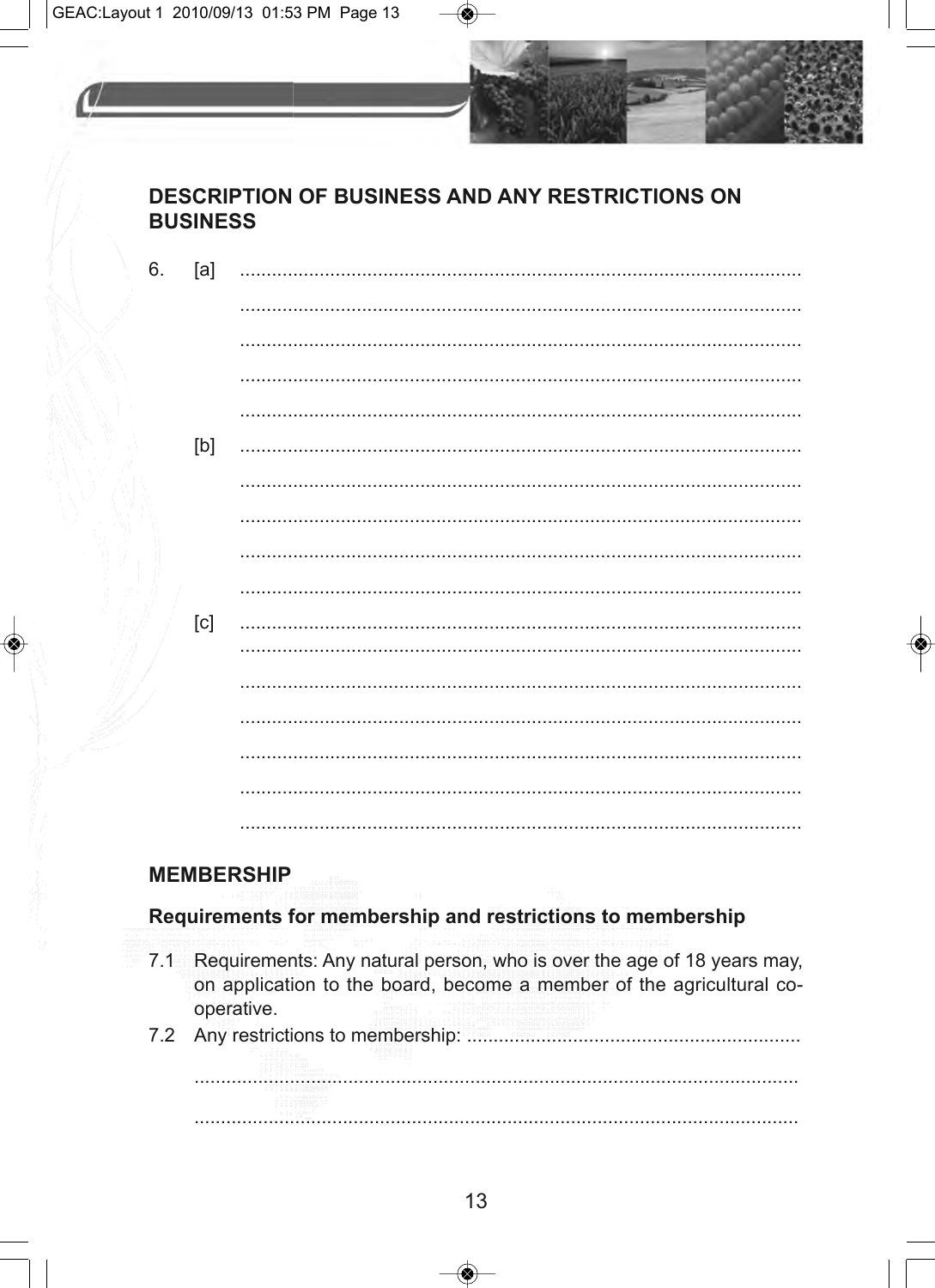## DESCRIPTION OF BUSINESS AND ANY RESTRICTIONS ON BUSINESS

6. [a] ..........................................................................................................
..........................................................................................................
..........................................................................................................
..........................................................................................................
..........................................................................................................

[b] ..........................................................................................................
..........................................................................................................
..........................................................................................................
..........................................................................................................
..........................................................................................................

[c] ..........................................................................................................
..........................................................................................................
..........................................................................................................
..........................................................................................................
..........................................................................................................
..........................................................................................................
..........................................................................................................

## MEMBERSHIP

### Requirements for membership and restrictions to membership

7.1 Requirements: Any natural person, who is over the age of 18 years may, on application to the board, become a member of the agricultural co-operative.

7.2 Any restrictions to membership: ..............................................................
..........................................................................................................
..........................................................................................................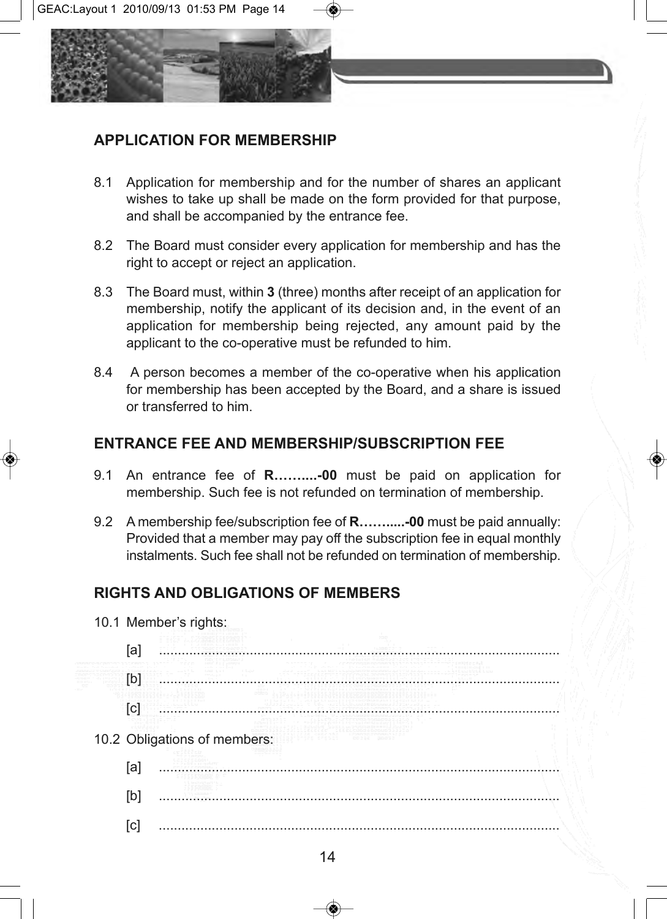## APPLICATION FOR MEMBERSHIP

8.1 Application for membership and for the number of shares an applicant wishes to take up shall be made on the form provided for that purpose, and shall be accompanied by the entrance fee.

8.2 The Board must consider every application for membership and has the right to accept or reject an application.

8.3 The Board must, within **3** (three) months after receipt of an application for membership, notify the applicant of its decision and, in the event of an application for membership being rejected, any amount paid by the applicant to the co-operative must be refunded to him.

8.4 A person becomes a member of the co-operative when his application for membership has been accepted by the Board, and a share is issued or transferred to him.

## ENTRANCE FEE AND MEMBERSHIP/SUBSCRIPTION FEE

9.1 An entrance fee of **R……....-00** must be paid on application for membership. Such fee is not refunded on termination of membership.

9.2 A membership fee/subscription fee of **R……....-00** must be paid annually: Provided that a member may pay off the subscription fee in equal monthly instalments. Such fee shall not be refunded on termination of membership.

## RIGHTS AND OBLIGATIONS OF MEMBERS

10.1 Member's rights:

[a] .........................................................................................................

[b] .........................................................................................................

[c] .........................................................................................................

10.2 Obligations of members:

[a] .........................................................................................................

[b] .........................................................................................................

[c] .........................................................................................................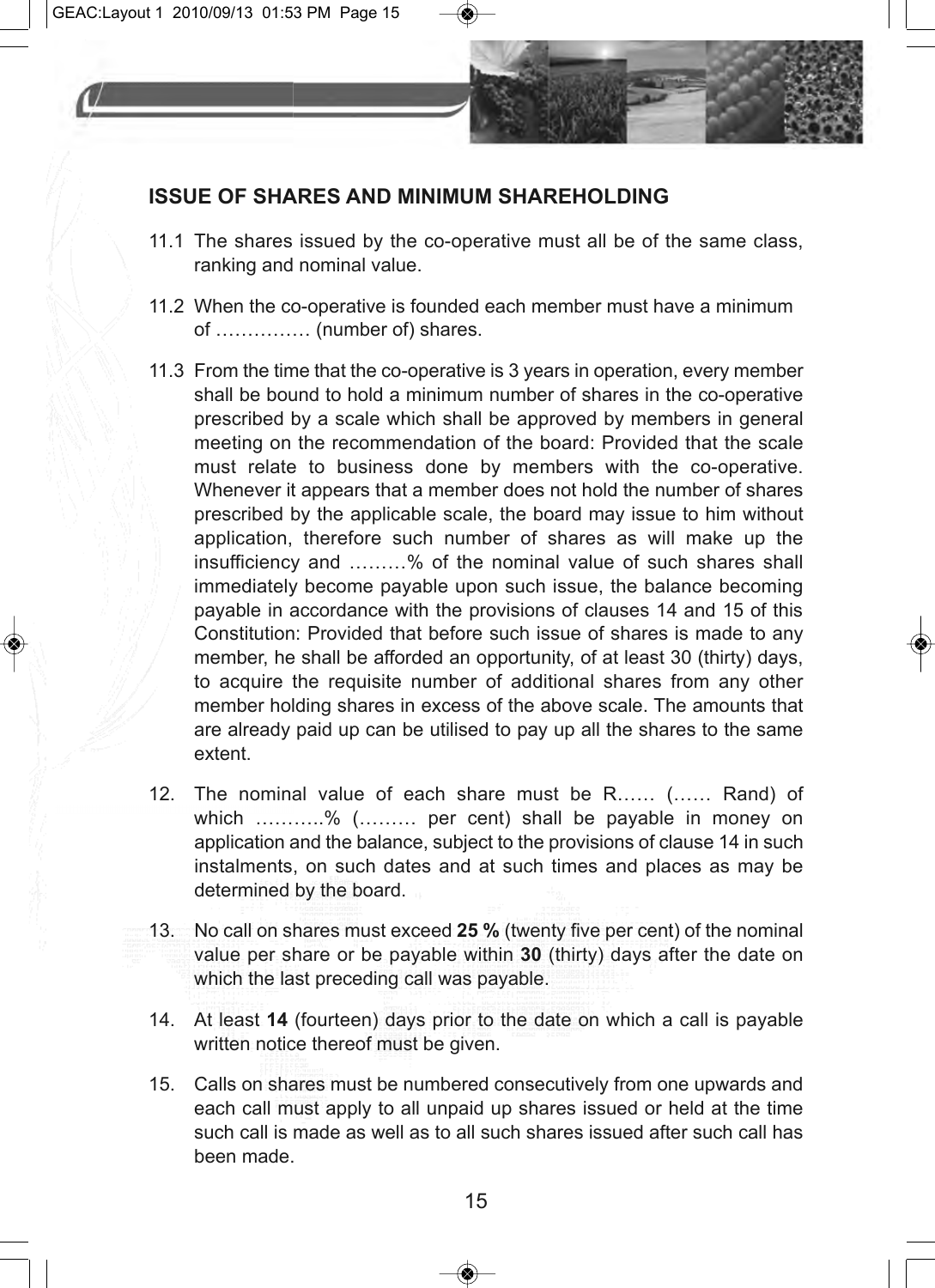## ISSUE OF SHARES AND MINIMUM SHAREHOLDING

11.1 The shares issued by the co-operative must all be of the same class, ranking and nominal value.

11.2 When the co-operative is founded each member must have a minimum of …………… (number of) shares.

11.3 From the time that the co-operative is 3 years in operation, every member shall be bound to hold a minimum number of shares in the co-operative prescribed by a scale which shall be approved by members in general meeting on the recommendation of the board: Provided that the scale must relate to business done by members with the co-operative. Whenever it appears that a member does not hold the number of shares prescribed by the applicable scale, the board may issue to him without application, therefore such number of shares as will make up the insufficiency and ………% of the nominal value of such shares shall immediately become payable upon such issue, the balance becoming payable in accordance with the provisions of clauses 14 and 15 of this Constitution: Provided that before such issue of shares is made to any member, he shall be afforded an opportunity, of at least 30 (thirty) days, to acquire the requisite number of additional shares from any other member holding shares in excess of the above scale. The amounts that are already paid up can be utilised to pay up all the shares to the same extent.

12. The nominal value of each share must be R…… (…… Rand) of which ………..% (……… per cent) shall be payable in money on application and the balance, subject to the provisions of clause 14 in such instalments, on such dates and at such times and places as may be determined by the board.

13. No call on shares must exceed **25 %** (twenty five per cent) of the nominal value per share or be payable within **30** (thirty) days after the date on which the last preceding call was payable.

14. At least **14** (fourteen) days prior to the date on which a call is payable written notice thereof must be given.

15. Calls on shares must be numbered consecutively from one upwards and each call must apply to all unpaid up shares issued or held at the time such call is made as well as to all such shares issued after such call has been made.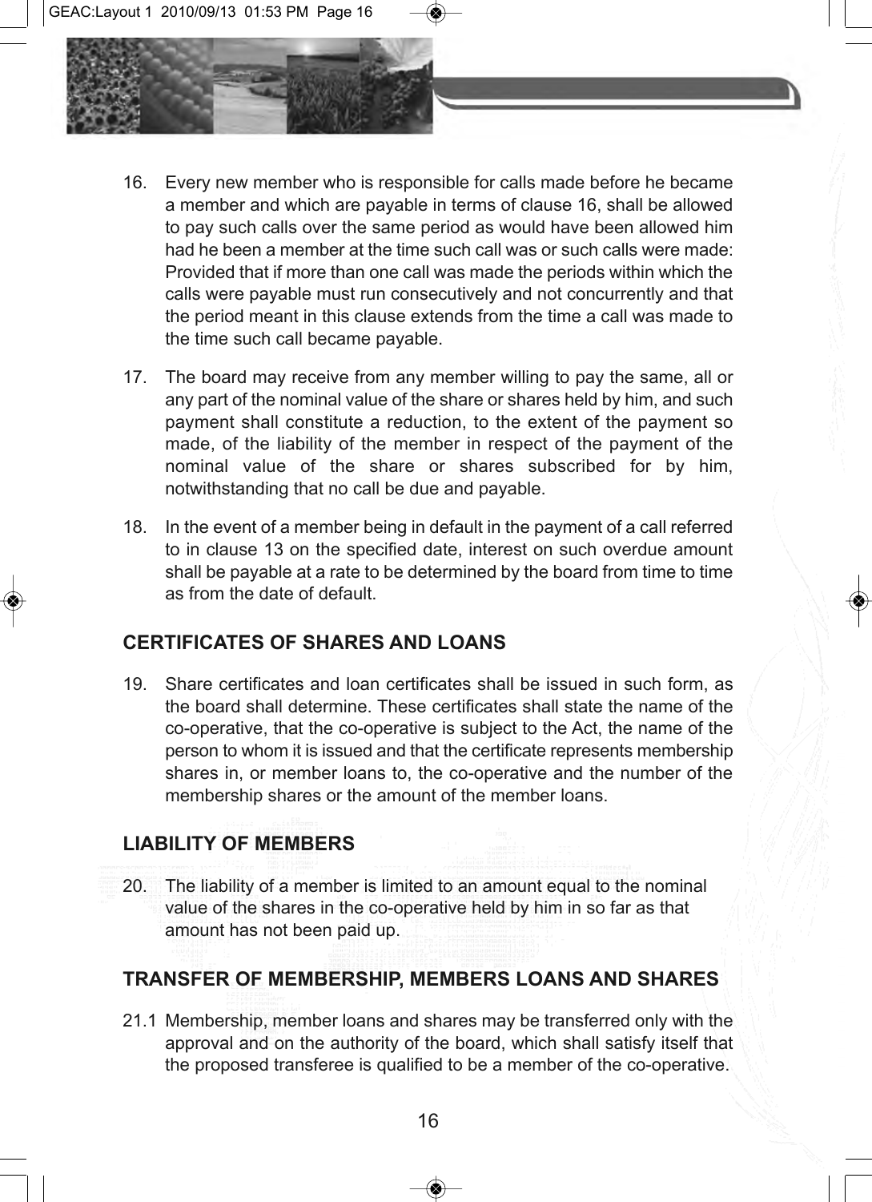16. Every new member who is responsible for calls made before he became a member and which are payable in terms of clause 16, shall be allowed to pay such calls over the same period as would have been allowed him had he been a member at the time such call was or such calls were made: Provided that if more than one call was made the periods within which the calls were payable must run consecutively and not concurrently and that the period meant in this clause extends from the time a call was made to the time such call became payable.

17. The board may receive from any member willing to pay the same, all or any part of the nominal value of the share or shares held by him, and such payment shall constitute a reduction, to the extent of the payment so made, of the liability of the member in respect of the payment of the nominal value of the share or shares subscribed for by him, notwithstanding that no call be due and payable.

18. In the event of a member being in default in the payment of a call referred to in clause 13 on the specified date, interest on such overdue amount shall be payable at a rate to be determined by the board from time to time as from the date of default.

## CERTIFICATES OF SHARES AND LOANS

19. Share certificates and loan certificates shall be issued in such form, as the board shall determine. These certificates shall state the name of the co-operative, that the co-operative is subject to the Act, the name of the person to whom it is issued and that the certificate represents membership shares in, or member loans to, the co-operative and the number of the membership shares or the amount of the member loans.

## LIABILITY OF MEMBERS

20. The liability of a member is limited to an amount equal to the nominal value of the shares in the co-operative held by him in so far as that amount has not been paid up.

## TRANSFER OF MEMBERSHIP, MEMBERS LOANS AND SHARES

21.1 Membership, member loans and shares may be transferred only with the approval and on the authority of the board, which shall satisfy itself that the proposed transferee is qualified to be a member of the co-operative.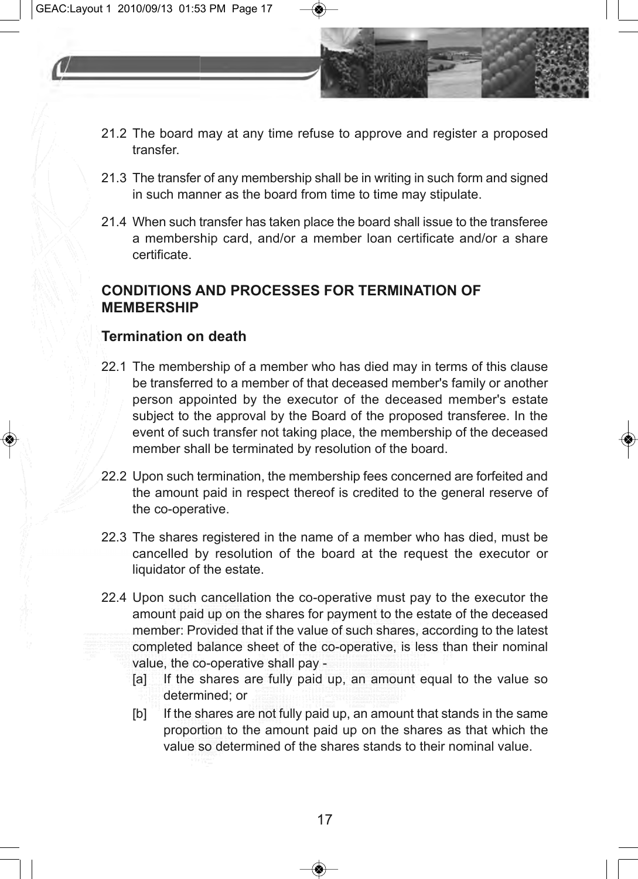21.2 The board may at any time refuse to approve and register a proposed transfer.

21.3 The transfer of any membership shall be in writing in such form and signed in such manner as the board from time to time may stipulate.

21.4 When such transfer has taken place the board shall issue to the transferee a membership card, and/or a member loan certificate and/or a share certificate.

## CONDITIONS AND PROCESSES FOR TERMINATION OF MEMBERSHIP

### Termination on death

22.1 The membership of a member who has died may in terms of this clause be transferred to a member of that deceased member's family or another person appointed by the executor of the deceased member's estate subject to the approval by the Board of the proposed transferee. In the event of such transfer not taking place, the membership of the deceased member shall be terminated by resolution of the board.

22.2 Upon such termination, the membership fees concerned are forfeited and the amount paid in respect thereof is credited to the general reserve of the co-operative.

22.3 The shares registered in the name of a member who has died, must be cancelled by resolution of the board at the request the executor or liquidator of the estate.

22.4 Upon such cancellation the co-operative must pay to the executor the amount paid up on the shares for payment to the estate of the deceased member: Provided that if the value of such shares, according to the latest completed balance sheet of the co-operative, is less than their nominal value, the co-operative shall pay -

[a] If the shares are fully paid up, an amount equal to the value so determined; or

[b] If the shares are not fully paid up, an amount that stands in the same proportion to the amount paid up on the shares as that which the value so determined of the shares stands to their nominal value.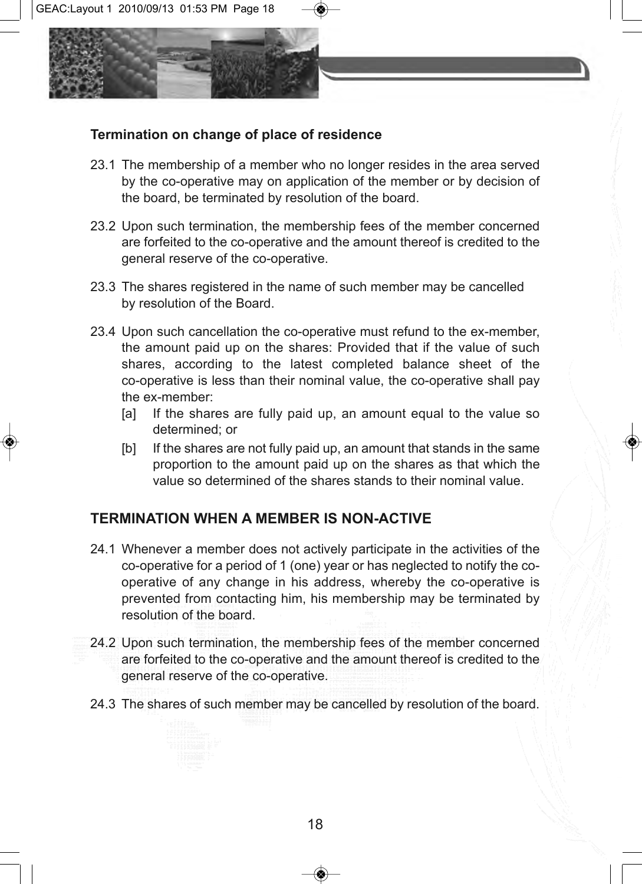### Termination on change of place of residence

23.1 The membership of a member who no longer resides in the area served by the co-operative may on application of the member or by decision of the board, be terminated by resolution of the board.

23.2 Upon such termination, the membership fees of the member concerned are forfeited to the co-operative and the amount thereof is credited to the general reserve of the co-operative.

23.3 The shares registered in the name of such member may be cancelled by resolution of the Board.

23.4 Upon such cancellation the co-operative must refund to the ex-member, the amount paid up on the shares: Provided that if the value of such shares, according to the latest completed balance sheet of the co-operative is less than their nominal value, the co-operative shall pay the ex-member:

[a] If the shares are fully paid up, an amount equal to the value so determined; or

[b] If the shares are not fully paid up, an amount that stands in the same proportion to the amount paid up on the shares as that which the value so determined of the shares stands to their nominal value.

## TERMINATION WHEN A MEMBER IS NON-ACTIVE

24.1 Whenever a member does not actively participate in the activities of the co-operative for a period of 1 (one) year or has neglected to notify the co-operative of any change in his address, whereby the co-operative is prevented from contacting him, his membership may be terminated by resolution of the board.

24.2 Upon such termination, the membership fees of the member concerned are forfeited to the co-operative and the amount thereof is credited to the general reserve of the co-operative.

24.3 The shares of such member may be cancelled by resolution of the board.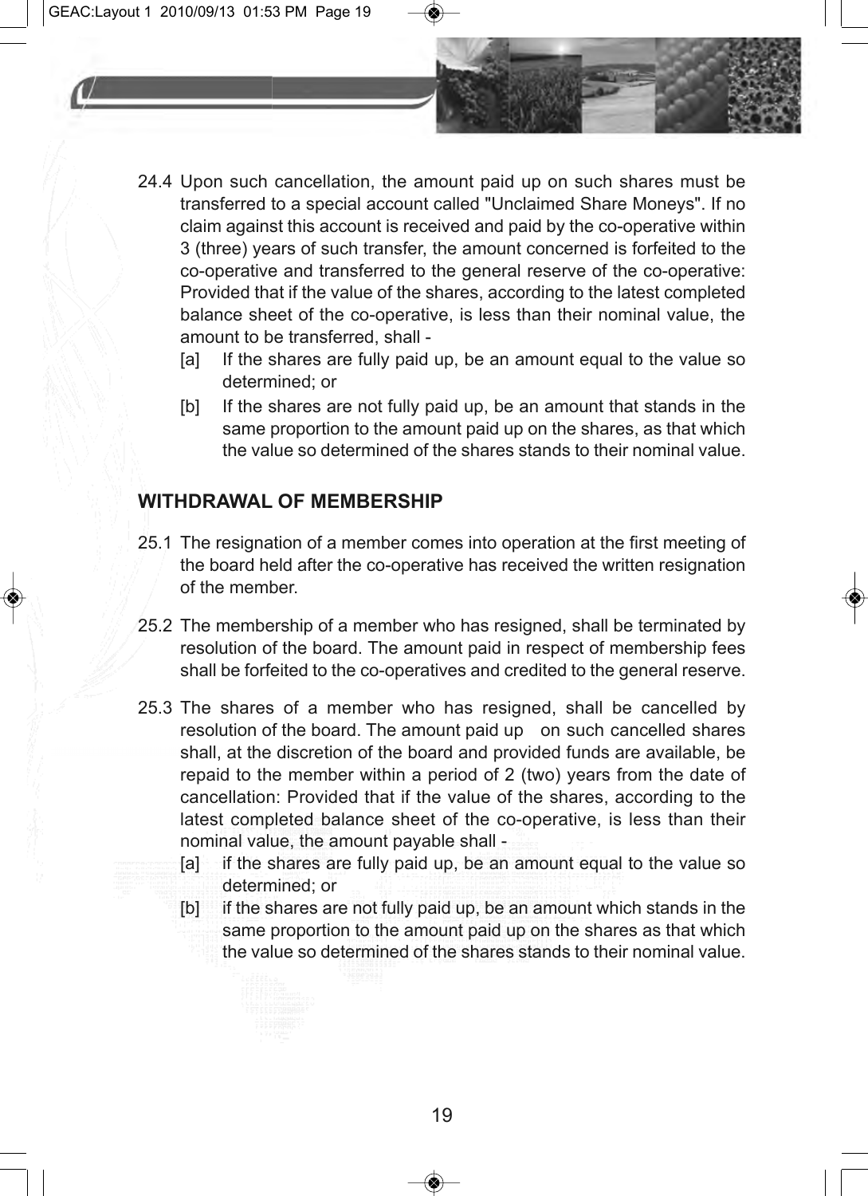24.4 Upon such cancellation, the amount paid up on such shares must be transferred to a special account called "Unclaimed Share Moneys". If no claim against this account is received and paid by the co-operative within 3 (three) years of such transfer, the amount concerned is forfeited to the co-operative and transferred to the general reserve of the co-operative: Provided that if the value of the shares, according to the latest completed balance sheet of the co-operative, is less than their nominal value, the amount to be transferred, shall -

[a] If the shares are fully paid up, be an amount equal to the value so determined; or

[b] If the shares are not fully paid up, be an amount that stands in the same proportion to the amount paid up on the shares, as that which the value so determined of the shares stands to their nominal value.

## WITHDRAWAL OF MEMBERSHIP

25.1 The resignation of a member comes into operation at the first meeting of the board held after the co-operative has received the written resignation of the member.

25.2 The membership of a member who has resigned, shall be terminated by resolution of the board. The amount paid in respect of membership fees shall be forfeited to the co-operatives and credited to the general reserve.

25.3 The shares of a member who has resigned, shall be cancelled by resolution of the board. The amount paid up on such cancelled shares shall, at the discretion of the board and provided funds are available, be repaid to the member within a period of 2 (two) years from the date of cancellation: Provided that if the value of the shares, according to the latest completed balance sheet of the co-operative, is less than their nominal value, the amount payable shall -

[a] if the shares are fully paid up, be an amount equal to the value so determined; or

[b] if the shares are not fully paid up, be an amount which stands in the same proportion to the amount paid up on the shares as that which the value so determined of the shares stands to their nominal value.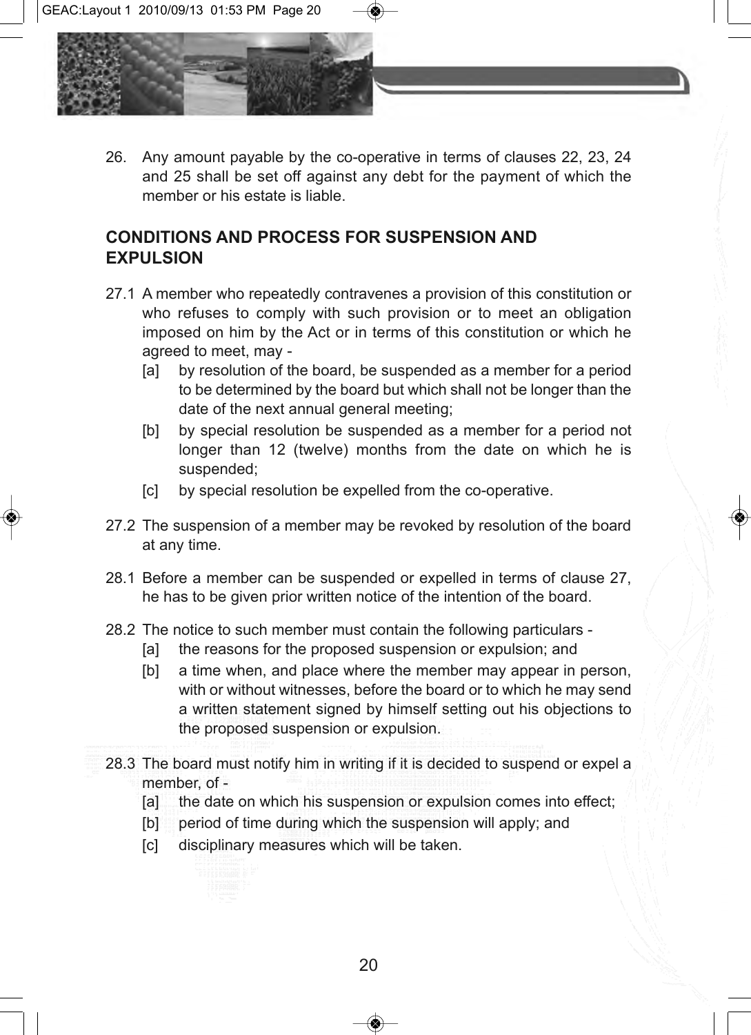26. Any amount payable by the co-operative in terms of clauses 22, 23, 24 and 25 shall be set off against any debt for the payment of which the member or his estate is liable.

## CONDITIONS AND PROCESS FOR SUSPENSION AND EXPULSION

27.1 A member who repeatedly contravenes a provision of this constitution or who refuses to comply with such provision or to meet an obligation imposed on him by the Act or in terms of this constitution or which he agreed to meet, may -

- [a] by resolution of the board, be suspended as a member for a period to be determined by the board but which shall not be longer than the date of the next annual general meeting;
- [b] by special resolution be suspended as a member for a period not longer than 12 (twelve) months from the date on which he is suspended;
- [c] by special resolution be expelled from the co-operative.

27.2 The suspension of a member may be revoked by resolution of the board at any time.

28.1 Before a member can be suspended or expelled in terms of clause 27, he has to be given prior written notice of the intention of the board.

28.2 The notice to such member must contain the following particulars -

- [a] the reasons for the proposed suspension or expulsion; and
- [b] a time when, and place where the member may appear in person, with or without witnesses, before the board or to which he may send a written statement signed by himself setting out his objections to the proposed suspension or expulsion.

28.3 The board must notify him in writing if it is decided to suspend or expel a member, of -

- [a] the date on which his suspension or expulsion comes into effect;
- [b] period of time during which the suspension will apply; and
- [c] disciplinary measures which will be taken.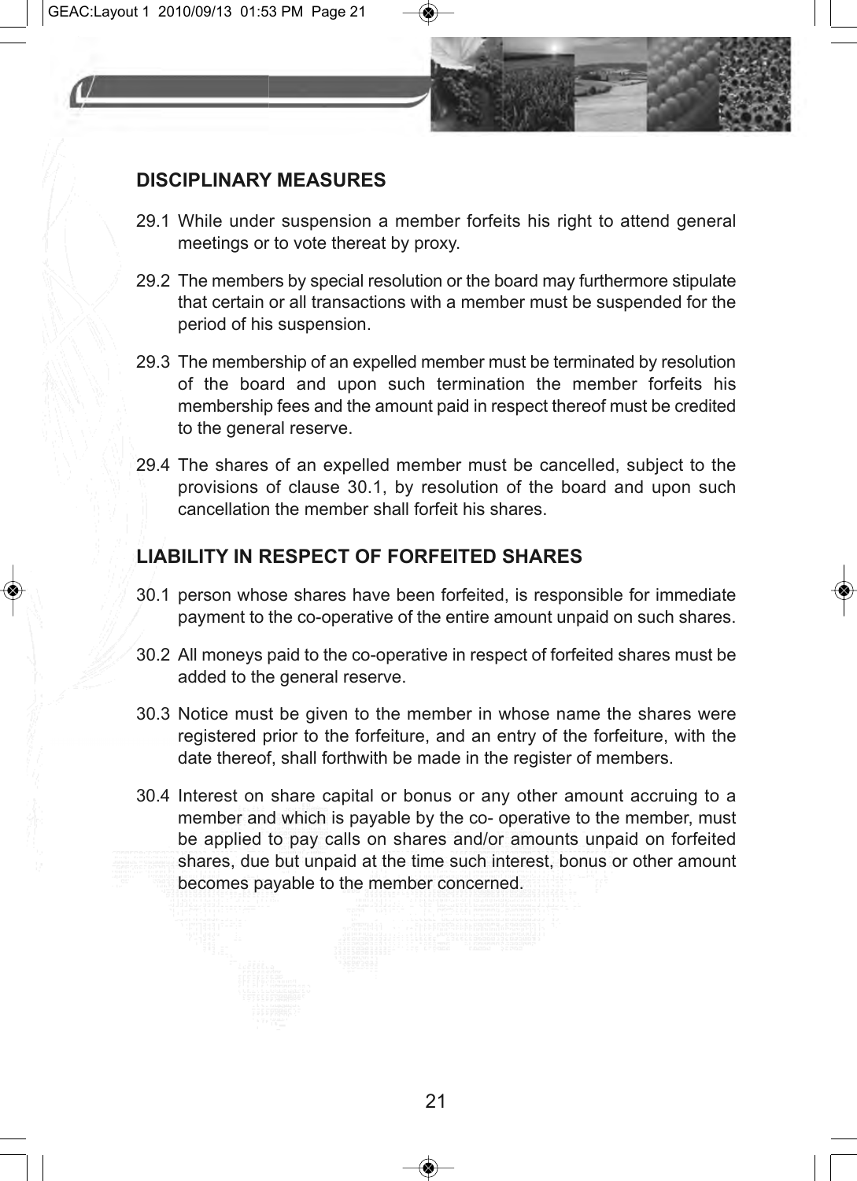## DISCIPLINARY MEASURES

29.1 While under suspension a member forfeits his right to attend general meetings or to vote thereat by proxy.

29.2 The members by special resolution or the board may furthermore stipulate that certain or all transactions with a member must be suspended for the period of his suspension.

29.3 The membership of an expelled member must be terminated by resolution of the board and upon such termination the member forfeits his membership fees and the amount paid in respect thereof must be credited to the general reserve.

29.4 The shares of an expelled member must be cancelled, subject to the provisions of clause 30.1, by resolution of the board and upon such cancellation the member shall forfeit his shares.

## LIABILITY IN RESPECT OF FORFEITED SHARES

30.1 person whose shares have been forfeited, is responsible for immediate payment to the co-operative of the entire amount unpaid on such shares.

30.2 All moneys paid to the co-operative in respect of forfeited shares must be added to the general reserve.

30.3 Notice must be given to the member in whose name the shares were registered prior to the forfeiture, and an entry of the forfeiture, with the date thereof, shall forthwith be made in the register of members.

30.4 Interest on share capital or bonus or any other amount accruing to a member and which is payable by the co- operative to the member, must be applied to pay calls on shares and/or amounts unpaid on forfeited shares, due but unpaid at the time such interest, bonus or other amount becomes payable to the member concerned.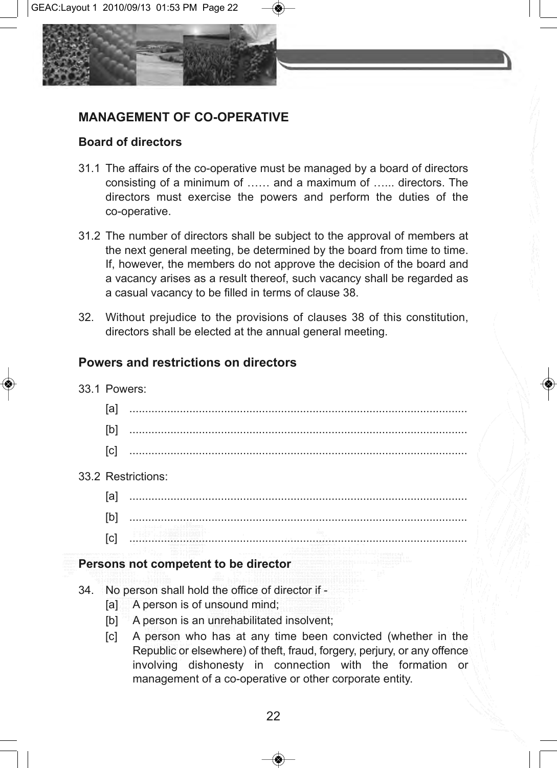## MANAGEMENT OF CO-OPERATIVE

### Board of directors

31.1 The affairs of the co-operative must be managed by a board of directors consisting of a minimum of …… and a maximum of …... directors. The directors must exercise the powers and perform the duties of the co-operative.

31.2 The number of directors shall be subject to the approval of members at the next general meeting, be determined by the board from time to time. If, however, the members do not approve the decision of the board and a vacancy arises as a result thereof, such vacancy shall be regarded as a casual vacancy to be filled in terms of clause 38.

32. Without prejudice to the provisions of clauses 38 of this constitution, directors shall be elected at the annual general meeting.

### Powers and restrictions on directors

33.1 Powers:

[a] ..........................................................................................................

[b] ..........................................................................................................

[c] ..........................................................................................................

33.2 Restrictions:

[a] ..........................................................................................................

[b] ..........................................................................................................

[c] ..........................................................................................................

### Persons not competent to be director

34. No person shall hold the office of director if -

[a] A person is of unsound mind;

[b] A person is an unrehabilitated insolvent;

[c] A person who has at any time been convicted (whether in the Republic or elsewhere) of theft, fraud, forgery, perjury, or any offence involving dishonesty in connection with the formation or management of a co-operative or other corporate entity.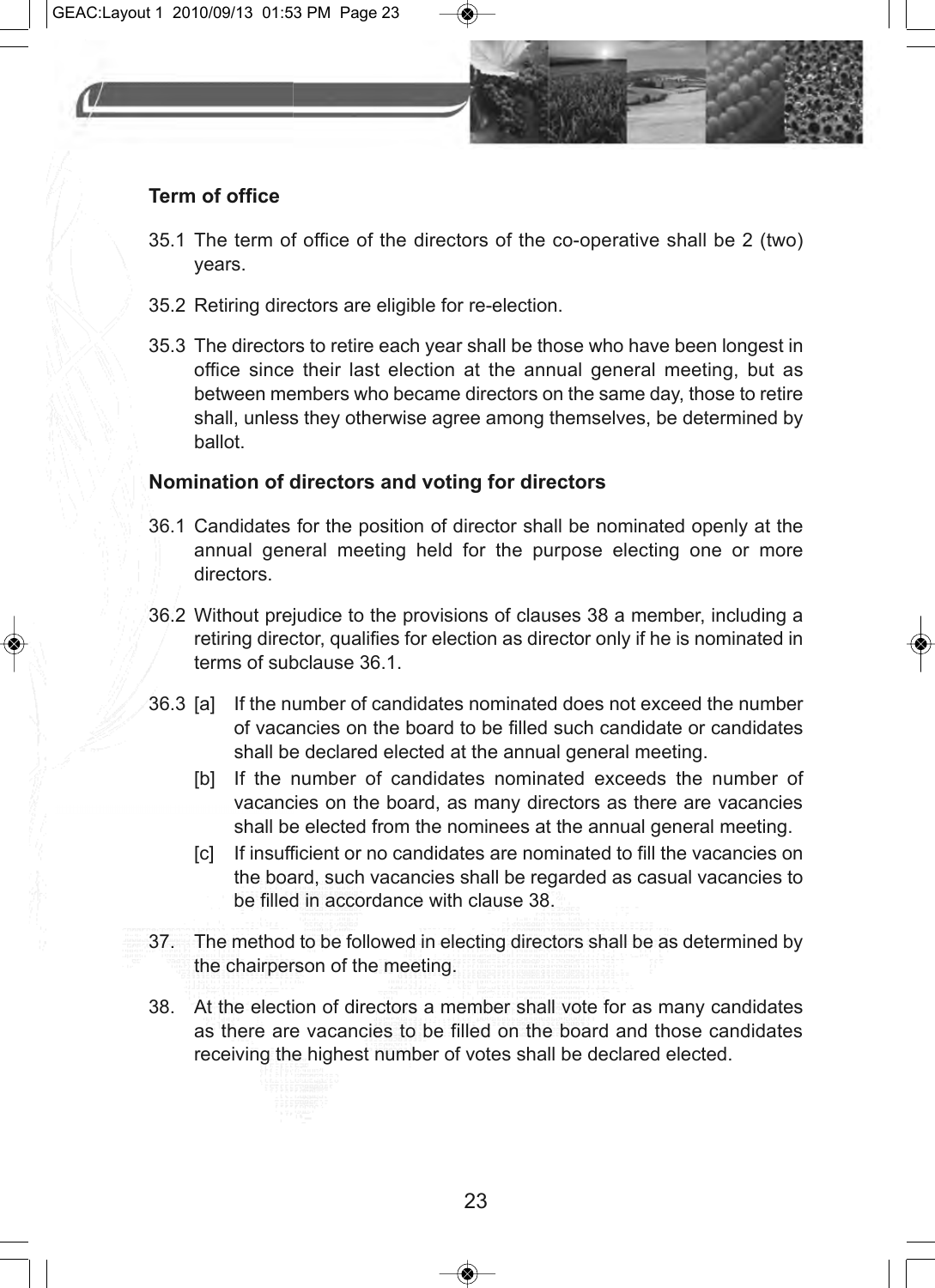### Term of office

35.1 The term of office of the directors of the co-operative shall be 2 (two) years.

35.2 Retiring directors are eligible for re-election.

35.3 The directors to retire each year shall be those who have been longest in office since their last election at the annual general meeting, but as between members who became directors on the same day, those to retire shall, unless they otherwise agree among themselves, be determined by ballot.

### Nomination of directors and voting for directors

36.1 Candidates for the position of director shall be nominated openly at the annual general meeting held for the purpose electing one or more directors.

36.2 Without prejudice to the provisions of clauses 38 a member, including a retiring director, qualifies for election as director only if he is nominated in terms of subclause 36.1.

36.3 [a] If the number of candidates nominated does not exceed the number of vacancies on the board to be filled such candidate or candidates shall be declared elected at the annual general meeting.

[b] If the number of candidates nominated exceeds the number of vacancies on the board, as many directors as there are vacancies shall be elected from the nominees at the annual general meeting.

[c] If insufficient or no candidates are nominated to fill the vacancies on the board, such vacancies shall be regarded as casual vacancies to be filled in accordance with clause 38.

37. The method to be followed in electing directors shall be as determined by the chairperson of the meeting.

38. At the election of directors a member shall vote for as many candidates as there are vacancies to be filled on the board and those candidates receiving the highest number of votes shall be declared elected.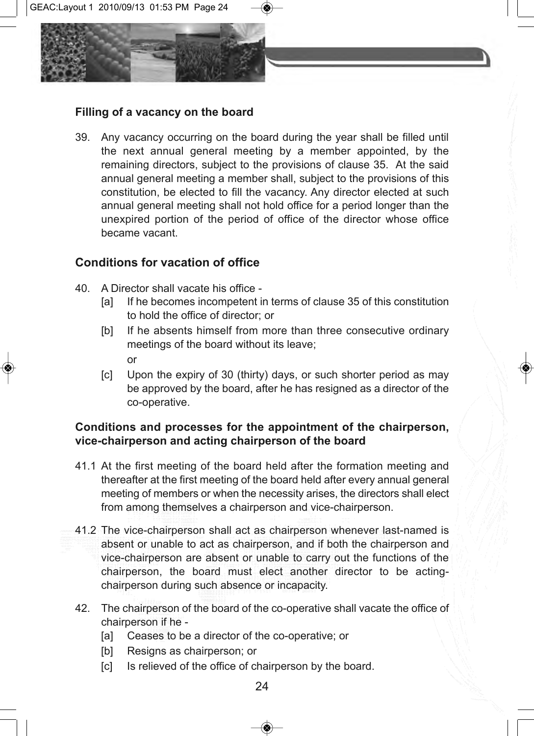### Filling of a vacancy on the board

39. Any vacancy occurring on the board during the year shall be filled until the next annual general meeting by a member appointed, by the remaining directors, subject to the provisions of clause 35. At the said annual general meeting a member shall, subject to the provisions of this constitution, be elected to fill the vacancy. Any director elected at such annual general meeting shall not hold office for a period longer than the unexpired portion of the period of office of the director whose office became vacant.

### Conditions for vacation of office

40. A Director shall vacate his office -
    - [a] If he becomes incompetent in terms of clause 35 of this constitution to hold the office of director; or
    - [b] If he absents himself from more than three consecutive ordinary meetings of the board without its leave;

      or
    - [c] Upon the expiry of 30 (thirty) days, or such shorter period as may be approved by the board, after he has resigned as a director of the co-operative.

### Conditions and processes for the appointment of the chairperson, vice-chairperson and acting chairperson of the board

41.1 At the first meeting of the board held after the formation meeting and thereafter at the first meeting of the board held after every annual general meeting of members or when the necessity arises, the directors shall elect from among themselves a chairperson and vice-chairperson.

41.2 The vice-chairperson shall act as chairperson whenever last-named is absent or unable to act as chairperson, and if both the chairperson and vice-chairperson are absent or unable to carry out the functions of the chairperson, the board must elect another director to be acting-chairperson during such absence or incapacity.

42. The chairperson of the board of the co-operative shall vacate the office of chairperson if he -
    - [a] Ceases to be a director of the co-operative; or
    - [b] Resigns as chairperson; or
    - [c] Is relieved of the office of chairperson by the board.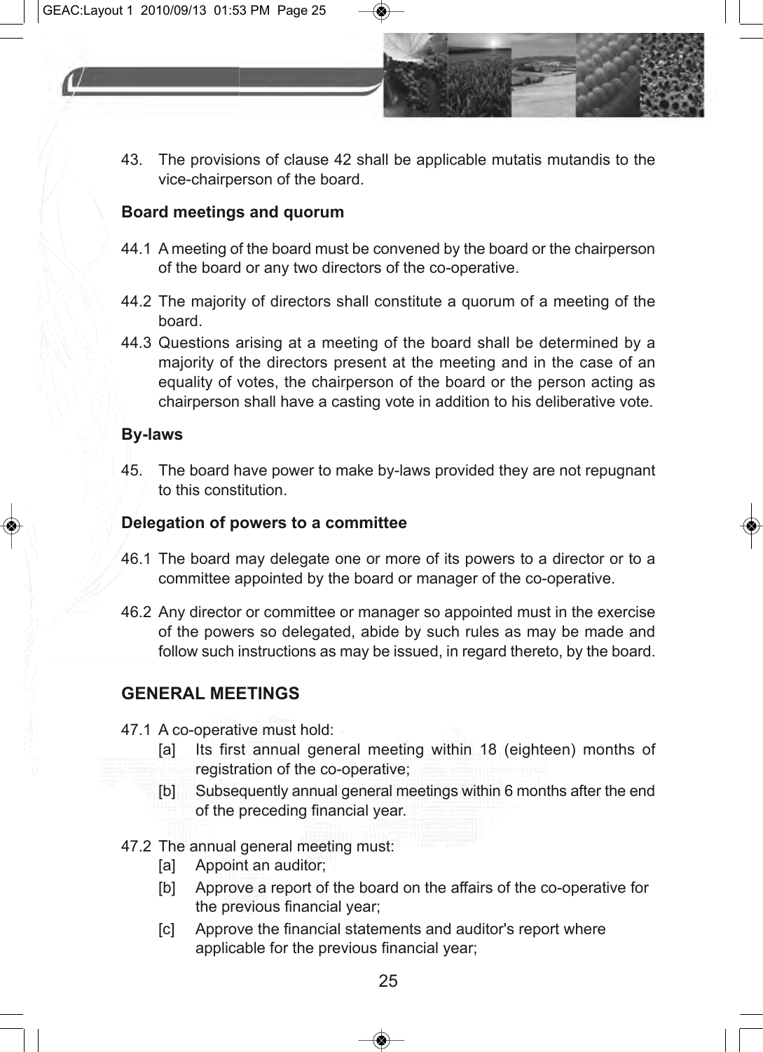43. The provisions of clause 42 shall be applicable mutatis mutandis to the vice-chairperson of the board.

**Board meetings and quorum**

44.1 A meeting of the board must be convened by the board or the chairperson of the board or any two directors of the co-operative.

44.2 The majority of directors shall constitute a quorum of a meeting of the board.

44.3 Questions arising at a meeting of the board shall be determined by a majority of the directors present at the meeting and in the case of an equality of votes, the chairperson of the board or the person acting as chairperson shall have a casting vote in addition to his deliberative vote.

**By-laws**

45. The board have power to make by-laws provided they are not repugnant to this constitution.

**Delegation of powers to a committee**

46.1 The board may delegate one or more of its powers to a director or to a committee appointed by the board or manager of the co-operative.

46.2 Any director or committee or manager so appointed must in the exercise of the powers so delegated, abide by such rules as may be made and follow such instructions as may be issued, in regard thereto, by the board.

## GENERAL MEETINGS

47.1 A co-operative must hold:

[a] Its first annual general meeting within 18 (eighteen) months of registration of the co-operative;

[b] Subsequently annual general meetings within 6 months after the end of the preceding financial year.

47.2 The annual general meeting must:

[a] Appoint an auditor;

[b] Approve a report of the board on the affairs of the co-operative for the previous financial year;

[c] Approve the financial statements and auditor's report where applicable for the previous financial year;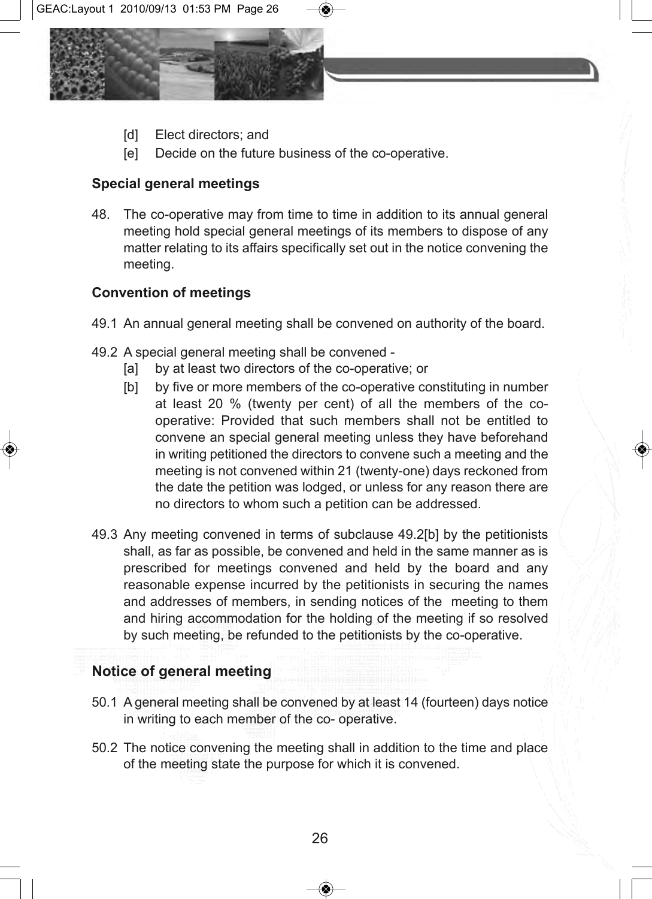[d] Elect directors; and

[e] Decide on the future business of the co-operative.

**Special general meetings**

48. The co-operative may from time to time in addition to its annual general meeting hold special general meetings of its members to dispose of any matter relating to its affairs specifically set out in the notice convening the meeting.

**Convention of meetings**

49.1 An annual general meeting shall be convened on authority of the board.

49.2 A special general meeting shall be convened -

[a] by at least two directors of the co-operative; or

[b] by five or more members of the co-operative constituting in number at least 20 % (twenty per cent) of all the members of the co-operative: Provided that such members shall not be entitled to convene an special general meeting unless they have beforehand in writing petitioned the directors to convene such a meeting and the meeting is not convened within 21 (twenty-one) days reckoned from the date the petition was lodged, or unless for any reason there are no directors to whom such a petition can be addressed.

49.3 Any meeting convened in terms of subclause 49.2[b] by the petitionists shall, as far as possible, be convened and held in the same manner as is prescribed for meetings convened and held by the board and any reasonable expense incurred by the petitionists in securing the names and addresses of members, in sending notices of the meeting to them and hiring accommodation for the holding of the meeting if so resolved by such meeting, be refunded to the petitionists by the co-operative.

**Notice of general meeting**

50.1 A general meeting shall be convened by at least 14 (fourteen) days notice in writing to each member of the co- operative.

50.2 The notice convening the meeting shall in addition to the time and place of the meeting state the purpose for which it is convened.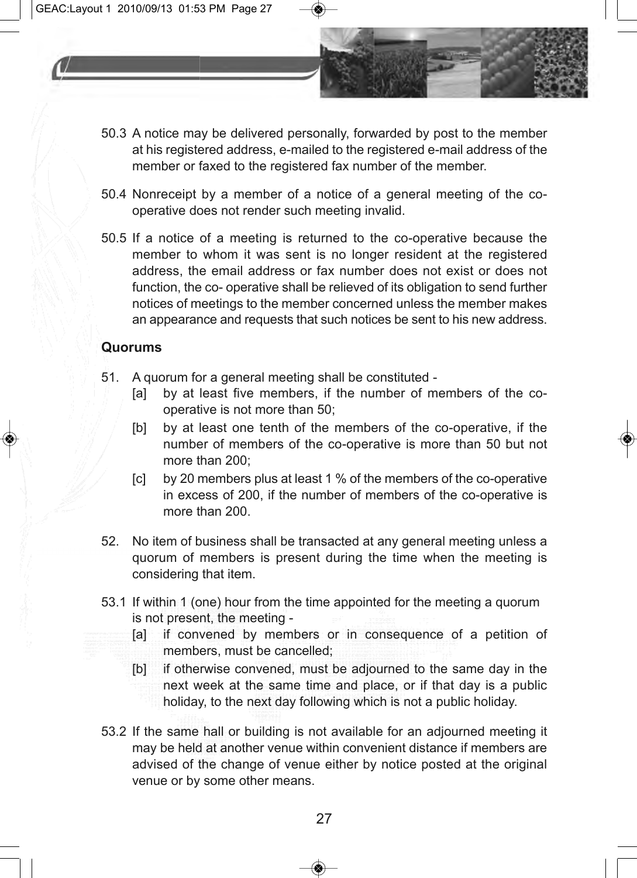50.3 A notice may be delivered personally, forwarded by post to the member at his registered address, e-mailed to the registered e-mail address of the member or faxed to the registered fax number of the member.

50.4 Nonreceipt by a member of a notice of a general meeting of the co-operative does not render such meeting invalid.

50.5 If a notice of a meeting is returned to the co-operative because the member to whom it was sent is no longer resident at the registered address, the email address or fax number does not exist or does not function, the co- operative shall be relieved of its obligation to send further notices of meetings to the member concerned unless the member makes an appearance and requests that such notices be sent to his new address.

**Quorums**

51. A quorum for a general meeting shall be constituted -
    [a] by at least five members, if the number of members of the co-operative is not more than 50;
    [b] by at least one tenth of the members of the co-operative, if the number of members of the co-operative is more than 50 but not more than 200;
    [c] by 20 members plus at least 1 % of the members of the co-operative in excess of 200, if the number of members of the co-operative is more than 200.

52. No item of business shall be transacted at any general meeting unless a quorum of members is present during the time when the meeting is considering that item.

53.1 If within 1 (one) hour from the time appointed for the meeting a quorum is not present, the meeting -
    [a] if convened by members or in consequence of a petition of members, must be cancelled;
    [b] if otherwise convened, must be adjourned to the same day in the next week at the same time and place, or if that day is a public holiday, to the next day following which is not a public holiday.

53.2 If the same hall or building is not available for an adjourned meeting it may be held at another venue within convenient distance if members are advised of the change of venue either by notice posted at the original venue or by some other means.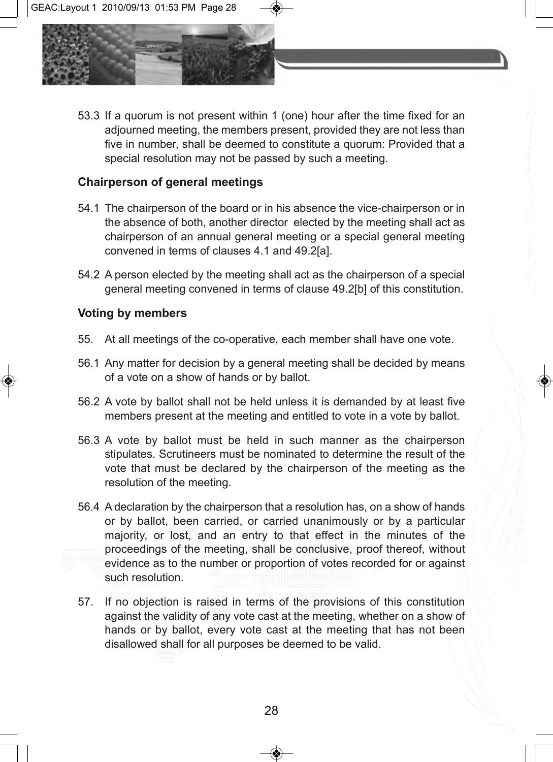53.3 If a quorum is not present within 1 (one) hour after the time fixed for an adjourned meeting, the members present, provided they are not less than five in number, shall be deemed to constitute a quorum: Provided that a special resolution may not be passed by such a meeting.

**Chairperson of general meetings**

54.1 The chairperson of the board or in his absence the vice-chairperson or in the absence of both, another director elected by the meeting shall act as chairperson of an annual general meeting or a special general meeting convened in terms of clauses 4.1 and 49.2[a].

54.2 A person elected by the meeting shall act as the chairperson of a special general meeting convened in terms of clause 49.2[b] of this constitution.

**Voting by members**

55. At all meetings of the co-operative, each member shall have one vote.

56.1 Any matter for decision by a general meeting shall be decided by means of a vote on a show of hands or by ballot.

56.2 A vote by ballot shall not be held unless it is demanded by at least five members present at the meeting and entitled to vote in a vote by ballot.

56.3 A vote by ballot must be held in such manner as the chairperson stipulates. Scrutineers must be nominated to determine the result of the vote that must be declared by the chairperson of the meeting as the resolution of the meeting.

56.4 A declaration by the chairperson that a resolution has, on a show of hands or by ballot, been carried, or carried unanimously or by a particular majority, or lost, and an entry to that effect in the minutes of the proceedings of the meeting, shall be conclusive, proof thereof, without evidence as to the number or proportion of votes recorded for or against such resolution.

57. If no objection is raised in terms of the provisions of this constitution against the validity of any vote cast at the meeting, whether on a show of hands or by ballot, every vote cast at the meeting that has not been disallowed shall for all purposes be deemed to be valid.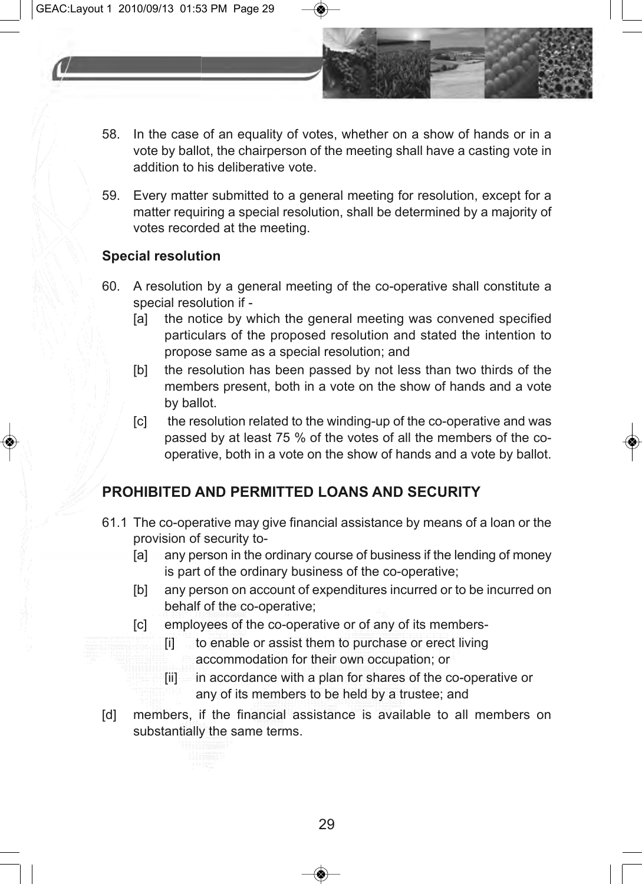58. In the case of an equality of votes, whether on a show of hands or in a vote by ballot, the chairperson of the meeting shall have a casting vote in addition to his deliberative vote.

59. Every matter submitted to a general meeting for resolution, except for a matter requiring a special resolution, shall be determined by a majority of votes recorded at the meeting.

### Special resolution

60. A resolution by a general meeting of the co-operative shall constitute a special resolution if -
    - [a] the notice by which the general meeting was convened specified particulars of the proposed resolution and stated the intention to propose same as a special resolution; and
    - [b] the resolution has been passed by not less than two thirds of the members present, both in a vote on the show of hands and a vote by ballot.
    - [c] the resolution related to the winding-up of the co-operative and was passed by at least 75 % of the votes of all the members of the co-operative, both in a vote on the show of hands and a vote by ballot.

## PROHIBITED AND PERMITTED LOANS AND SECURITY

61.1 The co-operative may give financial assistance by means of a loan or the provision of security to-
- [a] any person in the ordinary course of business if the lending of money is part of the ordinary business of the co-operative;
- [b] any person on account of expenditures incurred or to be incurred on behalf of the co-operative;
- [c] employees of the co-operative or of any of its members-
    - [i] to enable or assist them to purchase or erect living accommodation for their own occupation; or
    - [ii] in accordance with a plan for shares of the co-operative or any of its members to be held by a trustee; and
- [d] members, if the financial assistance is available to all members on substantially the same terms.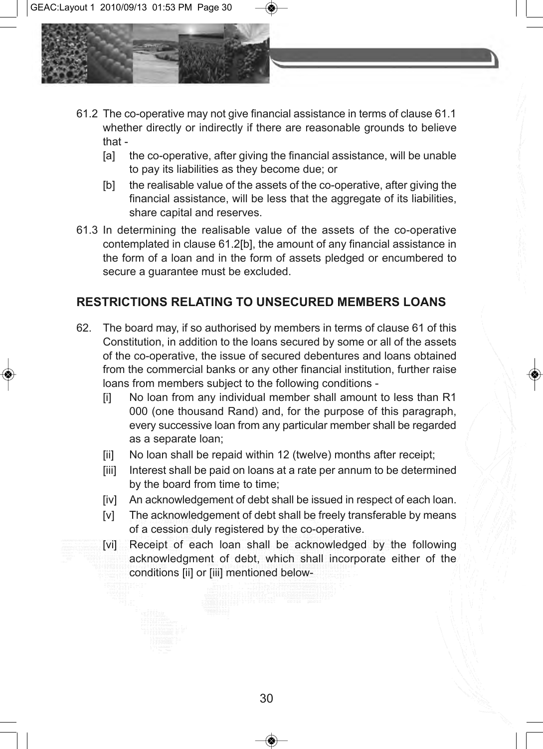61.2 The co-operative may not give financial assistance in terms of clause 61.1 whether directly or indirectly if there are reasonable grounds to believe that -

[a] the co-operative, after giving the financial assistance, will be unable to pay its liabilities as they become due; or

[b] the realisable value of the assets of the co-operative, after giving the financial assistance, will be less that the aggregate of its liabilities, share capital and reserves.

61.3 In determining the realisable value of the assets of the co-operative contemplated in clause 61.2[b], the amount of any financial assistance in the form of a loan and in the form of assets pledged or encumbered to secure a guarantee must be excluded.

## RESTRICTIONS RELATING TO UNSECURED MEMBERS LOANS

62. The board may, if so authorised by members in terms of clause 61 of this Constitution, in addition to the loans secured by some or all of the assets of the co-operative, the issue of secured debentures and loans obtained from the commercial banks or any other financial institution, further raise loans from members subject to the following conditions -

[i] No loan from any individual member shall amount to less than R1 000 (one thousand Rand) and, for the purpose of this paragraph, every successive loan from any particular member shall be regarded as a separate loan;

[ii] No loan shall be repaid within 12 (twelve) months after receipt;

[iii] Interest shall be paid on loans at a rate per annum to be determined by the board from time to time;

[iv] An acknowledgement of debt shall be issued in respect of each loan.

[v] The acknowledgement of debt shall be freely transferable by means of a cession duly registered by the co-operative.

[vi] Receipt of each loan shall be acknowledged by the following acknowledgment of debt, which shall incorporate either of the conditions [ii] or [iii] mentioned below-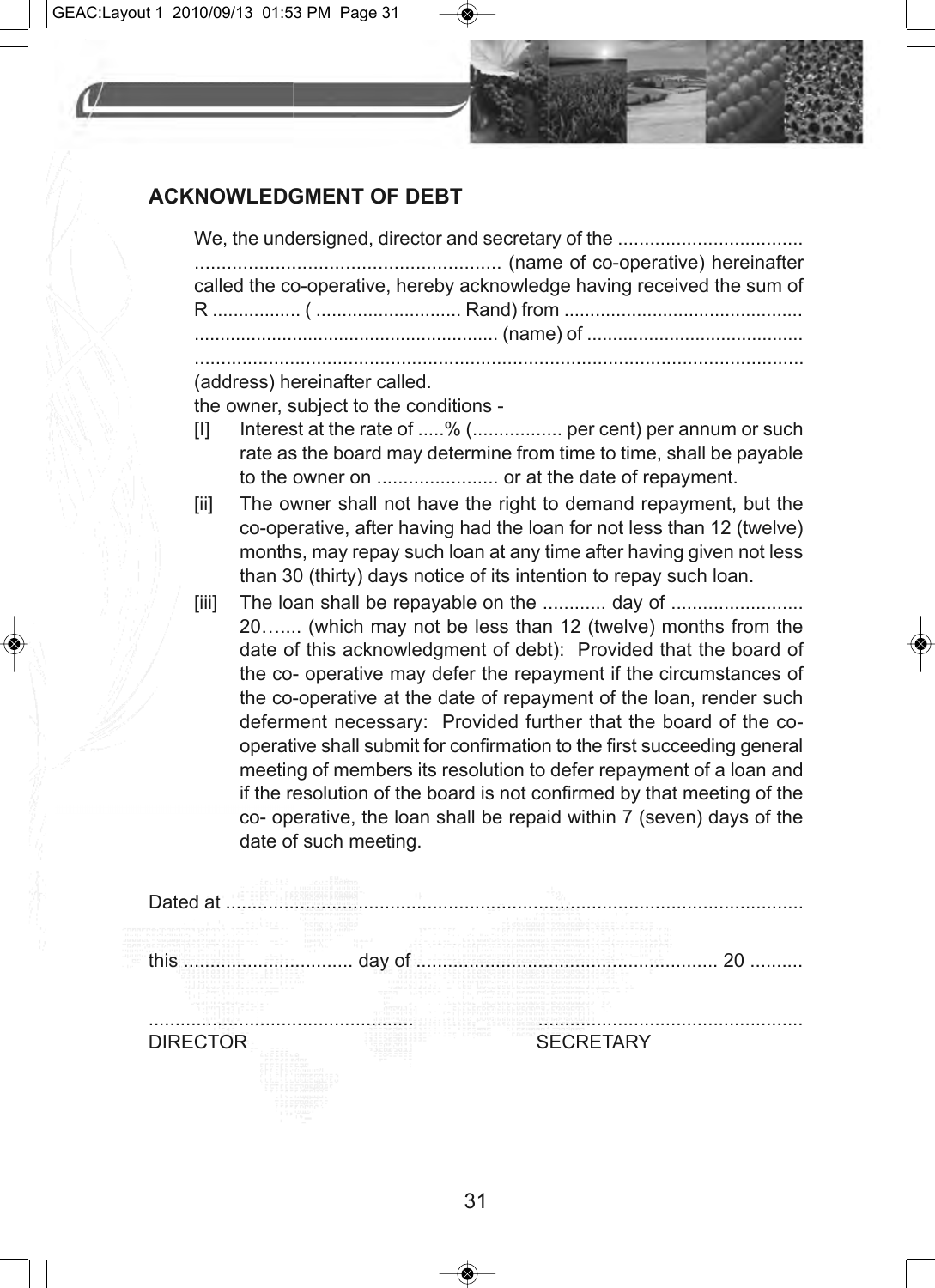## ACKNOWLEDGMENT OF DEBT

We, the undersigned, director and secretary of the .................................. ......................................................... (name of co-operative) hereinafter called the co-operative, hereby acknowledge having received the sum of R ................ ( ........................... Rand) from ............................................. ......................................................... (name) of ......................................... .................................................................................................................. (address) hereinafter called.

the owner, subject to the conditions -

[I] Interest at the rate of .....% (................. per cent) per annum or such rate as the board may determine from time to time, shall be payable to the owner on ....................... or at the date of repayment.

[ii] The owner shall not have the right to demand repayment, but the co-operative, after having had the loan for not less than 12 (twelve) months, may repay such loan at any time after having given not less than 30 (thirty) days notice of its intention to repay such loan.

[iii] The loan shall be repayable on the ............ day of ......................... 20…..... (which may not be less than 12 (twelve) months from the date of this acknowledgment of debt): Provided that the board of the co- operative may defer the repayment if the circumstances of the co-operative at the date of repayment of the loan, render such deferment necessary: Provided further that the board of the co-operative shall submit for confirmation to the first succeeding general meeting of members its resolution to defer repayment of a loan and if the resolution of the board is not confirmed by that meeting of the co- operative, the loan shall be repaid within 7 (seven) days of the date of such meeting.

Dated at ..............................................................................................................

this ............................... day of ......................................................... 20 ..........

................................................ ................................................

DIRECTOR SECRETARY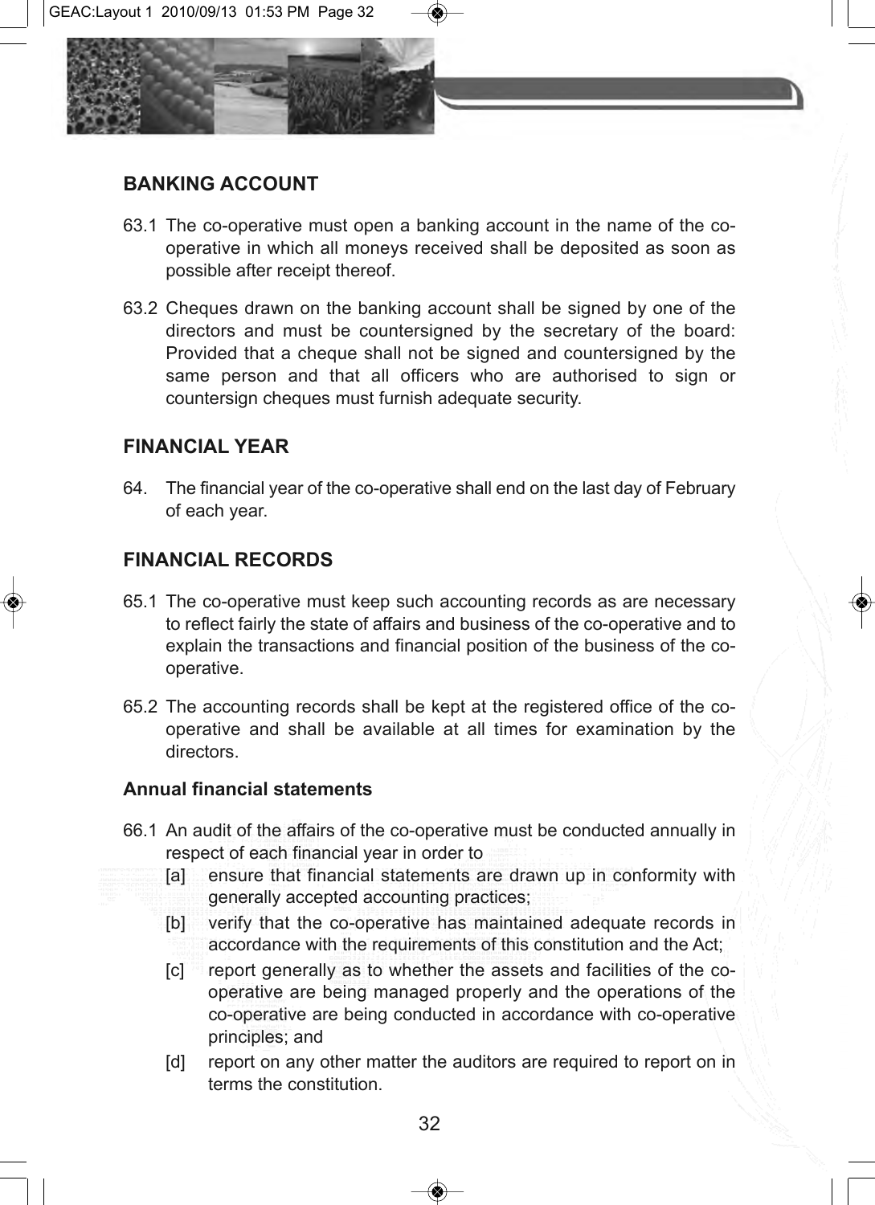## BANKING ACCOUNT

63.1 The co-operative must open a banking account in the name of the co-operative in which all moneys received shall be deposited as soon as possible after receipt thereof.

63.2 Cheques drawn on the banking account shall be signed by one of the directors and must be countersigned by the secretary of the board: Provided that a cheque shall not be signed and countersigned by the same person and that all officers who are authorised to sign or countersign cheques must furnish adequate security.

## FINANCIAL YEAR

64. The financial year of the co-operative shall end on the last day of February of each year.

## FINANCIAL RECORDS

65.1 The co-operative must keep such accounting records as are necessary to reflect fairly the state of affairs and business of the co-operative and to explain the transactions and financial position of the business of the co-operative.

65.2 The accounting records shall be kept at the registered office of the co-operative and shall be available at all times for examination by the directors.

### Annual financial statements

66.1 An audit of the affairs of the co-operative must be conducted annually in respect of each financial year in order to

[a] ensure that financial statements are drawn up in conformity with generally accepted accounting practices;

[b] verify that the co-operative has maintained adequate records in accordance with the requirements of this constitution and the Act;

[c] report generally as to whether the assets and facilities of the co-operative are being managed properly and the operations of the co-operative are being conducted in accordance with co-operative principles; and

[d] report on any other matter the auditors are required to report on in terms the constitution.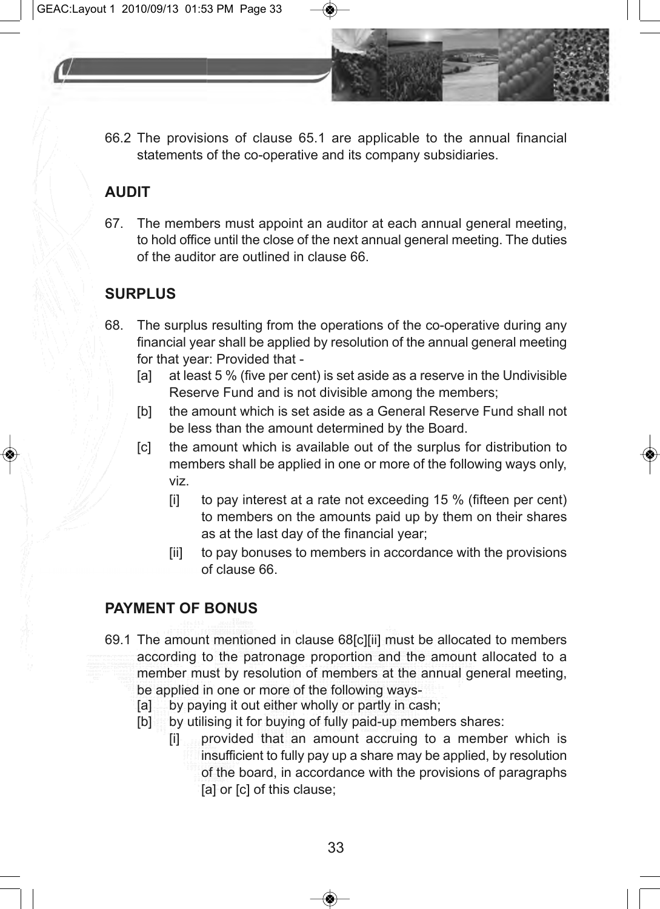66.2 The provisions of clause 65.1 are applicable to the annual financial statements of the co-operative and its company subsidiaries.

## AUDIT

67. The members must appoint an auditor at each annual general meeting, to hold office until the close of the next annual general meeting. The duties of the auditor are outlined in clause 66.

## SURPLUS

68. The surplus resulting from the operations of the co-operative during any financial year shall be applied by resolution of the annual general meeting for that year: Provided that -
    - [a] at least 5 % (five per cent) is set aside as a reserve in the Undivisible Reserve Fund and is not divisible among the members;
    - [b] the amount which is set aside as a General Reserve Fund shall not be less than the amount determined by the Board.
    - [c] the amount which is available out of the surplus for distribution to members shall be applied in one or more of the following ways only, viz.
        - [i] to pay interest at a rate not exceeding 15 % (fifteen per cent) to members on the amounts paid up by them on their shares as at the last day of the financial year;
        - [ii] to pay bonuses to members in accordance with the provisions of clause 66.

## PAYMENT OF BONUS

69.1 The amount mentioned in clause 68[c][ii] must be allocated to members according to the patronage proportion and the amount allocated to a member must by resolution of members at the annual general meeting, be applied in one or more of the following ways-
  - [a] by paying it out either wholly or partly in cash;
  - [b] by utilising it for buying of fully paid-up members shares:
      - [i] provided that an amount accruing to a member which is insufficient to fully pay up a share may be applied, by resolution of the board, in accordance with the provisions of paragraphs [a] or [c] of this clause;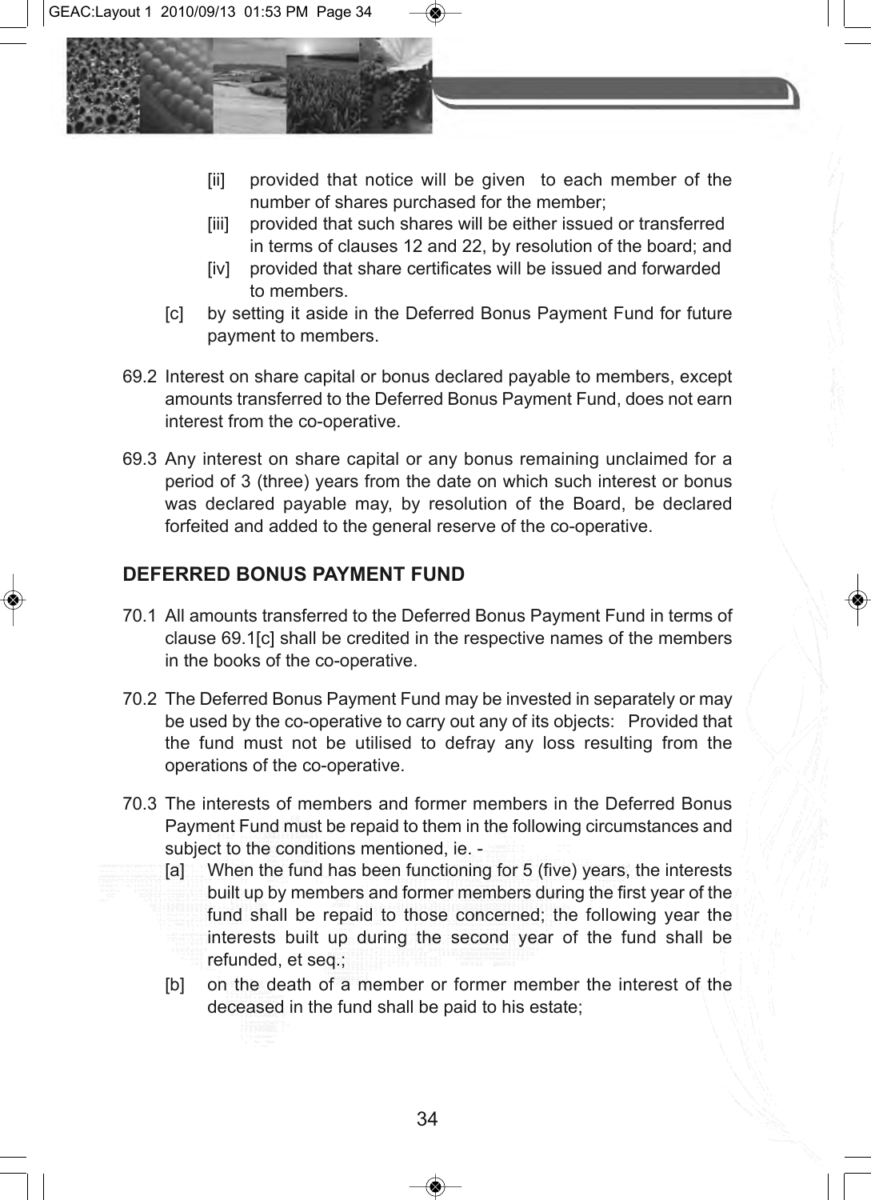[ii] provided that notice will be given to each member of the number of shares purchased for the member;

[iii] provided that such shares will be either issued or transferred in terms of clauses 12 and 22, by resolution of the board; and

[iv] provided that share certificates will be issued and forwarded to members.

[c] by setting it aside in the Deferred Bonus Payment Fund for future payment to members.

69.2 Interest on share capital or bonus declared payable to members, except amounts transferred to the Deferred Bonus Payment Fund, does not earn interest from the co-operative.

69.3 Any interest on share capital or any bonus remaining unclaimed for a period of 3 (three) years from the date on which such interest or bonus was declared payable may, by resolution of the Board, be declared forfeited and added to the general reserve of the co-operative.

## DEFERRED BONUS PAYMENT FUND

70.1 All amounts transferred to the Deferred Bonus Payment Fund in terms of clause 69.1[c] shall be credited in the respective names of the members in the books of the co-operative.

70.2 The Deferred Bonus Payment Fund may be invested in separately or may be used by the co-operative to carry out any of its objects: Provided that the fund must not be utilised to defray any loss resulting from the operations of the co-operative.

70.3 The interests of members and former members in the Deferred Bonus Payment Fund must be repaid to them in the following circumstances and subject to the conditions mentioned, ie. -

[a] When the fund has been functioning for 5 (five) years, the interests built up by members and former members during the first year of the fund shall be repaid to those concerned; the following year the interests built up during the second year of the fund shall be refunded, et seq.;

[b] on the death of a member or former member the interest of the deceased in the fund shall be paid to his estate;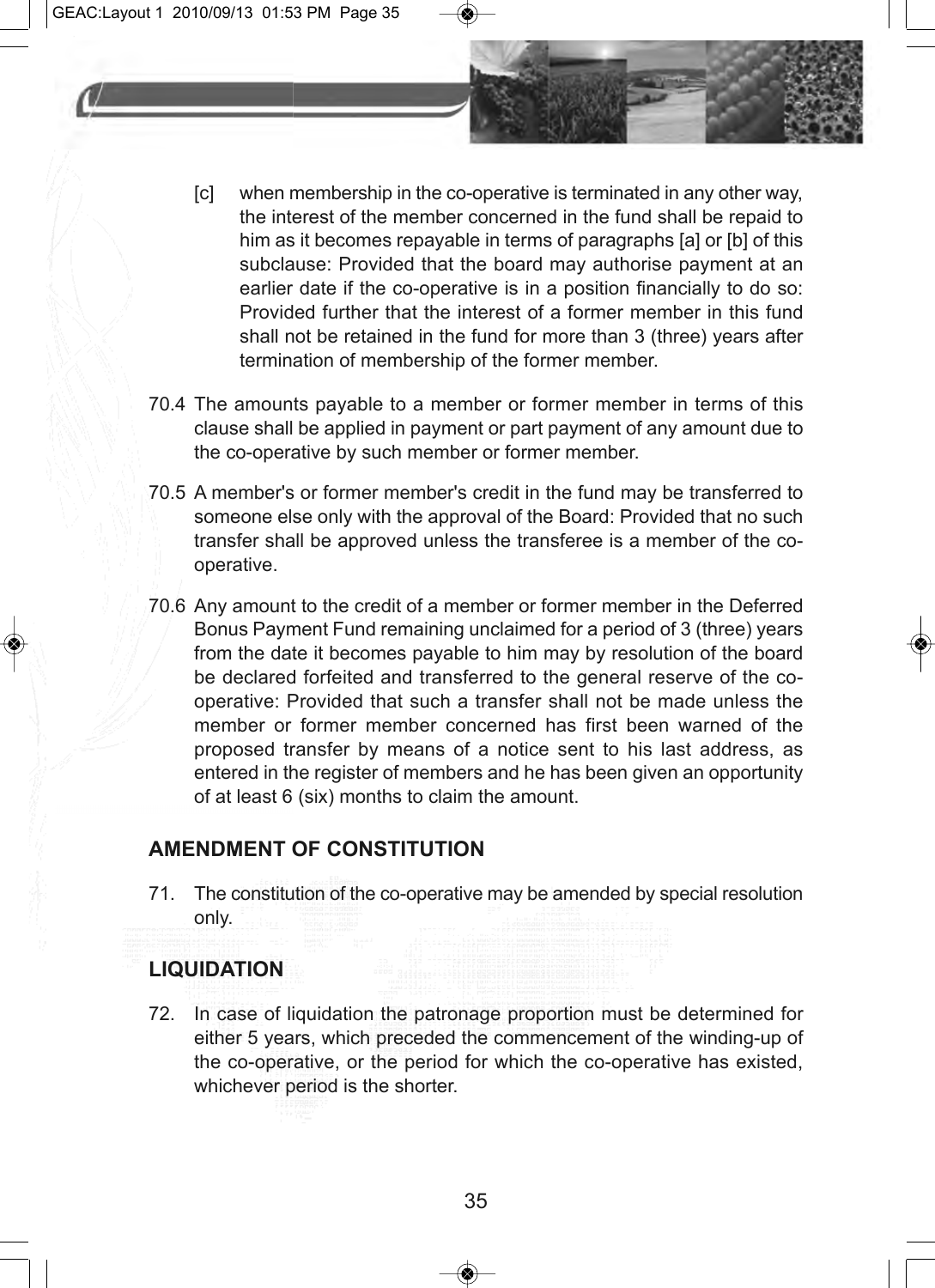[c] when membership in the co-operative is terminated in any other way, the interest of the member concerned in the fund shall be repaid to him as it becomes repayable in terms of paragraphs [a] or [b] of this subclause: Provided that the board may authorise payment at an earlier date if the co-operative is in a position financially to do so: Provided further that the interest of a former member in this fund shall not be retained in the fund for more than 3 (three) years after termination of membership of the former member.

70.4 The amounts payable to a member or former member in terms of this clause shall be applied in payment or part payment of any amount due to the co-operative by such member or former member.

70.5 A member's or former member's credit in the fund may be transferred to someone else only with the approval of the Board: Provided that no such transfer shall be approved unless the transferee is a member of the co-operative.

70.6 Any amount to the credit of a member or former member in the Deferred Bonus Payment Fund remaining unclaimed for a period of 3 (three) years from the date it becomes payable to him may by resolution of the board be declared forfeited and transferred to the general reserve of the co-operative: Provided that such a transfer shall not be made unless the member or former member concerned has first been warned of the proposed transfer by means of a notice sent to his last address, as entered in the register of members and he has been given an opportunity of at least 6 (six) months to claim the amount.

## AMENDMENT OF CONSTITUTION

71. The constitution of the co-operative may be amended by special resolution only.

## LIQUIDATION

72. In case of liquidation the patronage proportion must be determined for either 5 years, which preceded the commencement of the winding-up of the co-operative, or the period for which the co-operative has existed, whichever period is the shorter.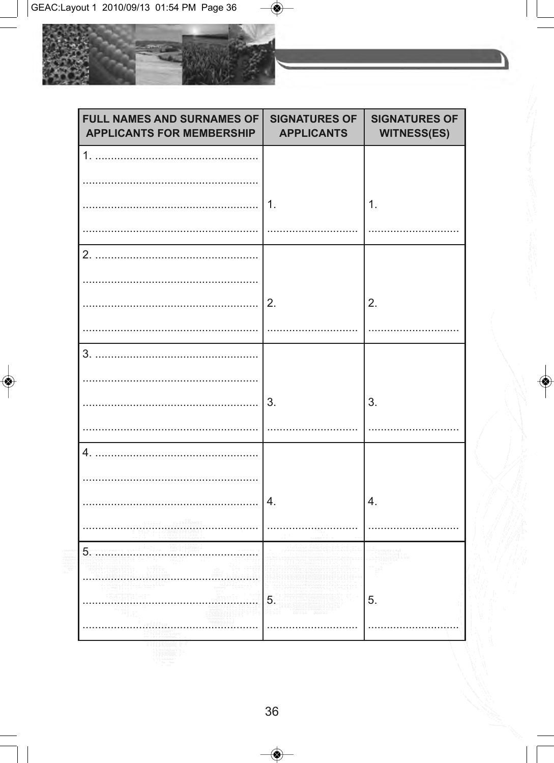| FULL NAMES AND SURNAMES OF APPLICANTS FOR MEMBERSHIP | SIGNATURES OF APPLICANTS | SIGNATURES OF WITNESS(ES) |
|---|---|---|
| 1. ................................................... ....................................................... ....................................................... ....................................................... | 1. ............................ | 1. ............................ |
| 2. ................................................... ....................................................... ....................................................... ....................................................... | 2. ............................ | 2. ............................ |
| 3. ................................................... ....................................................... ....................................................... ....................................................... | 3. ............................ | 3. ............................ |
| 4. ................................................... ....................................................... ....................................................... ....................................................... | 4. ............................ | 4. ............................ |
| 5. ................................................... ....................................................... ....................................................... ....................................................... | 5. ............................ | 5. ............................ |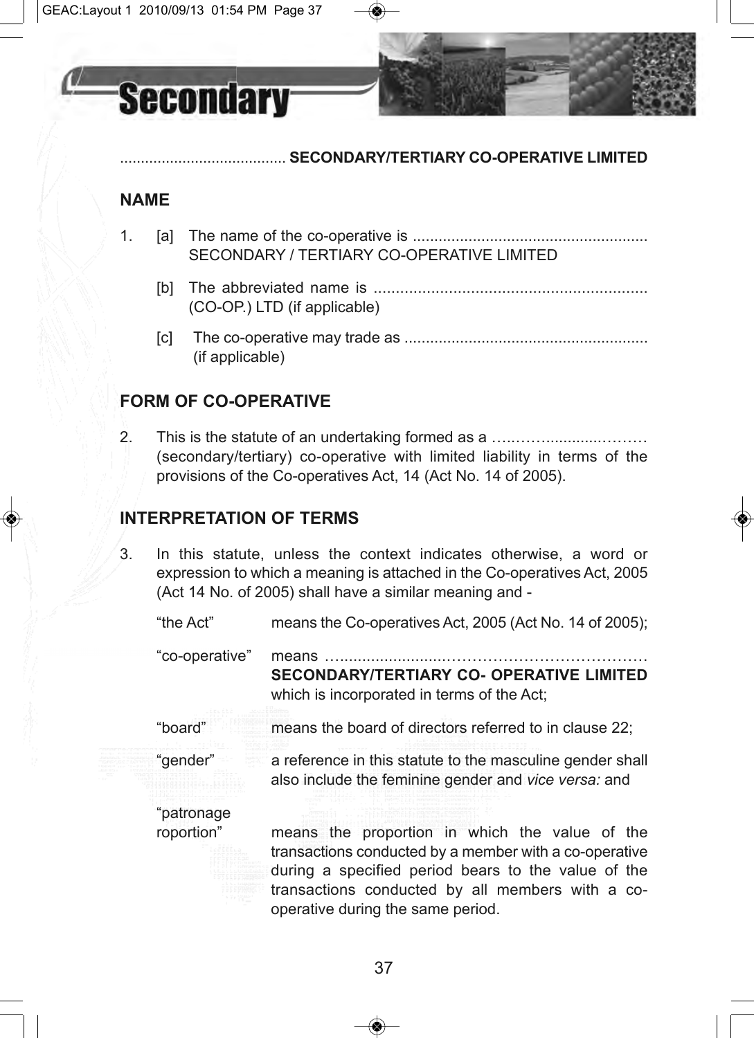# Secondary

....................................... **SECONDARY/TERTIARY CO-OPERATIVE LIMITED**

## NAME

1. [a] The name of the co-operative is ...................................................... SECONDARY / TERTIARY CO-OPERATIVE LIMITED

   [b] The abbreviated name is .............................................................. (CO-OP.) LTD (if applicable)

   [c] The co-operative may trade as ........................................................ (if applicable)

## FORM OF CO-OPERATIVE

2. This is the statute of an undertaking formed as a …..……...........……… (secondary/tertiary) co-operative with limited liability in terms of the provisions of the Co-operatives Act, 14 (Act No. 14 of 2005).

## INTERPRETATION OF TERMS

3. In this statute, unless the context indicates otherwise, a word or expression to which a meaning is attached in the Co-operatives Act, 2005 (Act 14 No. of 2005) shall have a similar meaning and -

| | |
|---|---|
| "the Act" | means the Co-operatives Act, 2005 (Act No. 14 of 2005); |
| "co-operative" | means …......................………………………………… **SECONDARY/TERTIARY CO- OPERATIVE LIMITED** which is incorporated in terms of the Act; |
| "board" | means the board of directors referred to in clause 22; |
| "gender" | a reference in this statute to the masculine gender shall also include the feminine gender and *vice versa:* and |
| "patronage roportion" | means the proportion in which the value of the transactions conducted by a member with a co-operative during a specified period bears to the value of the transactions conducted by all members with a co-operative during the same period. |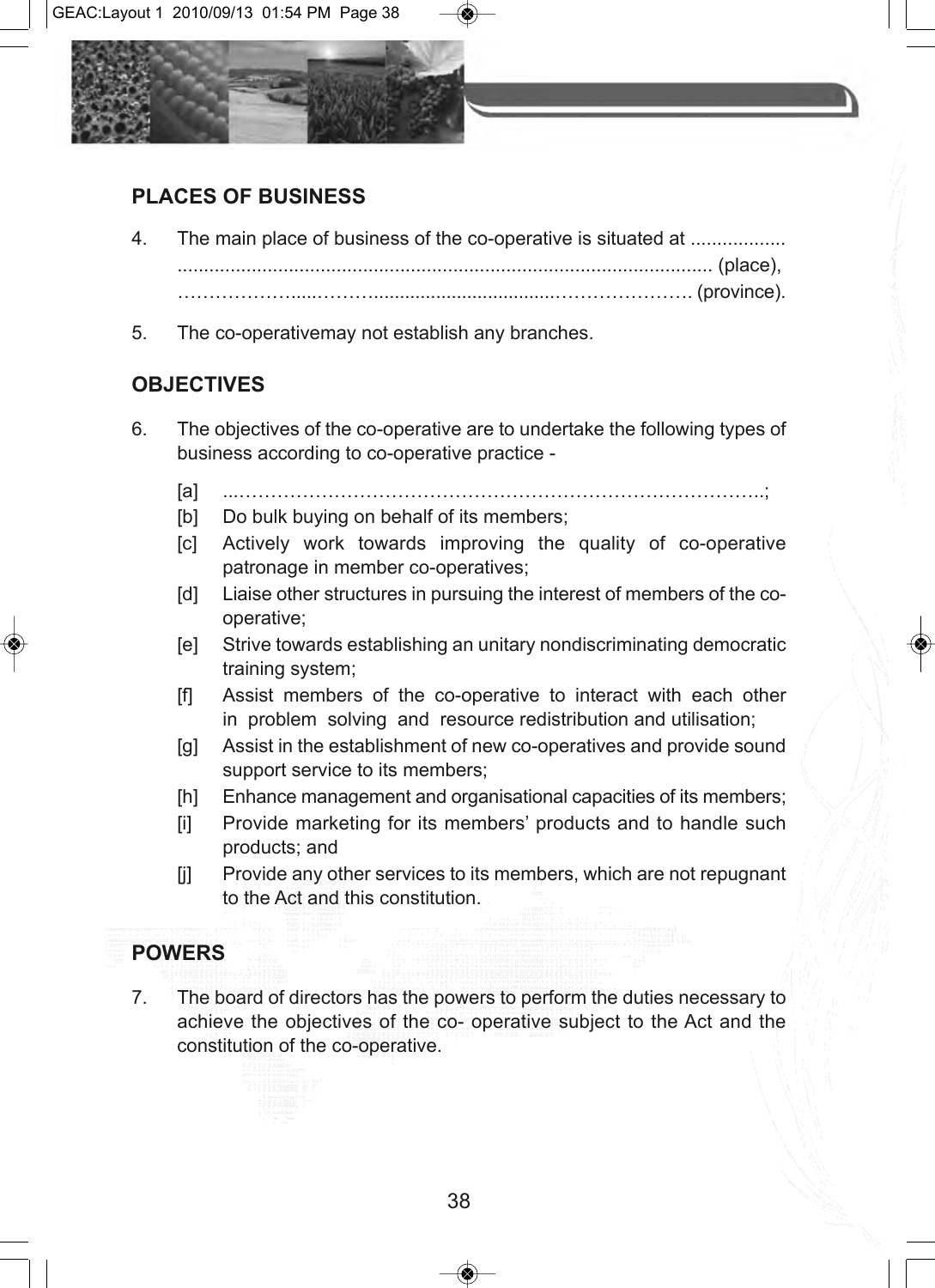## PLACES OF BUSINESS

4. The main place of business of the co-operative is situated at .................. ..................................................................................................... (place), ………………....………...................................…………………. (province).

5. The co-operativemay not establish any branches.

## OBJECTIVES

6. The objectives of the co-operative are to undertake the following types of business according to co-operative practice -

   [a] ...……………………………………………………………………….;
   [b] Do bulk buying on behalf of its members;
   [c] Actively work towards improving the quality of co-operative patronage in member co-operatives;
   [d] Liaise other structures in pursuing the interest of members of the co-operative;
   [e] Strive towards establishing an unitary nondiscriminating democratic training system;
   [f] Assist members of the co-operative to interact with each other in problem solving and resource redistribution and utilisation;
   [g] Assist in the establishment of new co-operatives and provide sound support service to its members;
   [h] Enhance management and organisational capacities of its members;
   [i] Provide marketing for its members' products and to handle such products; and
   [j] Provide any other services to its members, which are not repugnant to the Act and this constitution.

## POWERS

7. The board of directors has the powers to perform the duties necessary to achieve the objectives of the co- operative subject to the Act and the constitution of the co-operative.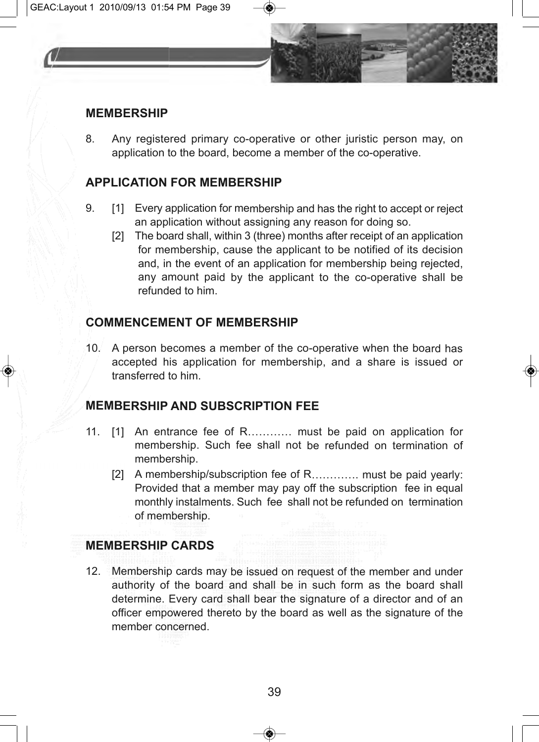## MEMBERSHIP

8. Any registered primary co-operative or other juristic person may, on application to the board, become a member of the co-operative.

## APPLICATION FOR MEMBERSHIP

9. [1] Every application for membership and has the right to accept or reject an application without assigning any reason for doing so.

   [2] The board shall, within 3 (three) months after receipt of an application for membership, cause the applicant to be notified of its decision and, in the event of an application for membership being rejected, any amount paid by the applicant to the co-operative shall be refunded to him.

## COMMENCEMENT OF MEMBERSHIP

10. A person becomes a member of the co-operative when the board has accepted his application for membership, and a share is issued or transferred to him.

## MEMBERSHIP AND SUBSCRIPTION FEE

11. [1] An entrance fee of R………… must be paid on application for membership. Such fee shall not be refunded on termination of membership.

    [2] A membership/subscription fee of R…………. must be paid yearly: Provided that a member may pay off the subscription fee in equal monthly instalments. Such fee shall not be refunded on termination of membership.

## MEMBERSHIP CARDS

12. Membership cards may be issued on request of the member and under authority of the board and shall be in such form as the board shall determine. Every card shall bear the signature of a director and of an officer empowered thereto by the board as well as the signature of the member concerned.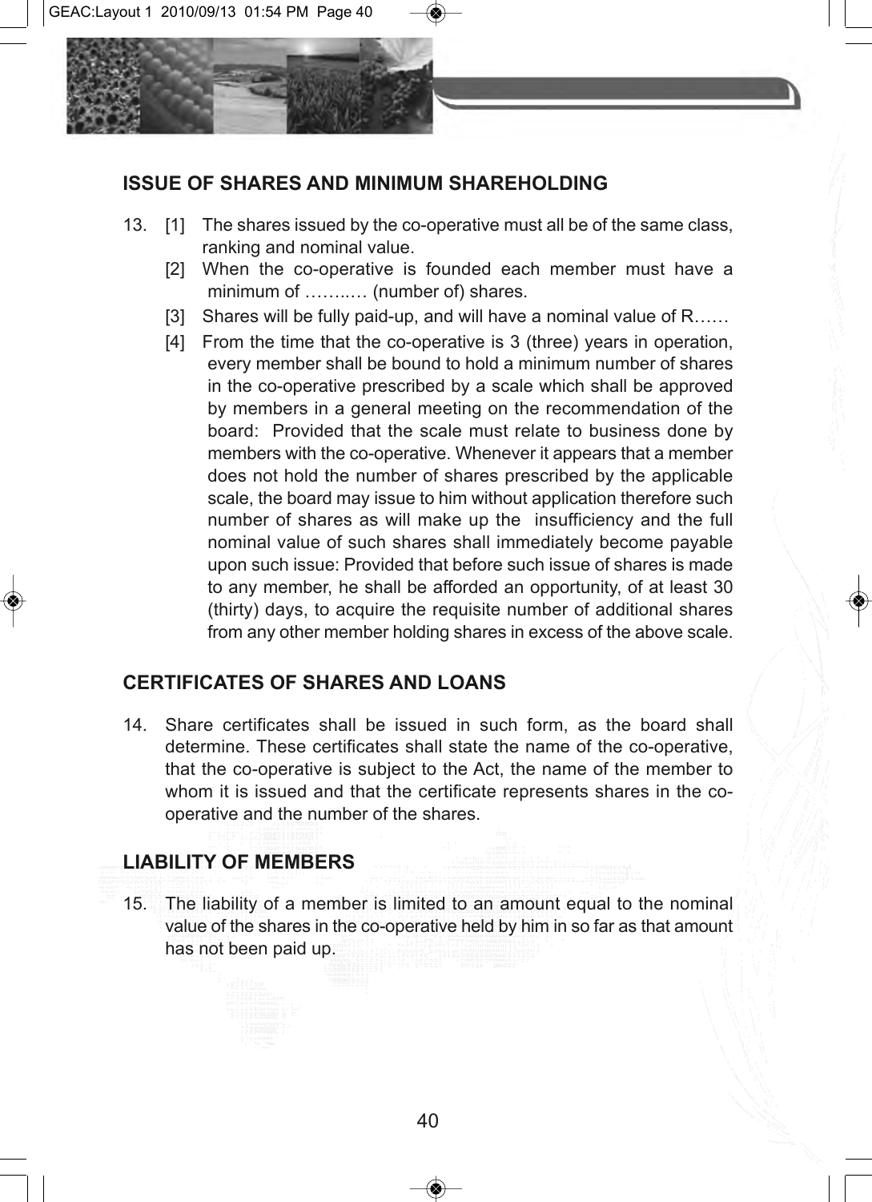## ISSUE OF SHARES AND MINIMUM SHAREHOLDING

13. [1] The shares issued by the co-operative must all be of the same class, ranking and nominal value.

    [2] When the co-operative is founded each member must have a minimum of ……..… (number of) shares.

    [3] Shares will be fully paid-up, and will have a nominal value of R……

    [4] From the time that the co-operative is 3 (three) years in operation, every member shall be bound to hold a minimum number of shares in the co-operative prescribed by a scale which shall be approved by members in a general meeting on the recommendation of the board: Provided that the scale must relate to business done by members with the co-operative. Whenever it appears that a member does not hold the number of shares prescribed by the applicable scale, the board may issue to him without application therefore such number of shares as will make up the insufficiency and the full nominal value of such shares shall immediately become payable upon such issue: Provided that before such issue of shares is made to any member, he shall be afforded an opportunity, of at least 30 (thirty) days, to acquire the requisite number of additional shares from any other member holding shares in excess of the above scale.

## CERTIFICATES OF SHARES AND LOANS

14. Share certificates shall be issued in such form, as the board shall determine. These certificates shall state the name of the co-operative, that the co-operative is subject to the Act, the name of the member to whom it is issued and that the certificate represents shares in the co-operative and the number of the shares.

## LIABILITY OF MEMBERS

15. The liability of a member is limited to an amount equal to the nominal value of the shares in the co-operative held by him in so far as that amount has not been paid up.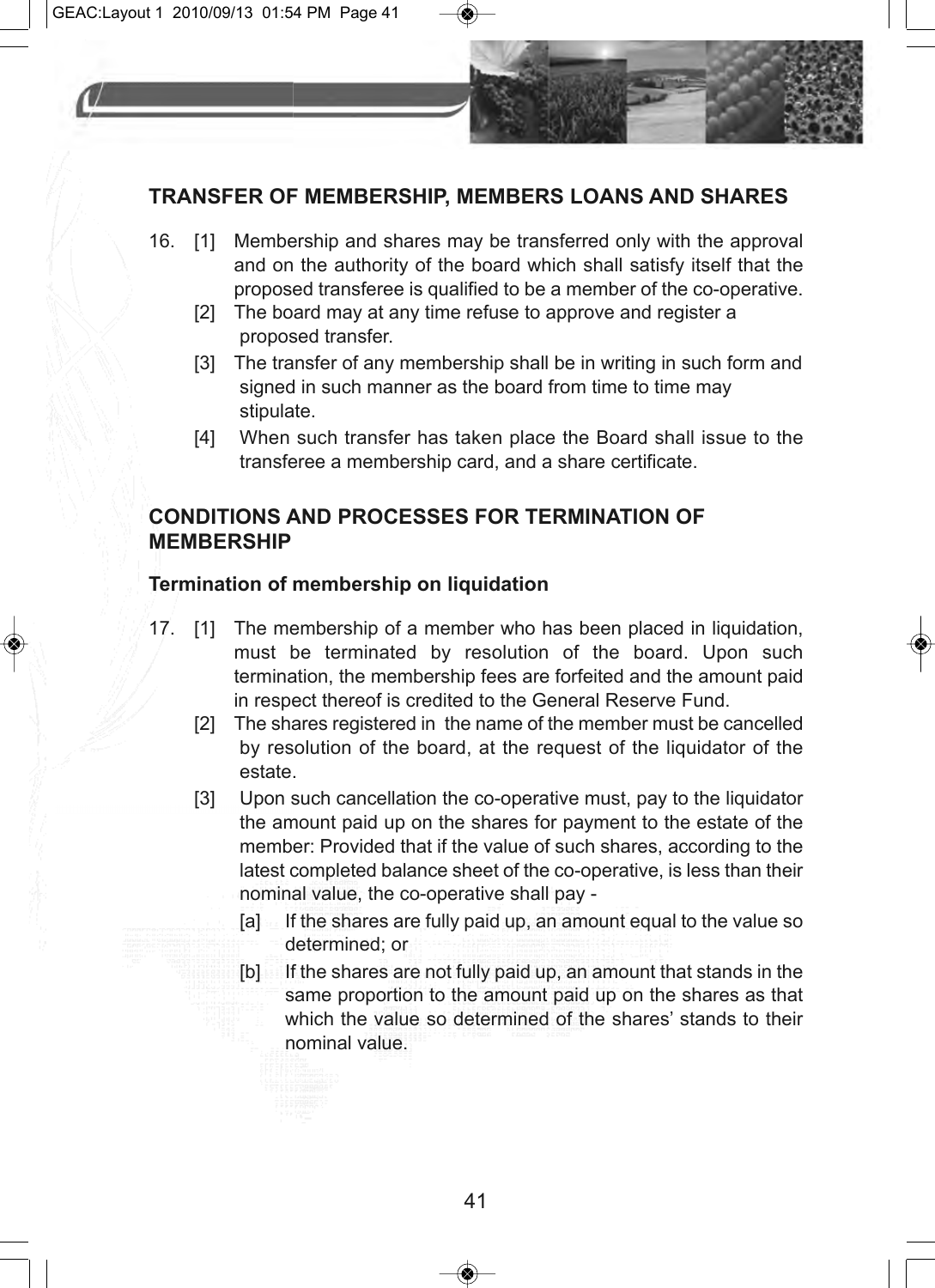## TRANSFER OF MEMBERSHIP, MEMBERS LOANS AND SHARES

16. [1] Membership and shares may be transferred only with the approval and on the authority of the board which shall satisfy itself that the proposed transferee is qualified to be a member of the co-operative.

    [2] The board may at any time refuse to approve and register a proposed transfer.

    [3] The transfer of any membership shall be in writing in such form and signed in such manner as the board from time to time may stipulate.

    [4] When such transfer has taken place the Board shall issue to the transferee a membership card, and a share certificate.

## CONDITIONS AND PROCESSES FOR TERMINATION OF MEMBERSHIP

### Termination of membership on liquidation

17. [1] The membership of a member who has been placed in liquidation, must be terminated by resolution of the board. Upon such termination, the membership fees are forfeited and the amount paid in respect thereof is credited to the General Reserve Fund.

    [2] The shares registered in the name of the member must be cancelled by resolution of the board, at the request of the liquidator of the estate.

    [3] Upon such cancellation the co-operative must, pay to the liquidator the amount paid up on the shares for payment to the estate of the member: Provided that if the value of such shares, according to the latest completed balance sheet of the co-operative, is less than their nominal value, the co-operative shall pay -

        [a] If the shares are fully paid up, an amount equal to the value so determined; or

        [b] If the shares are not fully paid up, an amount that stands in the same proportion to the amount paid up on the shares as that which the value so determined of the shares' stands to their nominal value.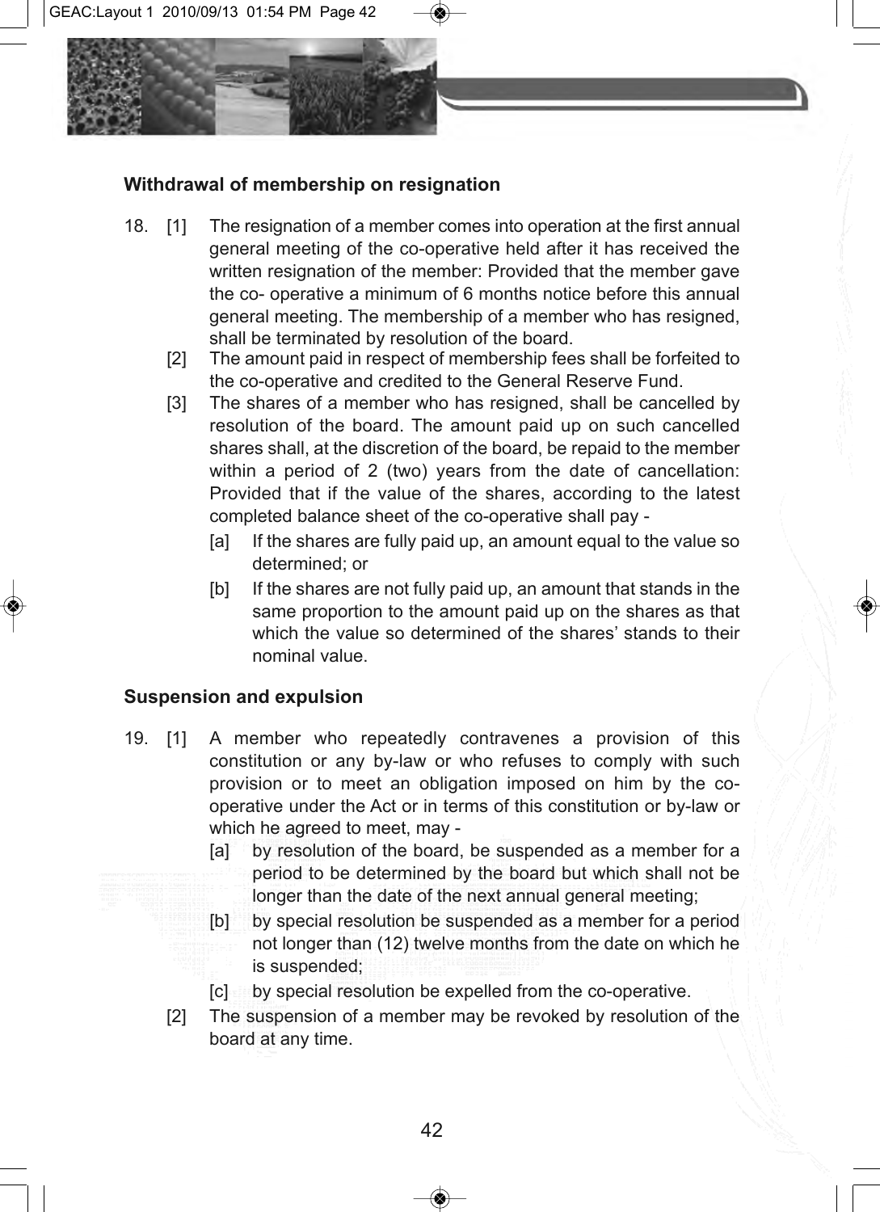### Withdrawal of membership on resignation

18. [1] The resignation of a member comes into operation at the first annual general meeting of the co-operative held after it has received the written resignation of the member: Provided that the member gave the co- operative a minimum of 6 months notice before this annual general meeting. The membership of a member who has resigned, shall be terminated by resolution of the board.

    [2] The amount paid in respect of membership fees shall be forfeited to the co-operative and credited to the General Reserve Fund.

    [3] The shares of a member who has resigned, shall be cancelled by resolution of the board. The amount paid up on such cancelled shares shall, at the discretion of the board, be repaid to the member within a period of 2 (two) years from the date of cancellation: Provided that if the value of the shares, according to the latest completed balance sheet of the co-operative shall pay -

    [a] If the shares are fully paid up, an amount equal to the value so determined; or

    [b] If the shares are not fully paid up, an amount that stands in the same proportion to the amount paid up on the shares as that which the value so determined of the shares' stands to their nominal value.

### Suspension and expulsion

19. [1] A member who repeatedly contravenes a provision of this constitution or any by-law or who refuses to comply with such provision or to meet an obligation imposed on him by the co-operative under the Act or in terms of this constitution or by-law or which he agreed to meet, may -

    [a] by resolution of the board, be suspended as a member for a period to be determined by the board but which shall not be longer than the date of the next annual general meeting;

    [b] by special resolution be suspended as a member for a period not longer than (12) twelve months from the date on which he is suspended;

    [c] by special resolution be expelled from the co-operative.

    [2] The suspension of a member may be revoked by resolution of the board at any time.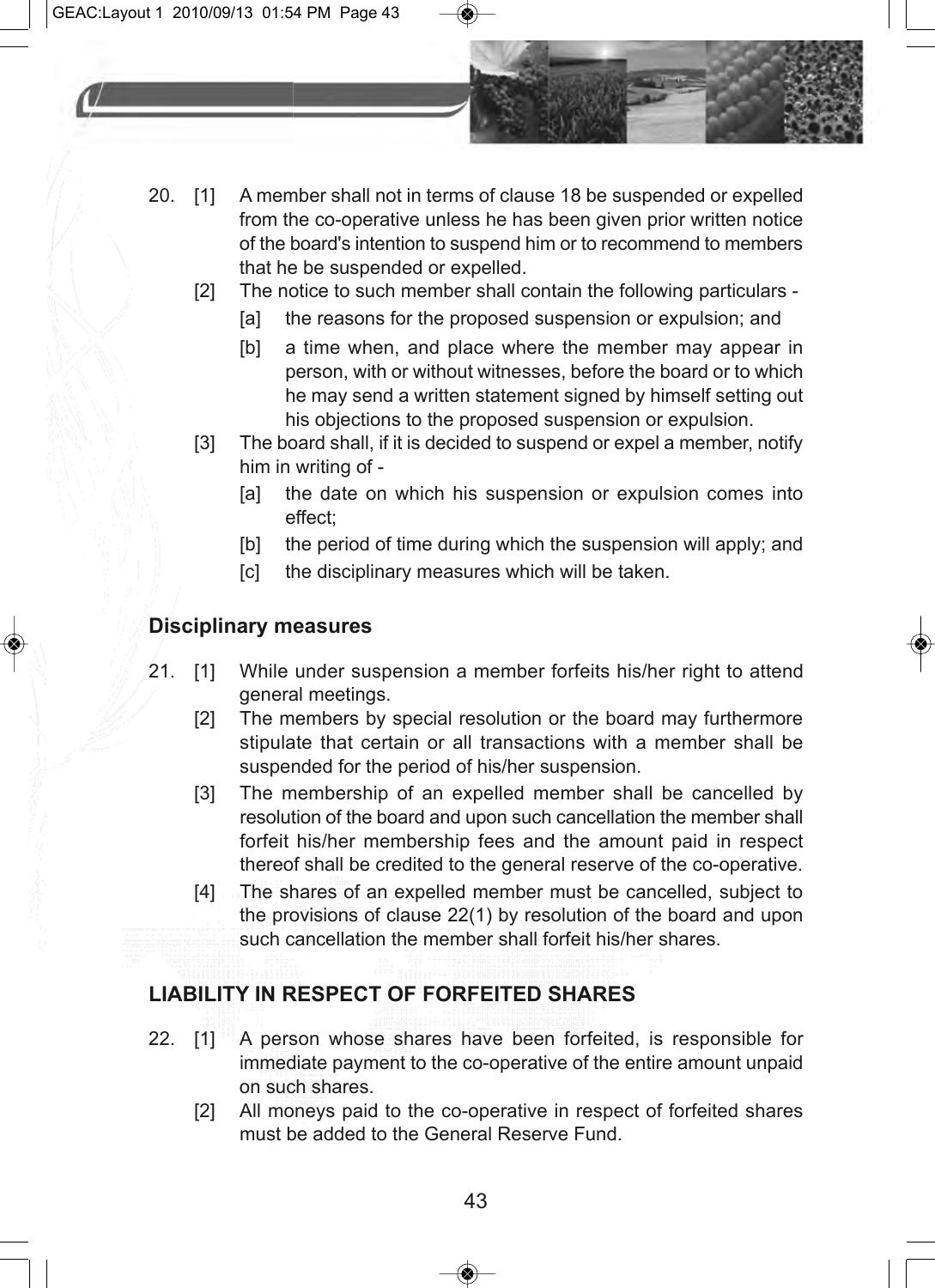20. [1] A member shall not in terms of clause 18 be suspended or expelled from the co-operative unless he has been given prior written notice of the board's intention to suspend him or to recommend to members that he be suspended or expelled.

    [2] The notice to such member shall contain the following particulars -

    [a] the reasons for the proposed suspension or expulsion; and

    [b] a time when, and place where the member may appear in person, with or without witnesses, before the board or to which he may send a written statement signed by himself setting out his objections to the proposed suspension or expulsion.

    [3] The board shall, if it is decided to suspend or expel a member, notify him in writing of -

    [a] the date on which his suspension or expulsion comes into effect;

    [b] the period of time during which the suspension will apply; and

    [c] the disciplinary measures which will be taken.

### Disciplinary measures

21. [1] While under suspension a member forfeits his/her right to attend general meetings.

    [2] The members by special resolution or the board may furthermore stipulate that certain or all transactions with a member shall be suspended for the period of his/her suspension.

    [3] The membership of an expelled member shall be cancelled by resolution of the board and upon such cancellation the member shall forfeit his/her membership fees and the amount paid in respect thereof shall be credited to the general reserve of the co-operative.

    [4] The shares of an expelled member must be cancelled, subject to the provisions of clause 22(1) by resolution of the board and upon such cancellation the member shall forfeit his/her shares.

## LIABILITY IN RESPECT OF FORFEITED SHARES

22. [1] A person whose shares have been forfeited, is responsible for immediate payment to the co-operative of the entire amount unpaid on such shares.

    [2] All moneys paid to the co-operative in respect of forfeited shares must be added to the General Reserve Fund.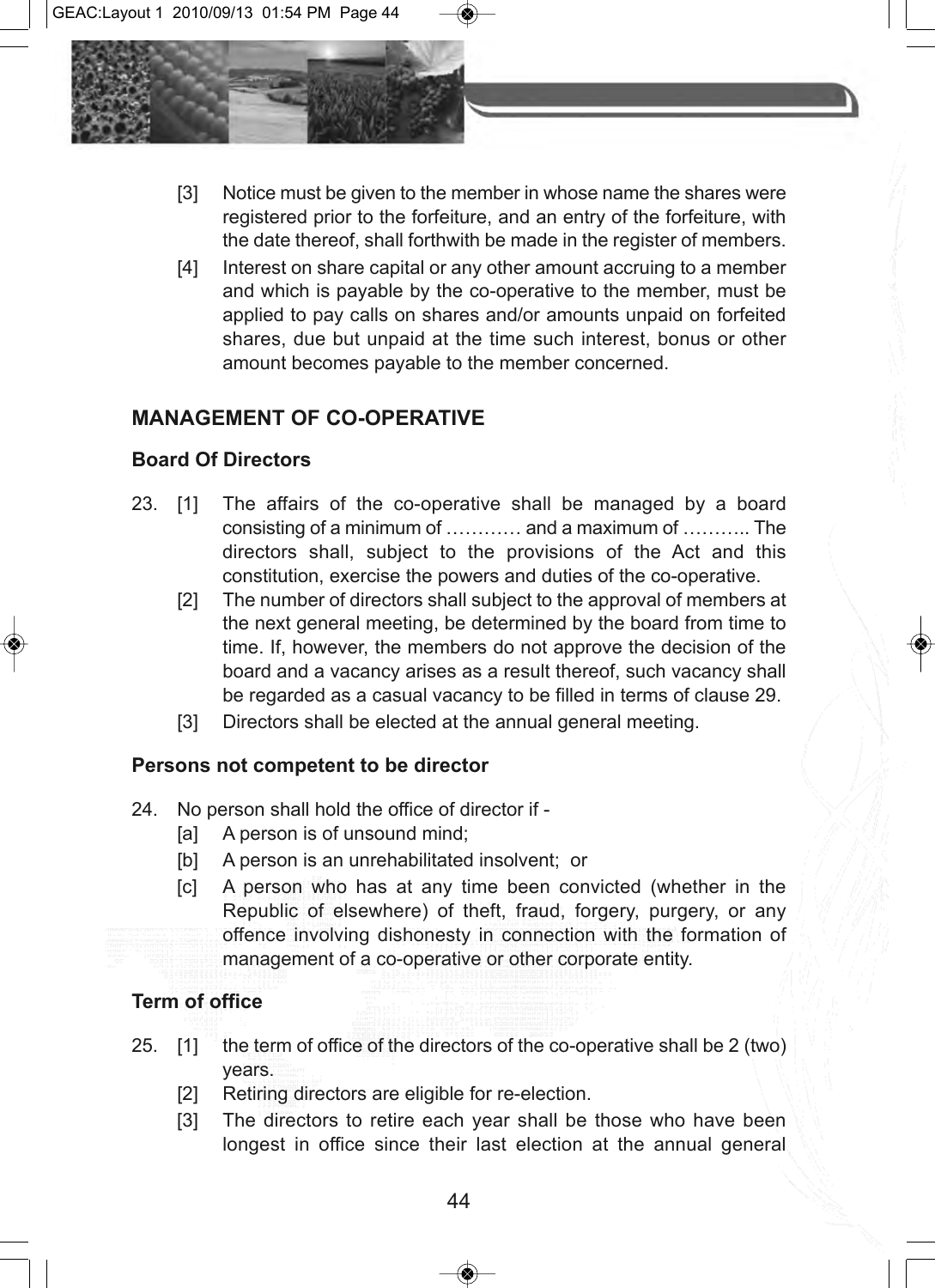[3] Notice must be given to the member in whose name the shares were registered prior to the forfeiture, and an entry of the forfeiture, with the date thereof, shall forthwith be made in the register of members.

[4] Interest on share capital or any other amount accruing to a member and which is payable by the co-operative to the member, must be applied to pay calls on shares and/or amounts unpaid on forfeited shares, due but unpaid at the time such interest, bonus or other amount becomes payable to the member concerned.

## MANAGEMENT OF CO-OPERATIVE

### Board Of Directors

23. [1] The affairs of the co-operative shall be managed by a board consisting of a minimum of ………… and a maximum of ……….. The directors shall, subject to the provisions of the Act and this constitution, exercise the powers and duties of the co-operative.

    [2] The number of directors shall subject to the approval of members at the next general meeting, be determined by the board from time to time. If, however, the members do not approve the decision of the board and a vacancy arises as a result thereof, such vacancy shall be regarded as a casual vacancy to be filled in terms of clause 29.

    [3] Directors shall be elected at the annual general meeting.

### Persons not competent to be director

24. No person shall hold the office of director if -

    [a] A person is of unsound mind;

    [b] A person is an unrehabilitated insolvent; or

    [c] A person who has at any time been convicted (whether in the Republic of elsewhere) of theft, fraud, forgery, purgery, or any offence involving dishonesty in connection with the formation of management of a co-operative or other corporate entity.

### Term of office

25. [1] the term of office of the directors of the co-operative shall be 2 (two) years.

    [2] Retiring directors are eligible for re-election.

    [3] The directors to retire each year shall be those who have been longest in office since their last election at the annual general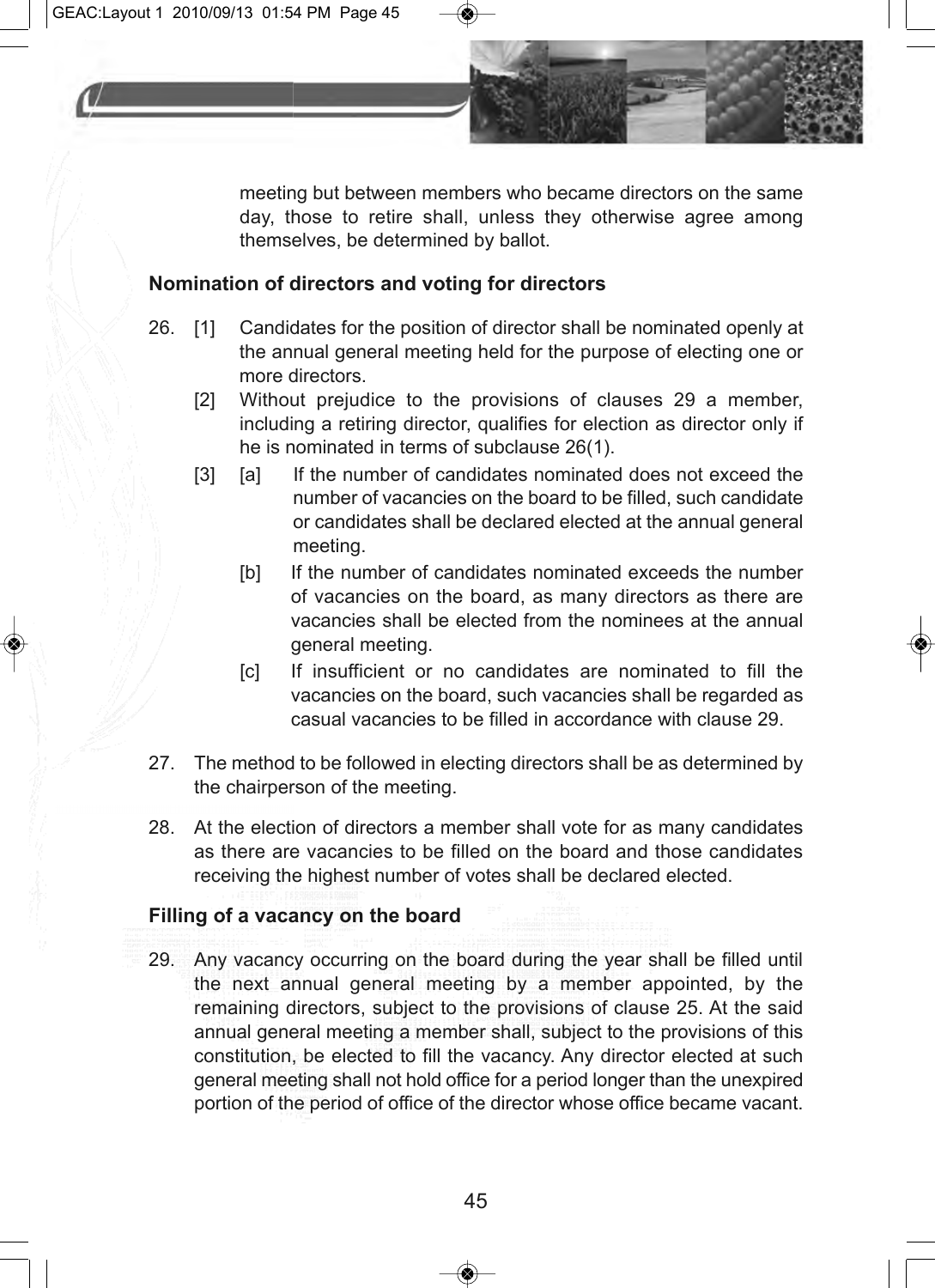meeting but between members who became directors on the same day, those to retire shall, unless they otherwise agree among themselves, be determined by ballot.

**Nomination of directors and voting for directors**

26. [1] Candidates for the position of director shall be nominated openly at the annual general meeting held for the purpose of electing one or more directors.

    [2] Without prejudice to the provisions of clauses 29 a member, including a retiring director, qualifies for election as director only if he is nominated in terms of subclause 26(1).

    [3] [a] If the number of candidates nominated does not exceed the number of vacancies on the board to be filled, such candidate or candidates shall be declared elected at the annual general meeting.

    [b] If the number of candidates nominated exceeds the number of vacancies on the board, as many directors as there are vacancies shall be elected from the nominees at the annual general meeting.

    [c] If insufficient or no candidates are nominated to fill the vacancies on the board, such vacancies shall be regarded as casual vacancies to be filled in accordance with clause 29.

27. The method to be followed in electing directors shall be as determined by the chairperson of the meeting.

28. At the election of directors a member shall vote for as many candidates as there are vacancies to be filled on the board and those candidates receiving the highest number of votes shall be declared elected.

**Filling of a vacancy on the board**

29. Any vacancy occurring on the board during the year shall be filled until the next annual general meeting by a member appointed, by the remaining directors, subject to the provisions of clause 25. At the said annual general meeting a member shall, subject to the provisions of this constitution, be elected to fill the vacancy. Any director elected at such general meeting shall not hold office for a period longer than the unexpired portion of the period of office of the director whose office became vacant.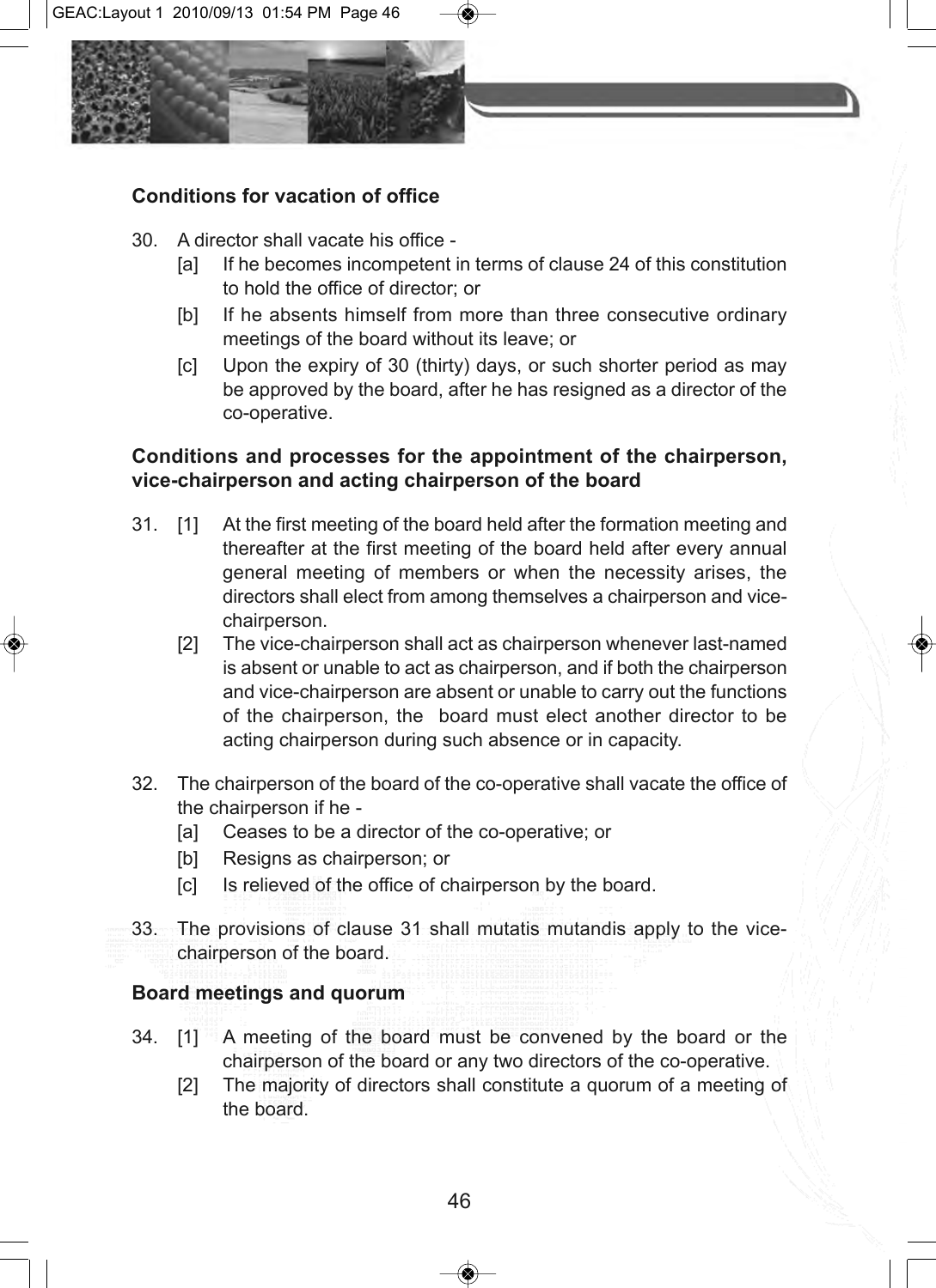**Conditions for vacation of office**

30. A director shall vacate his office -
    [a] If he becomes incompetent in terms of clause 24 of this constitution to hold the office of director; or
    [b] If he absents himself from more than three consecutive ordinary meetings of the board without its leave; or
    [c] Upon the expiry of 30 (thirty) days, or such shorter period as may be approved by the board, after he has resigned as a director of the co-operative.

**Conditions and processes for the appointment of the chairperson, vice-chairperson and acting chairperson of the board**

31. [1] At the first meeting of the board held after the formation meeting and thereafter at the first meeting of the board held after every annual general meeting of members or when the necessity arises, the directors shall elect from among themselves a chairperson and vice-chairperson.
    [2] The vice-chairperson shall act as chairperson whenever last-named is absent or unable to act as chairperson, and if both the chairperson and vice-chairperson are absent or unable to carry out the functions of the chairperson, the board must elect another director to be acting chairperson during such absence or in capacity.

32. The chairperson of the board of the co-operative shall vacate the office of the chairperson if he -
    [a] Ceases to be a director of the co-operative; or
    [b] Resigns as chairperson; or
    [c] Is relieved of the office of chairperson by the board.

33. The provisions of clause 31 shall mutatis mutandis apply to the vice-chairperson of the board.

**Board meetings and quorum**

34. [1] A meeting of the board must be convened by the board or the chairperson of the board or any two directors of the co-operative.
    [2] The majority of directors shall constitute a quorum of a meeting of the board.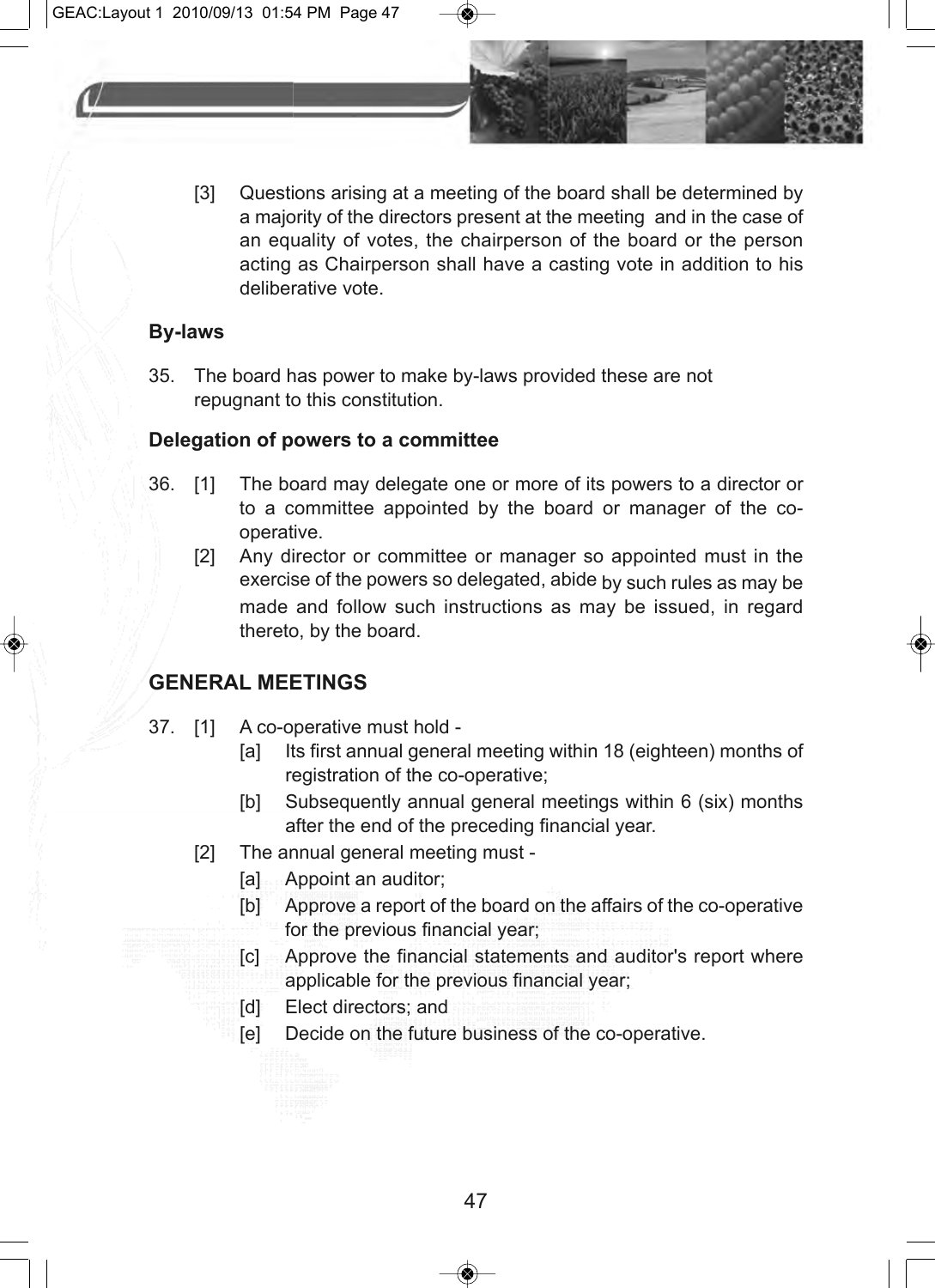[3] Questions arising at a meeting of the board shall be determined by a majority of the directors present at the meeting and in the case of an equality of votes, the chairperson of the board or the person acting as Chairperson shall have a casting vote in addition to his deliberative vote.

### By-laws

35. The board has power to make by-laws provided these are not repugnant to this constitution.

### Delegation of powers to a committee

36. [1] The board may delegate one or more of its powers to a director or to a committee appointed by the board or manager of the co-operative.

    [2] Any director or committee or manager so appointed must in the exercise of the powers so delegated, abide by such rules as may be made and follow such instructions as may be issued, in regard thereto, by the board.

## GENERAL MEETINGS

37. [1] A co-operative must hold -

    [a] Its first annual general meeting within 18 (eighteen) months of registration of the co-operative;

    [b] Subsequently annual general meetings within 6 (six) months after the end of the preceding financial year.

    [2] The annual general meeting must -

    [a] Appoint an auditor;

    [b] Approve a report of the board on the affairs of the co-operative for the previous financial year;

    [c] Approve the financial statements and auditor's report where applicable for the previous financial year;

    [d] Elect directors; and

    [e] Decide on the future business of the co-operative.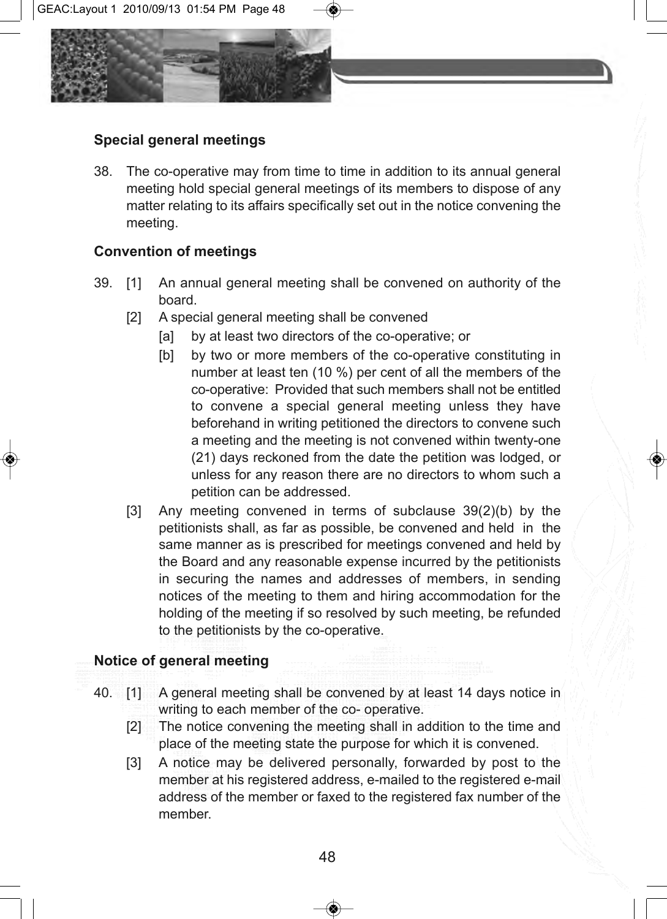### Special general meetings

38. The co-operative may from time to time in addition to its annual general meeting hold special general meetings of its members to dispose of any matter relating to its affairs specifically set out in the notice convening the meeting.

### Convention of meetings

39. [1] An annual general meeting shall be convened on authority of the board.

    [2] A special general meeting shall be convened

    [a] by at least two directors of the co-operative; or

    [b] by two or more members of the co-operative constituting in number at least ten (10 %) per cent of all the members of the co-operative: Provided that such members shall not be entitled to convene a special general meeting unless they have beforehand in writing petitioned the directors to convene such a meeting and the meeting is not convened within twenty-one (21) days reckoned from the date the petition was lodged, or unless for any reason there are no directors to whom such a petition can be addressed.

    [3] Any meeting convened in terms of subclause 39(2)(b) by the petitionists shall, as far as possible, be convened and held in the same manner as is prescribed for meetings convened and held by the Board and any reasonable expense incurred by the petitionists in securing the names and addresses of members, in sending notices of the meeting to them and hiring accommodation for the holding of the meeting if so resolved by such meeting, be refunded to the petitionists by the co-operative.

### Notice of general meeting

40. [1] A general meeting shall be convened by at least 14 days notice in writing to each member of the co- operative.

    [2] The notice convening the meeting shall in addition to the time and place of the meeting state the purpose for which it is convened.

    [3] A notice may be delivered personally, forwarded by post to the member at his registered address, e-mailed to the registered e-mail address of the member or faxed to the registered fax number of the member.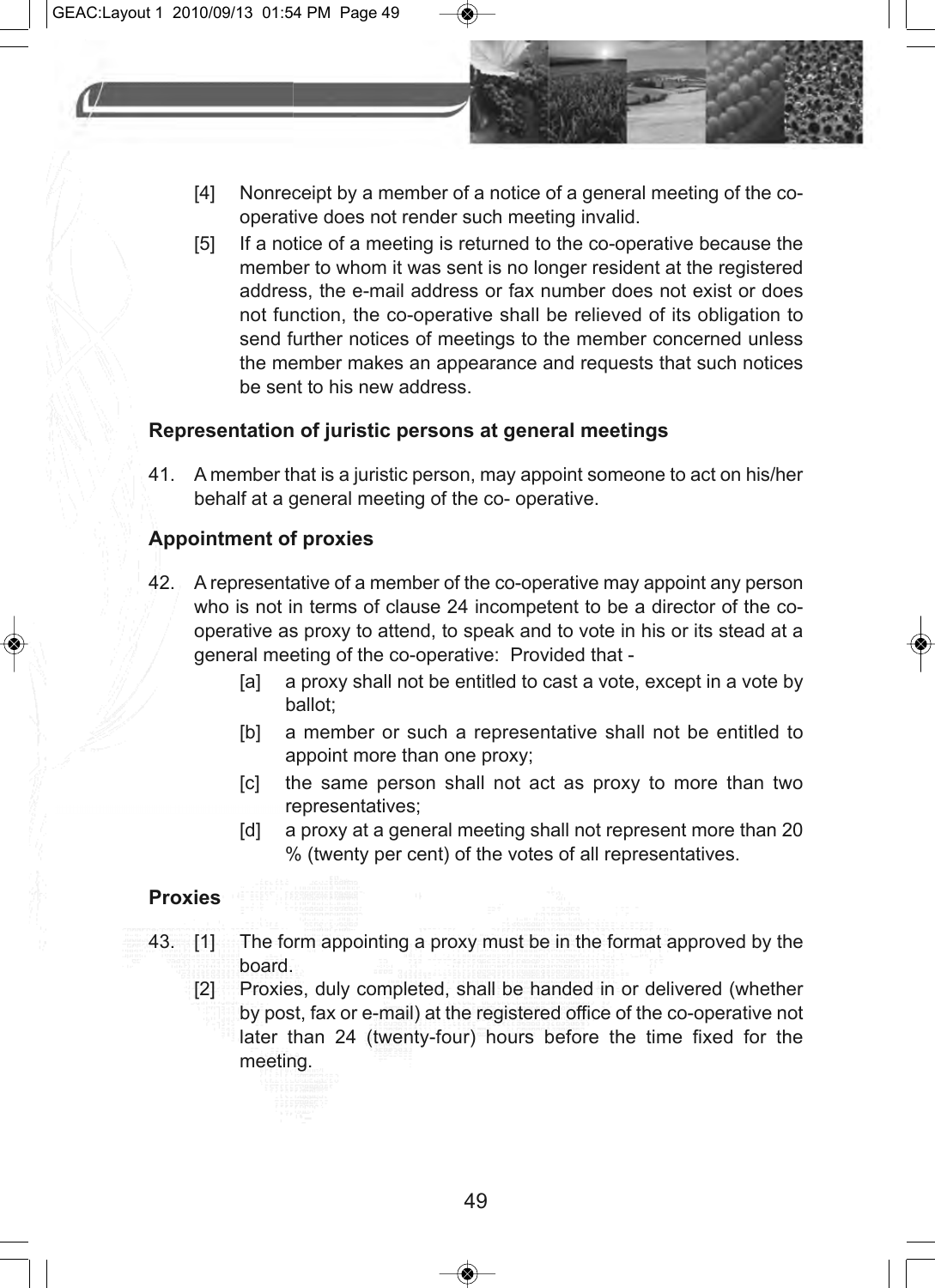[4] Nonreceipt by a member of a notice of a general meeting of the co-operative does not render such meeting invalid.

[5] If a notice of a meeting is returned to the co-operative because the member to whom it was sent is no longer resident at the registered address, the e-mail address or fax number does not exist or does not function, the co-operative shall be relieved of its obligation to send further notices of meetings to the member concerned unless the member makes an appearance and requests that such notices be sent to his new address.

**Representation of juristic persons at general meetings**

41. A member that is a juristic person, may appoint someone to act on his/her behalf at a general meeting of the co- operative.

**Appointment of proxies**

42. A representative of a member of the co-operative may appoint any person who is not in terms of clause 24 incompetent to be a director of the co-operative as proxy to attend, to speak and to vote in his or its stead at a general meeting of the co-operative: Provided that -

   [a] a proxy shall not be entitled to cast a vote, except in a vote by ballot;

   [b] a member or such a representative shall not be entitled to appoint more than one proxy;

   [c] the same person shall not act as proxy to more than two representatives;

   [d] a proxy at a general meeting shall not represent more than 20 % (twenty per cent) of the votes of all representatives.

**Proxies**

43. [1] The form appointing a proxy must be in the format approved by the board.

   [2] Proxies, duly completed, shall be handed in or delivered (whether by post, fax or e-mail) at the registered office of the co-operative not later than 24 (twenty-four) hours before the time fixed for the meeting.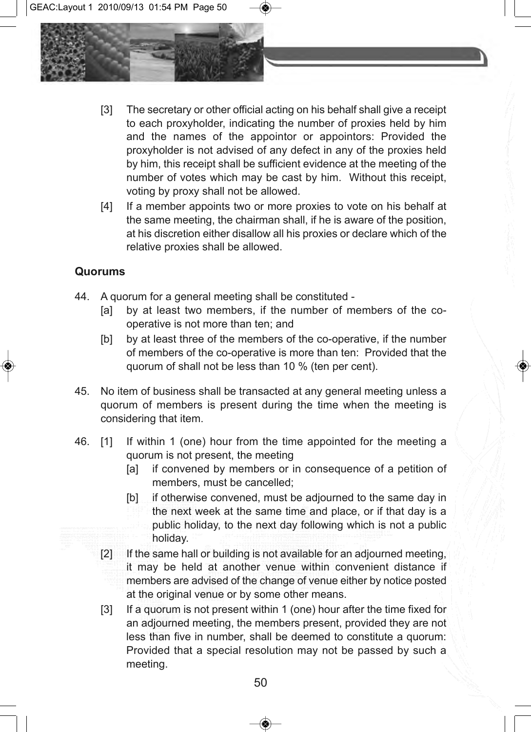[3] The secretary or other official acting on his behalf shall give a receipt to each proxyholder, indicating the number of proxies held by him and the names of the appointor or appointors: Provided the proxyholder is not advised of any defect in any of the proxies held by him, this receipt shall be sufficient evidence at the meeting of the number of votes which may be cast by him. Without this receipt, voting by proxy shall not be allowed.

[4] If a member appoints two or more proxies to vote on his behalf at the same meeting, the chairman shall, if he is aware of the position, at his discretion either disallow all his proxies or declare which of the relative proxies shall be allowed.

**Quorums**

44. A quorum for a general meeting shall be constituted -

[a] by at least two members, if the number of members of the co-operative is not more than ten; and

[b] by at least three of the members of the co-operative, if the number of members of the co-operative is more than ten: Provided that the quorum of shall not be less than 10 % (ten per cent).

45. No item of business shall be transacted at any general meeting unless a quorum of members is present during the time when the meeting is considering that item.

46. [1] If within 1 (one) hour from the time appointed for the meeting a quorum is not present, the meeting

[a] if convened by members or in consequence of a petition of members, must be cancelled;

[b] if otherwise convened, must be adjourned to the same day in the next week at the same time and place, or if that day is a public holiday, to the next day following which is not a public holiday.

[2] If the same hall or building is not available for an adjourned meeting, it may be held at another venue within convenient distance if members are advised of the change of venue either by notice posted at the original venue or by some other means.

[3] If a quorum is not present within 1 (one) hour after the time fixed for an adjourned meeting, the members present, provided they are not less than five in number, shall be deemed to constitute a quorum: Provided that a special resolution may not be passed by such a meeting.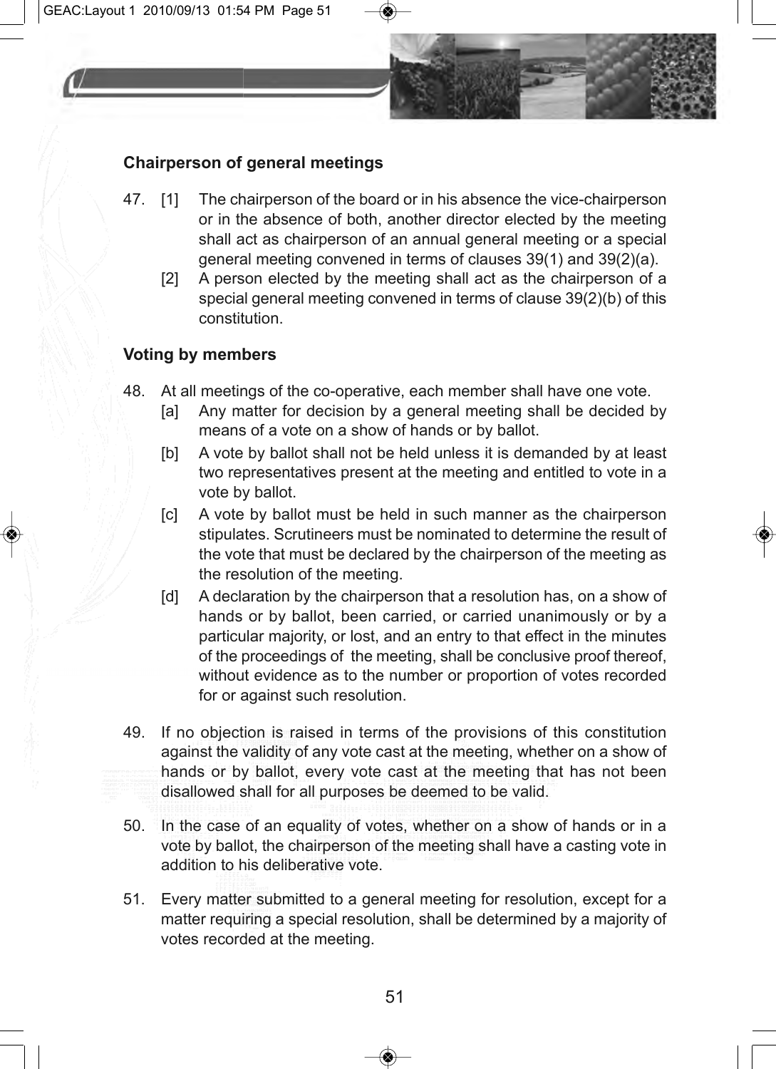**Chairperson of general meetings**

47. [1] The chairperson of the board or in his absence the vice-chairperson or in the absence of both, another director elected by the meeting shall act as chairperson of an annual general meeting or a special general meeting convened in terms of clauses 39(1) and 39(2)(a).

    [2] A person elected by the meeting shall act as the chairperson of a special general meeting convened in terms of clause 39(2)(b) of this constitution.

**Voting by members**

48. At all meetings of the co-operative, each member shall have one vote.

    [a] Any matter for decision by a general meeting shall be decided by means of a vote on a show of hands or by ballot.

    [b] A vote by ballot shall not be held unless it is demanded by at least two representatives present at the meeting and entitled to vote in a vote by ballot.

    [c] A vote by ballot must be held in such manner as the chairperson stipulates. Scrutineers must be nominated to determine the result of the vote that must be declared by the chairperson of the meeting as the resolution of the meeting.

    [d] A declaration by the chairperson that a resolution has, on a show of hands or by ballot, been carried, or carried unanimously or by a particular majority, or lost, and an entry to that effect in the minutes of the proceedings of the meeting, shall be conclusive proof thereof, without evidence as to the number or proportion of votes recorded for or against such resolution.

49. If no objection is raised in terms of the provisions of this constitution against the validity of any vote cast at the meeting, whether on a show of hands or by ballot, every vote cast at the meeting that has not been disallowed shall for all purposes be deemed to be valid.

50. In the case of an equality of votes, whether on a show of hands or in a vote by ballot, the chairperson of the meeting shall have a casting vote in addition to his deliberative vote.

51. Every matter submitted to a general meeting for resolution, except for a matter requiring a special resolution, shall be determined by a majority of votes recorded at the meeting.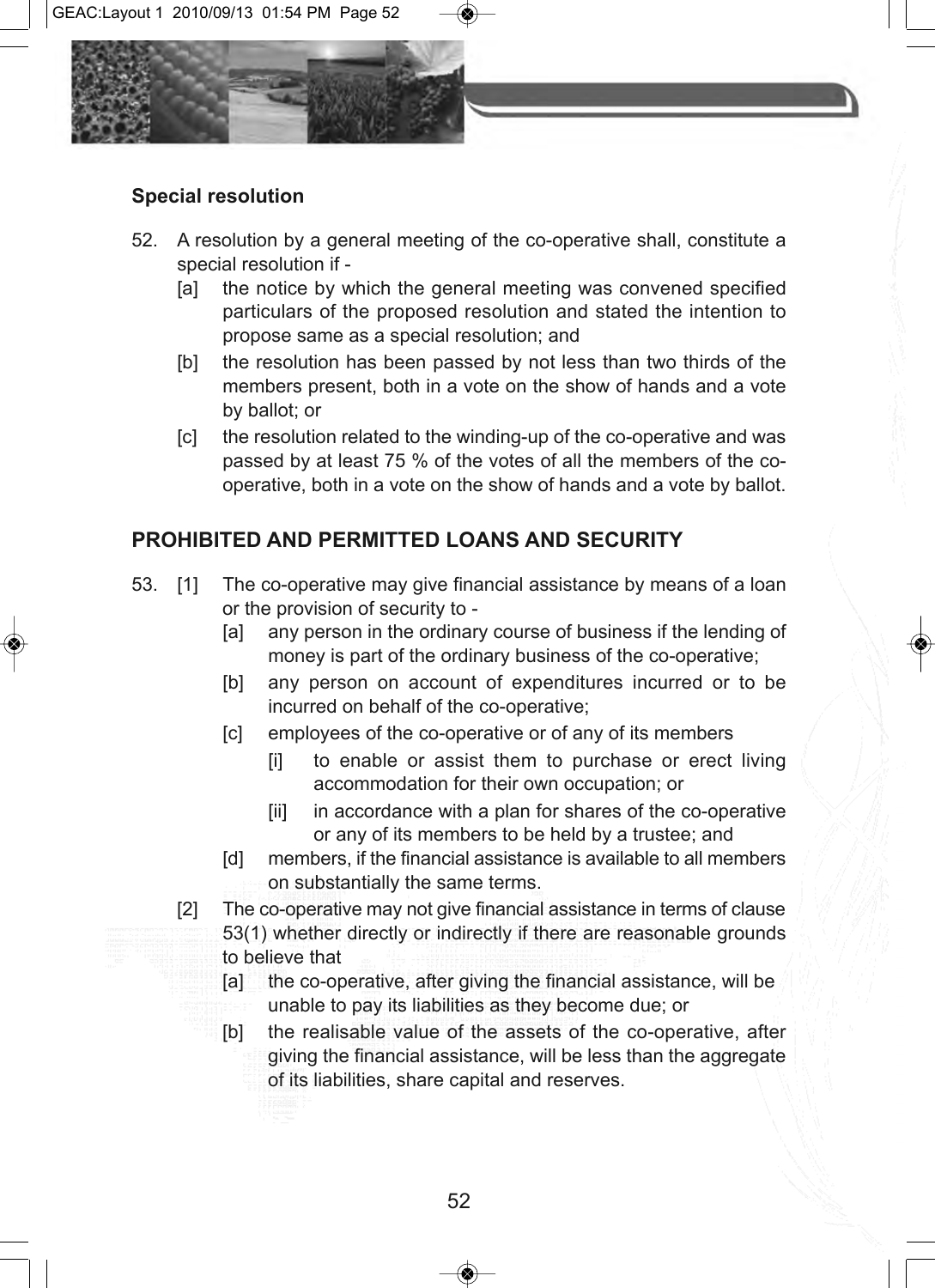### Special resolution

52. A resolution by a general meeting of the co-operative shall, constitute a special resolution if -
    [a] the notice by which the general meeting was convened specified particulars of the proposed resolution and stated the intention to propose same as a special resolution; and
    [b] the resolution has been passed by not less than two thirds of the members present, both in a vote on the show of hands and a vote by ballot; or
    [c] the resolution related to the winding-up of the co-operative and was passed by at least 75 % of the votes of all the members of the co-operative, both in a vote on the show of hands and a vote by ballot.

## PROHIBITED AND PERMITTED LOANS AND SECURITY

53. [1] The co-operative may give financial assistance by means of a loan or the provision of security to -
    [a] any person in the ordinary course of business if the lending of money is part of the ordinary business of the co-operative;
    [b] any person on account of expenditures incurred or to be incurred on behalf of the co-operative;
    [c] employees of the co-operative or of any of its members
        [i] to enable or assist them to purchase or erect living accommodation for their own occupation; or
        [ii] in accordance with a plan for shares of the co-operative or any of its members to be held by a trustee; and
    [d] members, if the financial assistance is available to all members on substantially the same terms.

    [2] The co-operative may not give financial assistance in terms of clause 53(1) whether directly or indirectly if there are reasonable grounds to believe that
    [a] the co-operative, after giving the financial assistance, will be unable to pay its liabilities as they become due; or
    [b] the realisable value of the assets of the co-operative, after giving the financial assistance, will be less than the aggregate of its liabilities, share capital and reserves.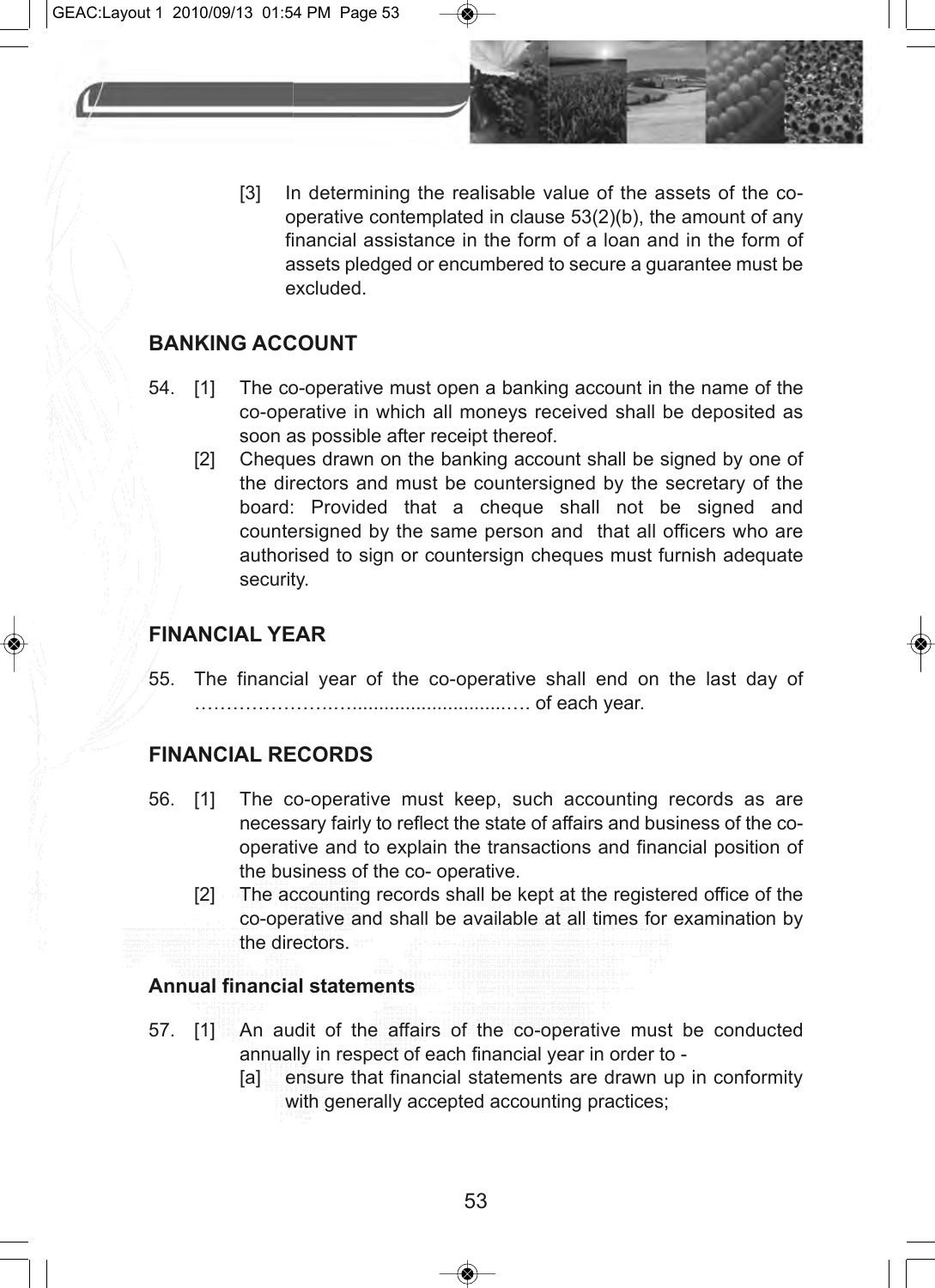[3] In determining the realisable value of the assets of the co-operative contemplated in clause 53(2)(b), the amount of any financial assistance in the form of a loan and in the form of assets pledged or encumbered to secure a guarantee must be excluded.

## BANKING ACCOUNT

54. [1] The co-operative must open a banking account in the name of the co-operative in which all moneys received shall be deposited as soon as possible after receipt thereof.

    [2] Cheques drawn on the banking account shall be signed by one of the directors and must be countersigned by the secretary of the board: Provided that a cheque shall not be signed and countersigned by the same person and that all officers who are authorised to sign or countersign cheques must furnish adequate security.

## FINANCIAL YEAR

55. The financial year of the co-operative shall end on the last day of ………………….................................…. of each year.

## FINANCIAL RECORDS

56. [1] The co-operative must keep, such accounting records as are necessary fairly to reflect the state of affairs and business of the co-operative and to explain the transactions and financial position of the business of the co- operative.

    [2] The accounting records shall be kept at the registered office of the co-operative and shall be available at all times for examination by the directors.

### Annual financial statements

57. [1] An audit of the affairs of the co-operative must be conducted annually in respect of each financial year in order to -

    [a] ensure that financial statements are drawn up in conformity with generally accepted accounting practices;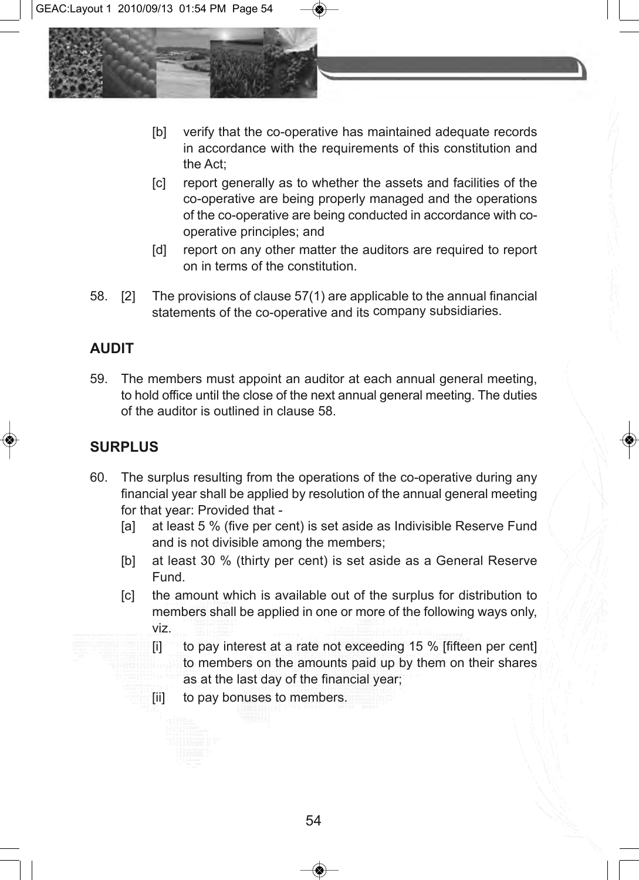[b] verify that the co-operative has maintained adequate records in accordance with the requirements of this constitution and the Act;

[c] report generally as to whether the assets and facilities of the co-operative are being properly managed and the operations of the co-operative are being conducted in accordance with co-operative principles; and

[d] report on any other matter the auditors are required to report on in terms of the constitution.

58. [2] The provisions of clause 57(1) are applicable to the annual financial statements of the co-operative and its company subsidiaries.

## AUDIT

59. The members must appoint an auditor at each annual general meeting, to hold office until the close of the next annual general meeting. The duties of the auditor is outlined in clause 58.

## SURPLUS

60. The surplus resulting from the operations of the co-operative during any financial year shall be applied by resolution of the annual general meeting for that year: Provided that -

[a] at least 5 % (five per cent) is set aside as Indivisible Reserve Fund and is not divisible among the members;

[b] at least 30 % (thirty per cent) is set aside as a General Reserve Fund.

[c] the amount which is available out of the surplus for distribution to members shall be applied in one or more of the following ways only, viz.

[i] to pay interest at a rate not exceeding 15 % [fifteen per cent] to members on the amounts paid up by them on their shares as at the last day of the financial year;

[ii] to pay bonuses to members.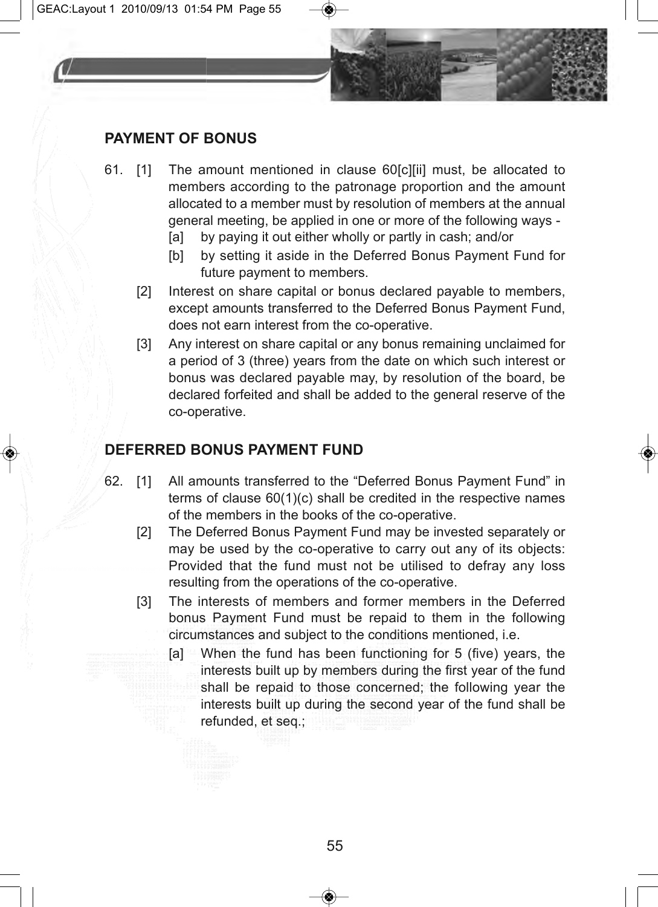## PAYMENT OF BONUS

61. [1] The amount mentioned in clause 60[c][ii] must, be allocated to members according to the patronage proportion and the amount allocated to a member must by resolution of members at the annual general meeting, be applied in one or more of the following ways -

    [a] by paying it out either wholly or partly in cash; and/or

    [b] by setting it aside in the Deferred Bonus Payment Fund for future payment to members.

    [2] Interest on share capital or bonus declared payable to members, except amounts transferred to the Deferred Bonus Payment Fund, does not earn interest from the co-operative.

    [3] Any interest on share capital or any bonus remaining unclaimed for a period of 3 (three) years from the date on which such interest or bonus was declared payable may, by resolution of the board, be declared forfeited and shall be added to the general reserve of the co-operative.

## DEFERRED BONUS PAYMENT FUND

62. [1] All amounts transferred to the “Deferred Bonus Payment Fund” in terms of clause 60(1)(c) shall be credited in the respective names of the members in the books of the co-operative.

    [2] The Deferred Bonus Payment Fund may be invested separately or may be used by the co-operative to carry out any of its objects: Provided that the fund must not be utilised to defray any loss resulting from the operations of the co-operative.

    [3] The interests of members and former members in the Deferred bonus Payment Fund must be repaid to them in the following circumstances and subject to the conditions mentioned, i.e.

    [a] When the fund has been functioning for 5 (five) years, the interests built up by members during the first year of the fund shall be repaid to those concerned; the following year the interests built up during the second year of the fund shall be refunded, et seq.;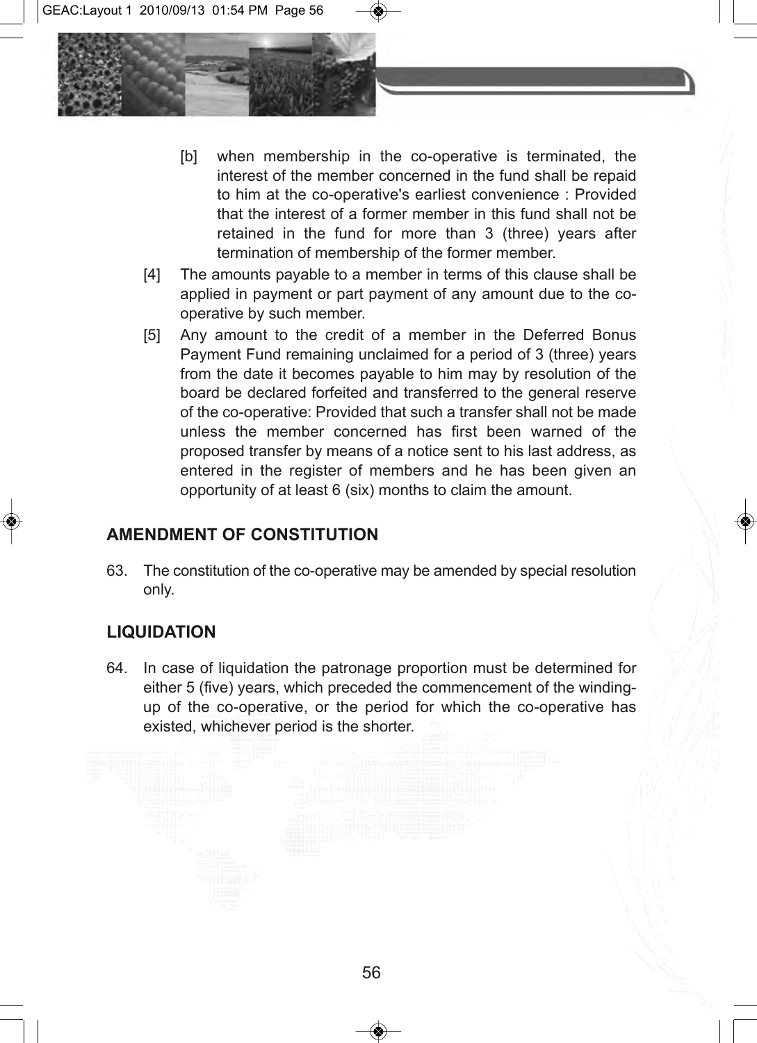[b] when membership in the co-operative is terminated, the interest of the member concerned in the fund shall be repaid to him at the co-operative's earliest convenience : Provided that the interest of a former member in this fund shall not be retained in the fund for more than 3 (three) years after termination of membership of the former member.

[4] The amounts payable to a member in terms of this clause shall be applied in payment or part payment of any amount due to the co-operative by such member.

[5] Any amount to the credit of a member in the Deferred Bonus Payment Fund remaining unclaimed for a period of 3 (three) years from the date it becomes payable to him may by resolution of the board be declared forfeited and transferred to the general reserve of the co-operative: Provided that such a transfer shall not be made unless the member concerned has first been warned of the proposed transfer by means of a notice sent to his last address, as entered in the register of members and he has been given an opportunity of at least 6 (six) months to claim the amount.

## AMENDMENT OF CONSTITUTION

63. The constitution of the co-operative may be amended by special resolution only.

## LIQUIDATION

64. In case of liquidation the patronage proportion must be determined for either 5 (five) years, which preceded the commencement of the winding-up of the co-operative, or the period for which the co-operative has existed, whichever period is the shorter.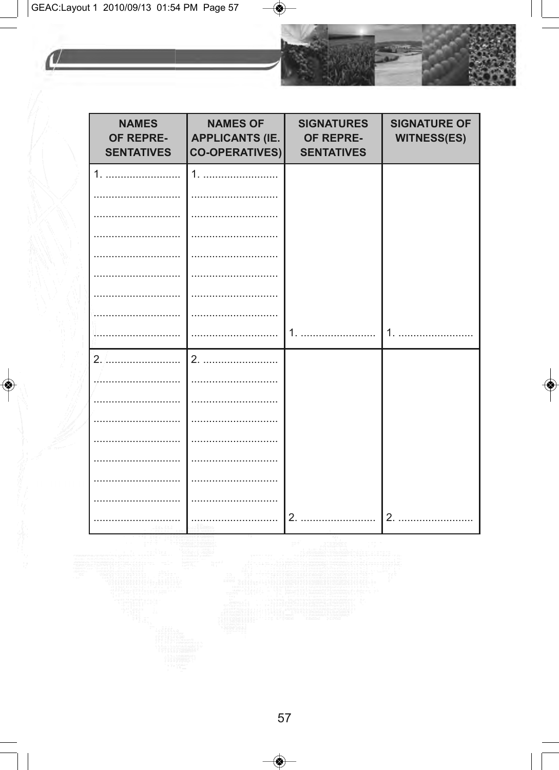| NAMES OF REPRE-SENTATIVES | NAMES OF APPLICANTS (IE. CO-OPERATIVES) | SIGNATURES OF REPRE-SENTATIVES | SIGNATURE OF WITNESS(ES) |
|---|---|---|---|
| 1. ......................... | 1. ......................... | | |
| ............................. | ............................. | | |
| ............................. | ............................. | | |
| ............................. | ............................. | | |
| ............................. | ............................. | | |
| ............................. | ............................. | | |
| ............................. | ............................. | | |
| ............................. | ............................. | | |
| ............................. | ............................. | 1. ......................... | 1. ......................... |
| 2. ......................... | 2. ......................... | | |
| ............................. | ............................. | | |
| ............................. | ............................. | | |
| ............................. | ............................. | | |
| ............................. | ............................. | | |
| ............................. | ............................. | | |
| ............................. | ............................. | | |
| ............................. | ............................. | | |
| ............................. | ............................. | 2. ......................... | 2. ......................... |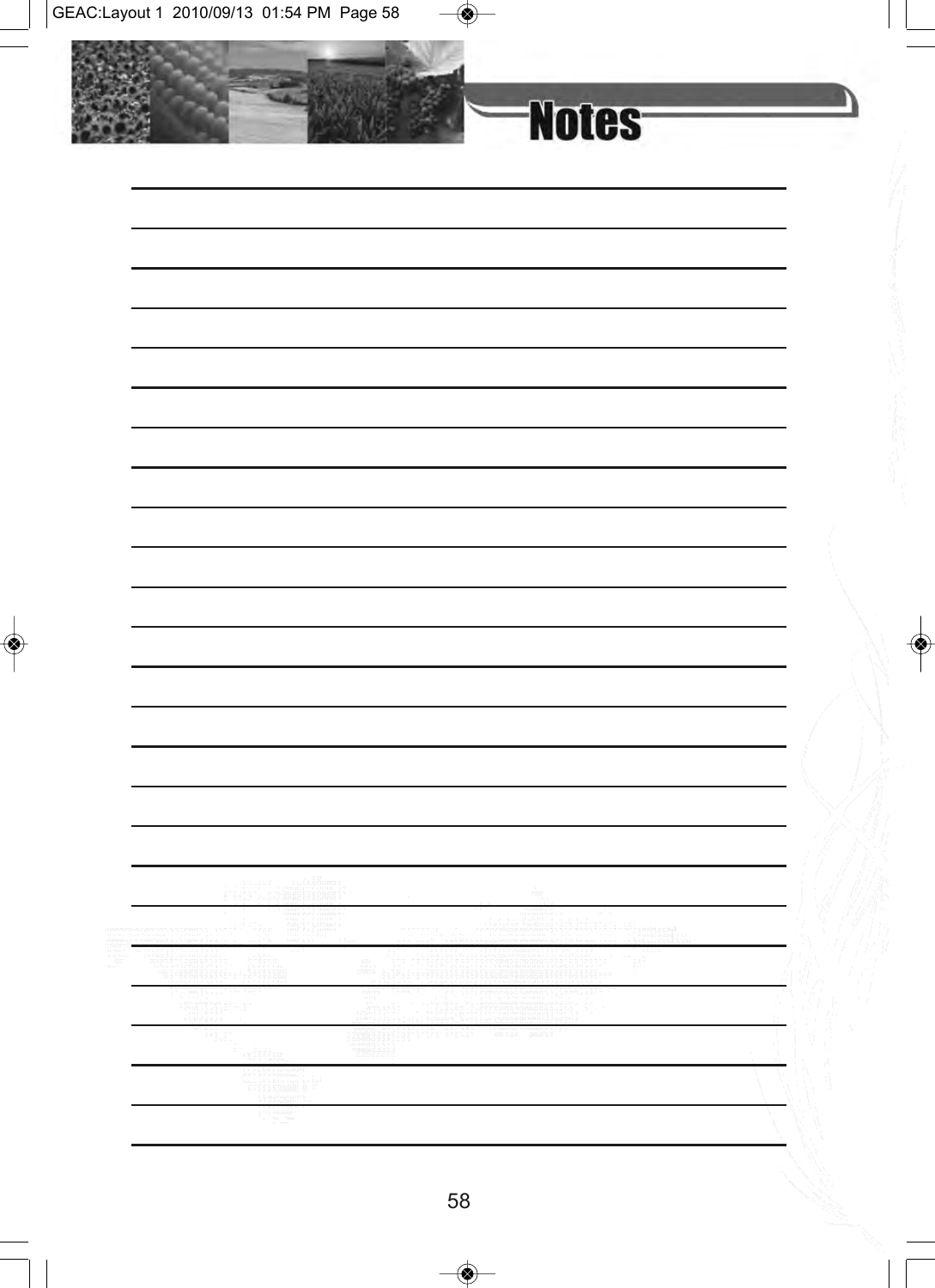# Notes